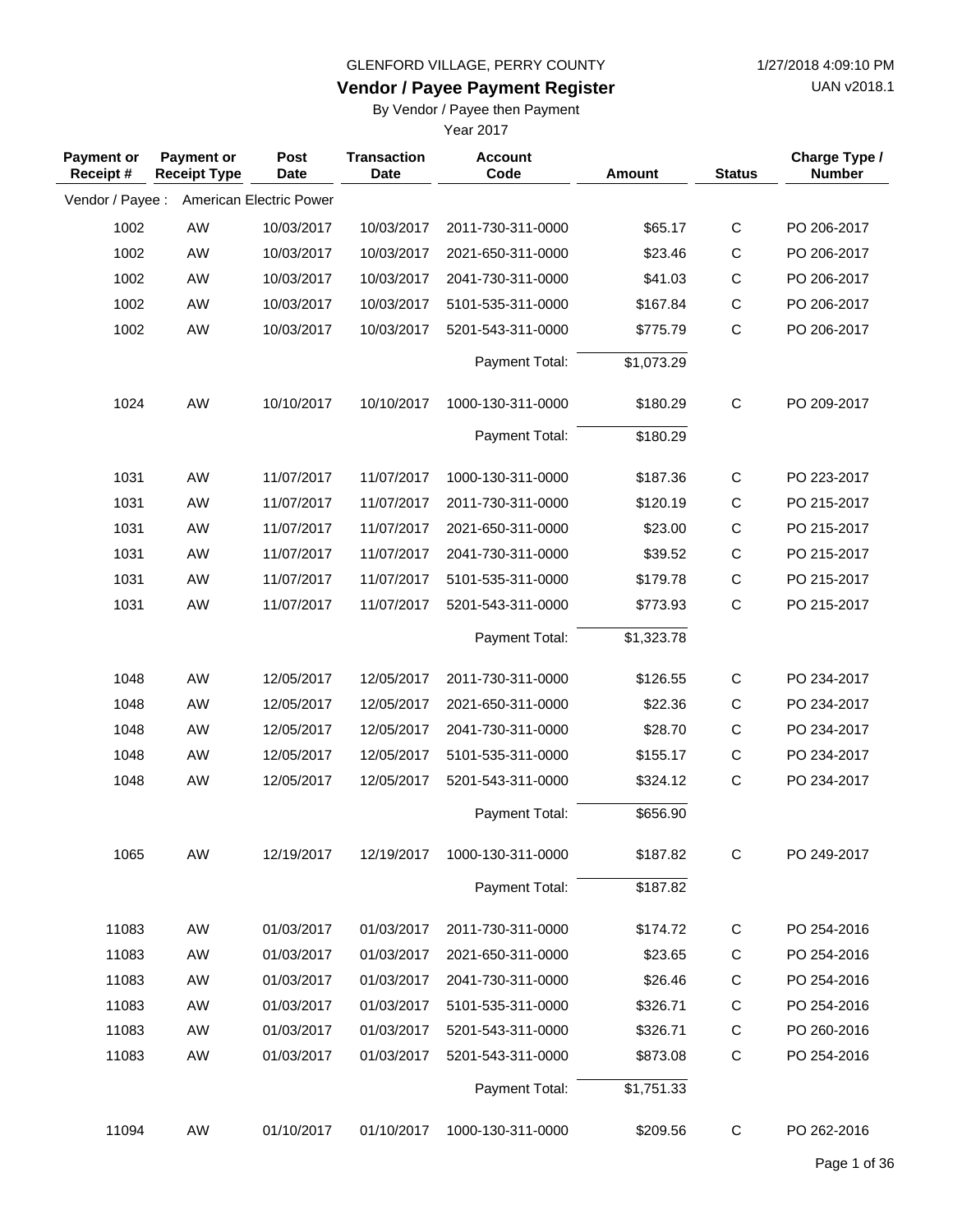GLENFORD VILLAGE, PERRY COUNTY

1/27/2018 4:09:10 PM

UAN v2018.1

# Vendor / Payee Payment Register

By Vendor / Payee then Payment

Year 2017

| Payment or Receipt # | Payment or Receipt Type | Post Date | Transaction Date | Account Code | Amount | Status | Charge Type / Number |
|---|---|---|---|---|---|---|---|
| Vendor / Payee : | American Electric Power | | | | | | |
| 1002 | AW | 10/03/2017 | 10/03/2017 | 2011-730-311-0000 | $65.17 | C | PO 206-2017 |
| 1002 | AW | 10/03/2017 | 10/03/2017 | 2021-650-311-0000 | $23.46 | C | PO 206-2017 |
| 1002 | AW | 10/03/2017 | 10/03/2017 | 2041-730-311-0000 | $41.03 | C | PO 206-2017 |
| 1002 | AW | 10/03/2017 | 10/03/2017 | 5101-535-311-0000 | $167.84 | C | PO 206-2017 |
| 1002 | AW | 10/03/2017 | 10/03/2017 | 5201-543-311-0000 | $775.79 | C | PO 206-2017 |
| | | | | Payment Total: | $1,073.29 | | |
| 1024 | AW | 10/10/2017 | 10/10/2017 | 1000-130-311-0000 | $180.29 | C | PO 209-2017 |
| | | | | Payment Total: | $180.29 | | |
| 1031 | AW | 11/07/2017 | 11/07/2017 | 1000-130-311-0000 | $187.36 | C | PO 223-2017 |
| 1031 | AW | 11/07/2017 | 11/07/2017 | 2011-730-311-0000 | $120.19 | C | PO 215-2017 |
| 1031 | AW | 11/07/2017 | 11/07/2017 | 2021-650-311-0000 | $23.00 | C | PO 215-2017 |
| 1031 | AW | 11/07/2017 | 11/07/2017 | 2041-730-311-0000 | $39.52 | C | PO 215-2017 |
| 1031 | AW | 11/07/2017 | 11/07/2017 | 5101-535-311-0000 | $179.78 | C | PO 215-2017 |
| 1031 | AW | 11/07/2017 | 11/07/2017 | 5201-543-311-0000 | $773.93 | C | PO 215-2017 |
| | | | | Payment Total: | $1,323.78 | | |
| 1048 | AW | 12/05/2017 | 12/05/2017 | 2011-730-311-0000 | $126.55 | C | PO 234-2017 |
| 1048 | AW | 12/05/2017 | 12/05/2017 | 2021-650-311-0000 | $22.36 | C | PO 234-2017 |
| 1048 | AW | 12/05/2017 | 12/05/2017 | 2041-730-311-0000 | $28.70 | C | PO 234-2017 |
| 1048 | AW | 12/05/2017 | 12/05/2017 | 5101-535-311-0000 | $155.17 | C | PO 234-2017 |
| 1048 | AW | 12/05/2017 | 12/05/2017 | 5201-543-311-0000 | $324.12 | C | PO 234-2017 |
| | | | | Payment Total: | $656.90 | | |
| 1065 | AW | 12/19/2017 | 12/19/2017 | 1000-130-311-0000 | $187.82 | C | PO 249-2017 |
| | | | | Payment Total: | $187.82 | | |
| 11083 | AW | 01/03/2017 | 01/03/2017 | 2011-730-311-0000 | $174.72 | C | PO 254-2016 |
| 11083 | AW | 01/03/2017 | 01/03/2017 | 2021-650-311-0000 | $23.65 | C | PO 254-2016 |
| 11083 | AW | 01/03/2017 | 01/03/2017 | 2041-730-311-0000 | $26.46 | C | PO 254-2016 |
| 11083 | AW | 01/03/2017 | 01/03/2017 | 5101-535-311-0000 | $326.71 | C | PO 254-2016 |
| 11083 | AW | 01/03/2017 | 01/03/2017 | 5201-543-311-0000 | $326.71 | C | PO 260-2016 |
| 11083 | AW | 01/03/2017 | 01/03/2017 | 5201-543-311-0000 | $873.08 | C | PO 254-2016 |
| | | | | Payment Total: | $1,751.33 | | |
| 11094 | AW | 01/10/2017 | 01/10/2017 | 1000-130-311-0000 | $209.56 | C | PO 262-2016 |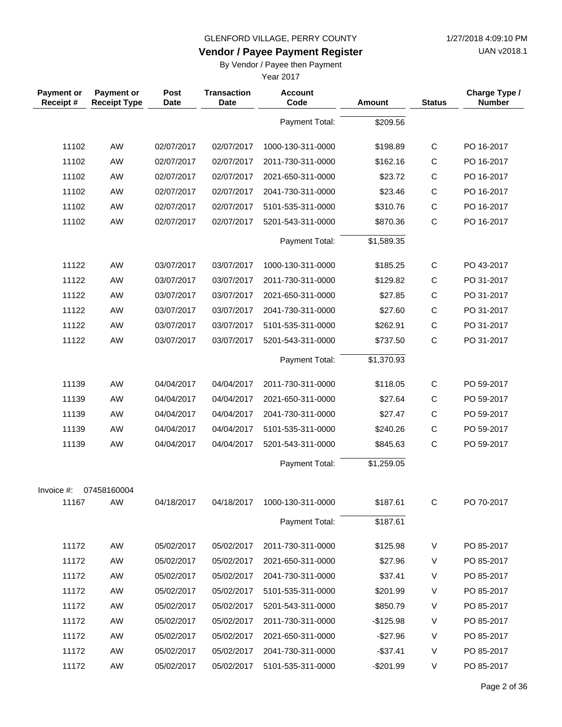GLENFORD VILLAGE, PERRY COUNTY

## Vendor / Payee Payment Register

By Vendor / Payee then Payment

Year 2017

| Payment or Receipt # | Payment or Receipt Type | Post Date | Transaction Date | Account Code | Amount | Status | Charge Type / Number |
|---|---|---|---|---|---|---|---|
| | | | | Payment Total: | $209.56 | | |
| 11102 | AW | 02/07/2017 | 02/07/2017 | 1000-130-311-0000 | $198.89 | C | PO 16-2017 |
| 11102 | AW | 02/07/2017 | 02/07/2017 | 2011-730-311-0000 | $162.16 | C | PO 16-2017 |
| 11102 | AW | 02/07/2017 | 02/07/2017 | 2021-650-311-0000 | $23.72 | C | PO 16-2017 |
| 11102 | AW | 02/07/2017 | 02/07/2017 | 2041-730-311-0000 | $23.46 | C | PO 16-2017 |
| 11102 | AW | 02/07/2017 | 02/07/2017 | 5101-535-311-0000 | $310.76 | C | PO 16-2017 |
| 11102 | AW | 02/07/2017 | 02/07/2017 | 5201-543-311-0000 | $870.36 | C | PO 16-2017 |
| | | | | Payment Total: | $1,589.35 | | |
| 11122 | AW | 03/07/2017 | 03/07/2017 | 1000-130-311-0000 | $185.25 | C | PO 43-2017 |
| 11122 | AW | 03/07/2017 | 03/07/2017 | 2011-730-311-0000 | $129.82 | C | PO 31-2017 |
| 11122 | AW | 03/07/2017 | 03/07/2017 | 2021-650-311-0000 | $27.85 | C | PO 31-2017 |
| 11122 | AW | 03/07/2017 | 03/07/2017 | 2041-730-311-0000 | $27.60 | C | PO 31-2017 |
| 11122 | AW | 03/07/2017 | 03/07/2017 | 5101-535-311-0000 | $262.91 | C | PO 31-2017 |
| 11122 | AW | 03/07/2017 | 03/07/2017 | 5201-543-311-0000 | $737.50 | C | PO 31-2017 |
| | | | | Payment Total: | $1,370.93 | | |
| 11139 | AW | 04/04/2017 | 04/04/2017 | 2011-730-311-0000 | $118.05 | C | PO 59-2017 |
| 11139 | AW | 04/04/2017 | 04/04/2017 | 2021-650-311-0000 | $27.64 | C | PO 59-2017 |
| 11139 | AW | 04/04/2017 | 04/04/2017 | 2041-730-311-0000 | $27.47 | C | PO 59-2017 |
| 11139 | AW | 04/04/2017 | 04/04/2017 | 5101-535-311-0000 | $240.26 | C | PO 59-2017 |
| 11139 | AW | 04/04/2017 | 04/04/2017 | 5201-543-311-0000 | $845.63 | C | PO 59-2017 |
| | | | | Payment Total: | $1,259.05 | | |
| Invoice #: | 07458160004 | | | | | | |
| 11167 | AW | 04/18/2017 | 04/18/2017 | 1000-130-311-0000 | $187.61 | C | PO 70-2017 |
| | | | | Payment Total: | $187.61 | | |
| 11172 | AW | 05/02/2017 | 05/02/2017 | 2011-730-311-0000 | $125.98 | V | PO 85-2017 |
| 11172 | AW | 05/02/2017 | 05/02/2017 | 2021-650-311-0000 | $27.96 | V | PO 85-2017 |
| 11172 | AW | 05/02/2017 | 05/02/2017 | 2041-730-311-0000 | $37.41 | V | PO 85-2017 |
| 11172 | AW | 05/02/2017 | 05/02/2017 | 5101-535-311-0000 | $201.99 | V | PO 85-2017 |
| 11172 | AW | 05/02/2017 | 05/02/2017 | 5201-543-311-0000 | $850.79 | V | PO 85-2017 |
| 11172 | AW | 05/02/2017 | 05/02/2017 | 2011-730-311-0000 | -$125.98 | V | PO 85-2017 |
| 11172 | AW | 05/02/2017 | 05/02/2017 | 2021-650-311-0000 | -$27.96 | V | PO 85-2017 |
| 11172 | AW | 05/02/2017 | 05/02/2017 | 2041-730-311-0000 | -$37.41 | V | PO 85-2017 |
| 11172 | AW | 05/02/2017 | 05/02/2017 | 5101-535-311-0000 | -$201.99 | V | PO 85-2017 |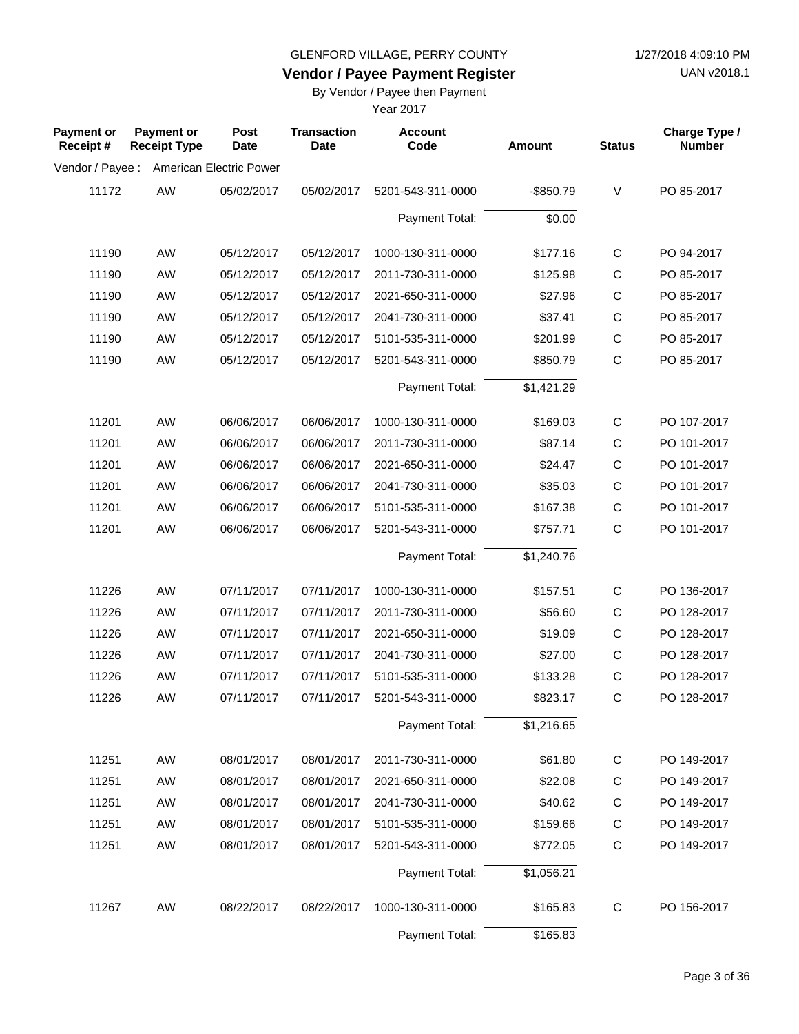GLENFORD VILLAGE, PERRY COUNTY

**Vendor / Payee Payment Register**

By Vendor / Payee then Payment

Year 2017

1/27/2018 4:09:10 PM
UAN v2018.1

| Payment or Receipt # | Payment or Receipt Type | Post Date | Transaction Date | Account Code | Amount | Status | Charge Type / Number |
|---|---|---|---|---|---|---|---|
| Vendor / Payee : | American Electric Power | | | | | | |
| 11172 | AW | 05/02/2017 | 05/02/2017 | 5201-543-311-0000 | -$850.79 | V | PO 85-2017 |
| | | | | Payment Total: | $0.00 | | |
| 11190 | AW | 05/12/2017 | 05/12/2017 | 1000-130-311-0000 | $177.16 | C | PO 94-2017 |
| 11190 | AW | 05/12/2017 | 05/12/2017 | 2011-730-311-0000 | $125.98 | C | PO 85-2017 |
| 11190 | AW | 05/12/2017 | 05/12/2017 | 2021-650-311-0000 | $27.96 | C | PO 85-2017 |
| 11190 | AW | 05/12/2017 | 05/12/2017 | 2041-730-311-0000 | $37.41 | C | PO 85-2017 |
| 11190 | AW | 05/12/2017 | 05/12/2017 | 5101-535-311-0000 | $201.99 | C | PO 85-2017 |
| 11190 | AW | 05/12/2017 | 05/12/2017 | 5201-543-311-0000 | $850.79 | C | PO 85-2017 |
| | | | | Payment Total: | $1,421.29 | | |
| 11201 | AW | 06/06/2017 | 06/06/2017 | 1000-130-311-0000 | $169.03 | C | PO 107-2017 |
| 11201 | AW | 06/06/2017 | 06/06/2017 | 2011-730-311-0000 | $87.14 | C | PO 101-2017 |
| 11201 | AW | 06/06/2017 | 06/06/2017 | 2021-650-311-0000 | $24.47 | C | PO 101-2017 |
| 11201 | AW | 06/06/2017 | 06/06/2017 | 2041-730-311-0000 | $35.03 | C | PO 101-2017 |
| 11201 | AW | 06/06/2017 | 06/06/2017 | 5101-535-311-0000 | $167.38 | C | PO 101-2017 |
| 11201 | AW | 06/06/2017 | 06/06/2017 | 5201-543-311-0000 | $757.71 | C | PO 101-2017 |
| | | | | Payment Total: | $1,240.76 | | |
| 11226 | AW | 07/11/2017 | 07/11/2017 | 1000-130-311-0000 | $157.51 | C | PO 136-2017 |
| 11226 | AW | 07/11/2017 | 07/11/2017 | 2011-730-311-0000 | $56.60 | C | PO 128-2017 |
| 11226 | AW | 07/11/2017 | 07/11/2017 | 2021-650-311-0000 | $19.09 | C | PO 128-2017 |
| 11226 | AW | 07/11/2017 | 07/11/2017 | 2041-730-311-0000 | $27.00 | C | PO 128-2017 |
| 11226 | AW | 07/11/2017 | 07/11/2017 | 5101-535-311-0000 | $133.28 | C | PO 128-2017 |
| 11226 | AW | 07/11/2017 | 07/11/2017 | 5201-543-311-0000 | $823.17 | C | PO 128-2017 |
| | | | | Payment Total: | $1,216.65 | | |
| 11251 | AW | 08/01/2017 | 08/01/2017 | 2011-730-311-0000 | $61.80 | C | PO 149-2017 |
| 11251 | AW | 08/01/2017 | 08/01/2017 | 2021-650-311-0000 | $22.08 | C | PO 149-2017 |
| 11251 | AW | 08/01/2017 | 08/01/2017 | 2041-730-311-0000 | $40.62 | C | PO 149-2017 |
| 11251 | AW | 08/01/2017 | 08/01/2017 | 5101-535-311-0000 | $159.66 | C | PO 149-2017 |
| 11251 | AW | 08/01/2017 | 08/01/2017 | 5201-543-311-0000 | $772.05 | C | PO 149-2017 |
| | | | | Payment Total: | $1,056.21 | | |
| 11267 | AW | 08/22/2017 | 08/22/2017 | 1000-130-311-0000 | $165.83 | C | PO 156-2017 |
| | | | | Payment Total: | $165.83 | | |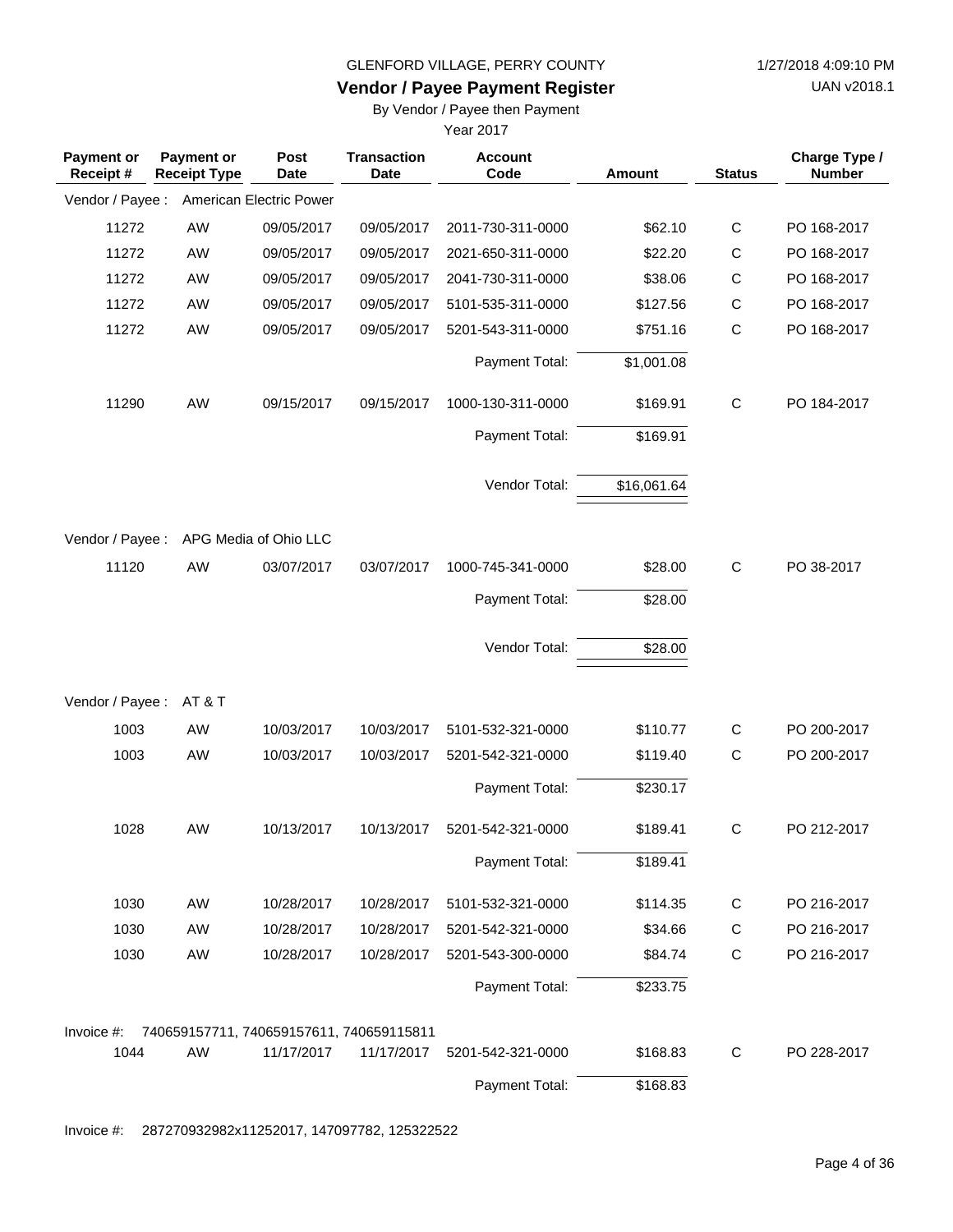GLENFORD VILLAGE, PERRY COUNTY

**Vendor / Payee Payment Register**

By Vendor / Payee then Payment

Year 2017

| Payment or Receipt # | Payment or Receipt Type | Post Date | Transaction Date | Account Code | Amount | Status | Charge Type / Number |
|---|---|---|---|---|---|---|---|
| Vendor / Payee : | American Electric Power | | | | | | |
| 11272 | AW | 09/05/2017 | 09/05/2017 | 2011-730-311-0000 | $62.10 | C | PO 168-2017 |
| 11272 | AW | 09/05/2017 | 09/05/2017 | 2021-650-311-0000 | $22.20 | C | PO 168-2017 |
| 11272 | AW | 09/05/2017 | 09/05/2017 | 2041-730-311-0000 | $38.06 | C | PO 168-2017 |
| 11272 | AW | 09/05/2017 | 09/05/2017 | 5101-535-311-0000 | $127.56 | C | PO 168-2017 |
| 11272 | AW | 09/05/2017 | 09/05/2017 | 5201-543-311-0000 | $751.16 | C | PO 168-2017 |
| | | | | Payment Total: | $1,001.08 | | |
| 11290 | AW | 09/15/2017 | 09/15/2017 | 1000-130-311-0000 | $169.91 | C | PO 184-2017 |
| | | | | Payment Total: | $169.91 | | |
| | | | | Vendor Total: | $16,061.64 | | |
| Vendor / Payee : | APG Media of Ohio LLC | | | | | | |
| 11120 | AW | 03/07/2017 | 03/07/2017 | 1000-745-341-0000 | $28.00 | C | PO 38-2017 |
| | | | | Payment Total: | $28.00 | | |
| | | | | Vendor Total: | $28.00 | | |
| Vendor / Payee : | AT & T | | | | | | |
| 1003 | AW | 10/03/2017 | 10/03/2017 | 5101-532-321-0000 | $110.77 | C | PO 200-2017 |
| 1003 | AW | 10/03/2017 | 10/03/2017 | 5201-542-321-0000 | $119.40 | C | PO 200-2017 |
| | | | | Payment Total: | $230.17 | | |
| 1028 | AW | 10/13/2017 | 10/13/2017 | 5201-542-321-0000 | $189.41 | C | PO 212-2017 |
| | | | | Payment Total: | $189.41 | | |
| 1030 | AW | 10/28/2017 | 10/28/2017 | 5101-532-321-0000 | $114.35 | C | PO 216-2017 |
| 1030 | AW | 10/28/2017 | 10/28/2017 | 5201-542-321-0000 | $34.66 | C | PO 216-2017 |
| 1030 | AW | 10/28/2017 | 10/28/2017 | 5201-543-300-0000 | $84.74 | C | PO 216-2017 |
| | | | | Payment Total: | $233.75 | | |
| Invoice #: | 740659157711, 740659157611, 740659115811 | | | | | | |
| 1044 | AW | 11/17/2017 | 11/17/2017 | 5201-542-321-0000 | $168.83 | C | PO 228-2017 |
| | | | | Payment Total: | $168.83 | | |
| Invoice #: | 287270932982x11252017, 147097782, 125322522 | | | | | | |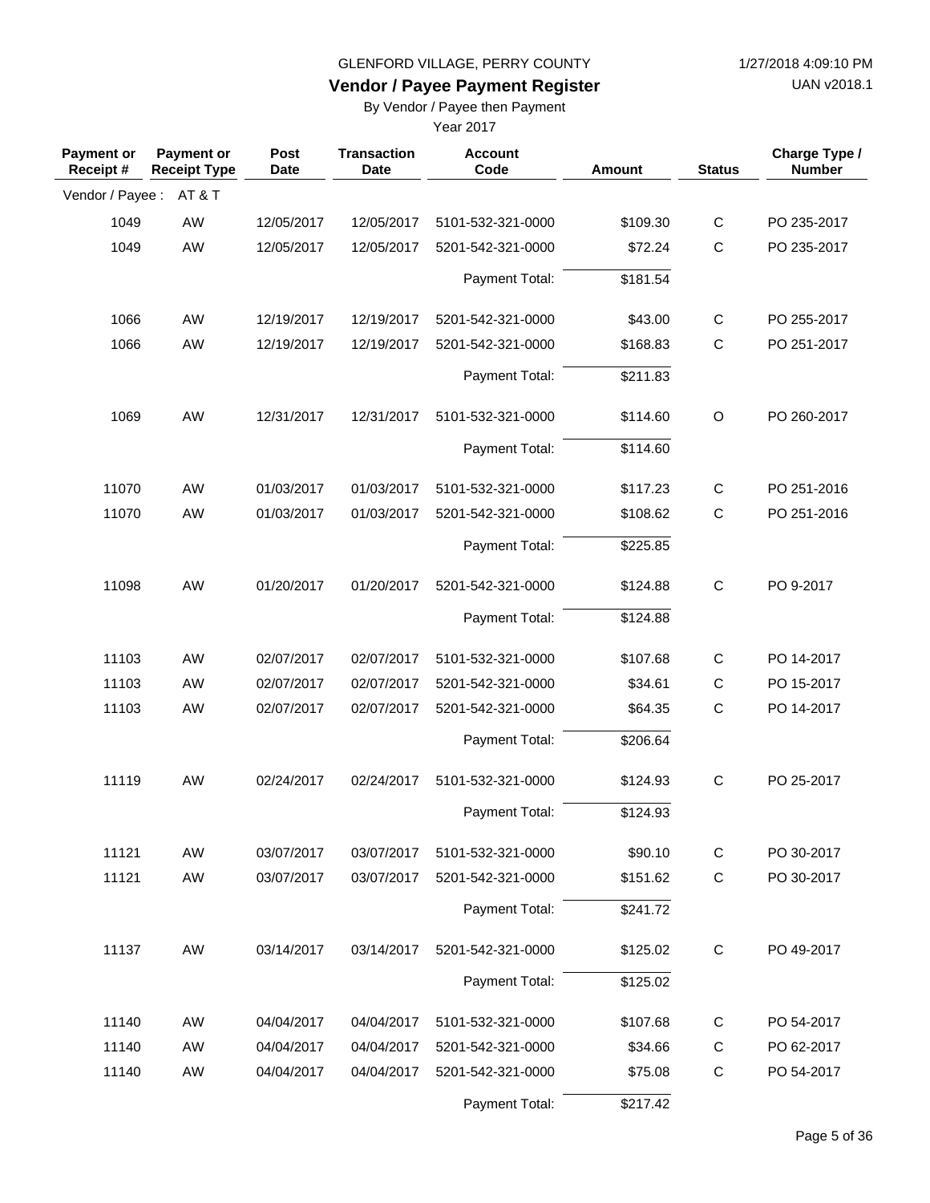GLENFORD VILLAGE, PERRY COUNTY

1/27/2018 4:09:10 PM

**Vendor / Payee Payment Register**

UAN v2018.1

By Vendor / Payee then Payment

Year 2017

| Payment or Receipt # | Payment or Receipt Type | Post Date | Transaction Date | Account Code | Amount | Status | Charge Type / Number |
|---|---|---|---|---|---|---|---|
| Vendor / Payee : | AT & T | | | | | | |
| 1049 | AW | 12/05/2017 | 12/05/2017 | 5101-532-321-0000 | $109.30 | C | PO 235-2017 |
| 1049 | AW | 12/05/2017 | 12/05/2017 | 5201-542-321-0000 | $72.24 | C | PO 235-2017 |
| | | | | Payment Total: | $181.54 | | |
| 1066 | AW | 12/19/2017 | 12/19/2017 | 5201-542-321-0000 | $43.00 | C | PO 255-2017 |
| 1066 | AW | 12/19/2017 | 12/19/2017 | 5201-542-321-0000 | $168.83 | C | PO 251-2017 |
| | | | | Payment Total: | $211.83 | | |
| 1069 | AW | 12/31/2017 | 12/31/2017 | 5101-532-321-0000 | $114.60 | O | PO 260-2017 |
| | | | | Payment Total: | $114.60 | | |
| 11070 | AW | 01/03/2017 | 01/03/2017 | 5101-532-321-0000 | $117.23 | C | PO 251-2016 |
| 11070 | AW | 01/03/2017 | 01/03/2017 | 5201-542-321-0000 | $108.62 | C | PO 251-2016 |
| | | | | Payment Total: | $225.85 | | |
| 11098 | AW | 01/20/2017 | 01/20/2017 | 5201-542-321-0000 | $124.88 | C | PO 9-2017 |
| | | | | Payment Total: | $124.88 | | |
| 11103 | AW | 02/07/2017 | 02/07/2017 | 5101-532-321-0000 | $107.68 | C | PO 14-2017 |
| 11103 | AW | 02/07/2017 | 02/07/2017 | 5201-542-321-0000 | $34.61 | C | PO 15-2017 |
| 11103 | AW | 02/07/2017 | 02/07/2017 | 5201-542-321-0000 | $64.35 | C | PO 14-2017 |
| | | | | Payment Total: | $206.64 | | |
| 11119 | AW | 02/24/2017 | 02/24/2017 | 5101-532-321-0000 | $124.93 | C | PO 25-2017 |
| | | | | Payment Total: | $124.93 | | |
| 11121 | AW | 03/07/2017 | 03/07/2017 | 5101-532-321-0000 | $90.10 | C | PO 30-2017 |
| 11121 | AW | 03/07/2017 | 03/07/2017 | 5201-542-321-0000 | $151.62 | C | PO 30-2017 |
| | | | | Payment Total: | $241.72 | | |
| 11137 | AW | 03/14/2017 | 03/14/2017 | 5201-542-321-0000 | $125.02 | C | PO 49-2017 |
| | | | | Payment Total: | $125.02 | | |
| 11140 | AW | 04/04/2017 | 04/04/2017 | 5101-532-321-0000 | $107.68 | C | PO 54-2017 |
| 11140 | AW | 04/04/2017 | 04/04/2017 | 5201-542-321-0000 | $34.66 | C | PO 62-2017 |
| 11140 | AW | 04/04/2017 | 04/04/2017 | 5201-542-321-0000 | $75.08 | C | PO 54-2017 |
| | | | | Payment Total: | $217.42 | | |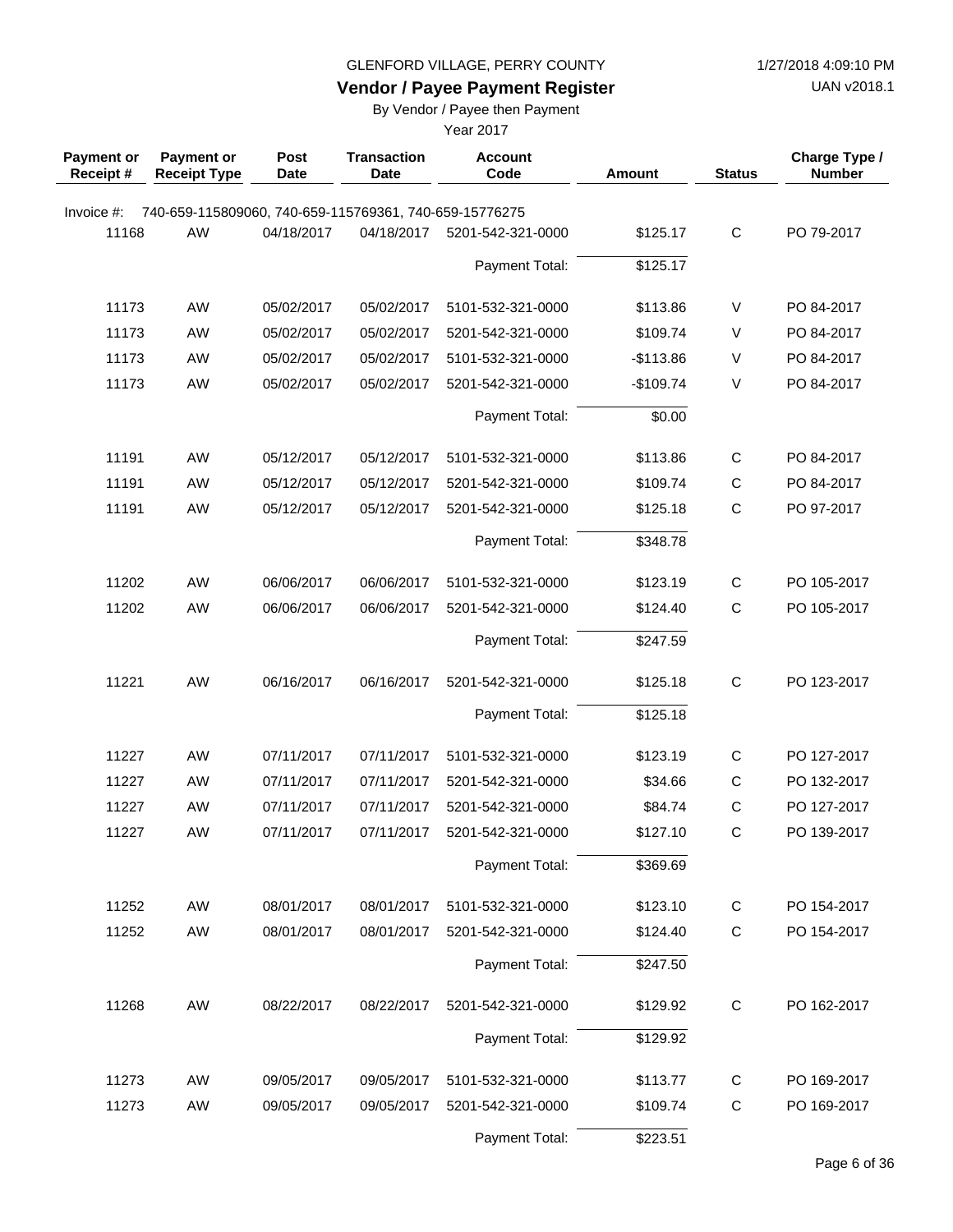GLENFORD VILLAGE, PERRY COUNTY

1/27/2018 4:09:10 PM

# Vendor / Payee Payment Register

UAN v2018.1

By Vendor / Payee then Payment

Year 2017

| Payment or Receipt # | Payment or Receipt Type | Post Date | Transaction Date | Account Code | Amount | Status | Charge Type / Number |
|---|---|---|---|---|---|---|---|
| Invoice #: | 740-659-115809060, 740-659-115769361, 740-659-15776275 | | | | | | |
| 11168 | AW | 04/18/2017 | 04/18/2017 | 5201-542-321-0000 | $125.17 | C | PO 79-2017 |
| | | | | Payment Total: | $125.17 | | |
| 11173 | AW | 05/02/2017 | 05/02/2017 | 5101-532-321-0000 | $113.86 | V | PO 84-2017 |
| 11173 | AW | 05/02/2017 | 05/02/2017 | 5201-542-321-0000 | $109.74 | V | PO 84-2017 |
| 11173 | AW | 05/02/2017 | 05/02/2017 | 5101-532-321-0000 | -$113.86 | V | PO 84-2017 |
| 11173 | AW | 05/02/2017 | 05/02/2017 | 5201-542-321-0000 | -$109.74 | V | PO 84-2017 |
| | | | | Payment Total: | $0.00 | | |
| 11191 | AW | 05/12/2017 | 05/12/2017 | 5101-532-321-0000 | $113.86 | C | PO 84-2017 |
| 11191 | AW | 05/12/2017 | 05/12/2017 | 5201-542-321-0000 | $109.74 | C | PO 84-2017 |
| 11191 | AW | 05/12/2017 | 05/12/2017 | 5201-542-321-0000 | $125.18 | C | PO 97-2017 |
| | | | | Payment Total: | $348.78 | | |
| 11202 | AW | 06/06/2017 | 06/06/2017 | 5101-532-321-0000 | $123.19 | C | PO 105-2017 |
| 11202 | AW | 06/06/2017 | 06/06/2017 | 5201-542-321-0000 | $124.40 | C | PO 105-2017 |
| | | | | Payment Total: | $247.59 | | |
| 11221 | AW | 06/16/2017 | 06/16/2017 | 5201-542-321-0000 | $125.18 | C | PO 123-2017 |
| | | | | Payment Total: | $125.18 | | |
| 11227 | AW | 07/11/2017 | 07/11/2017 | 5101-532-321-0000 | $123.19 | C | PO 127-2017 |
| 11227 | AW | 07/11/2017 | 07/11/2017 | 5201-542-321-0000 | $34.66 | C | PO 132-2017 |
| 11227 | AW | 07/11/2017 | 07/11/2017 | 5201-542-321-0000 | $84.74 | C | PO 127-2017 |
| 11227 | AW | 07/11/2017 | 07/11/2017 | 5201-542-321-0000 | $127.10 | C | PO 139-2017 |
| | | | | Payment Total: | $369.69 | | |
| 11252 | AW | 08/01/2017 | 08/01/2017 | 5101-532-321-0000 | $123.10 | C | PO 154-2017 |
| 11252 | AW | 08/01/2017 | 08/01/2017 | 5201-542-321-0000 | $124.40 | C | PO 154-2017 |
| | | | | Payment Total: | $247.50 | | |
| 11268 | AW | 08/22/2017 | 08/22/2017 | 5201-542-321-0000 | $129.92 | C | PO 162-2017 |
| | | | | Payment Total: | $129.92 | | |
| 11273 | AW | 09/05/2017 | 09/05/2017 | 5101-532-321-0000 | $113.77 | C | PO 169-2017 |
| 11273 | AW | 09/05/2017 | 09/05/2017 | 5201-542-321-0000 | $109.74 | C | PO 169-2017 |
| | | | | Payment Total: | $223.51 | | |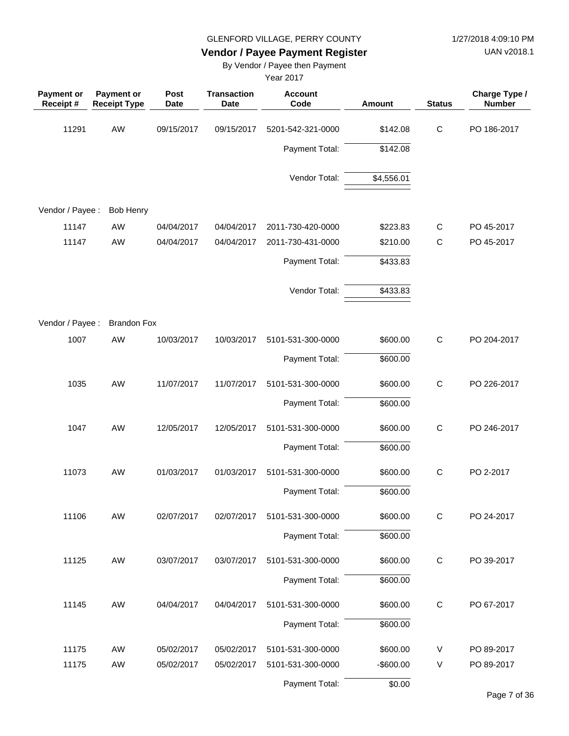GLENFORD VILLAGE, PERRY COUNTY

1/27/2018 4:09:10 PM

## Vendor / Payee Payment Register

UAN v2018.1

By Vendor / Payee then Payment

Year 2017

| Payment or Receipt # | Payment or Receipt Type | Post Date | Transaction Date | Account Code | Amount | Status | Charge Type / Number |
|---|---|---|---|---|---|---|---|
| 11291 | AW | 09/15/2017 | 09/15/2017 | 5201-542-321-0000 | $142.08 | C | PO 186-2017 |
| | | | | Payment Total: | $142.08 | | |
| | | | | Vendor Total: | $4,556.01 | | |
| Vendor / Payee : | Bob Henry | | | | | | |
| 11147 | AW | 04/04/2017 | 04/04/2017 | 2011-730-420-0000 | $223.83 | C | PO 45-2017 |
| 11147 | AW | 04/04/2017 | 04/04/2017 | 2011-730-431-0000 | $210.00 | C | PO 45-2017 |
| | | | | Payment Total: | $433.83 | | |
| | | | | Vendor Total: | $433.83 | | |
| Vendor / Payee : | Brandon Fox | | | | | | |
| 1007 | AW | 10/03/2017 | 10/03/2017 | 5101-531-300-0000 | $600.00 | C | PO 204-2017 |
| | | | | Payment Total: | $600.00 | | |
| 1035 | AW | 11/07/2017 | 11/07/2017 | 5101-531-300-0000 | $600.00 | C | PO 226-2017 |
| | | | | Payment Total: | $600.00 | | |
| 1047 | AW | 12/05/2017 | 12/05/2017 | 5101-531-300-0000 | $600.00 | C | PO 246-2017 |
| | | | | Payment Total: | $600.00 | | |
| 11073 | AW | 01/03/2017 | 01/03/2017 | 5101-531-300-0000 | $600.00 | C | PO 2-2017 |
| | | | | Payment Total: | $600.00 | | |
| 11106 | AW | 02/07/2017 | 02/07/2017 | 5101-531-300-0000 | $600.00 | C | PO 24-2017 |
| | | | | Payment Total: | $600.00 | | |
| 11125 | AW | 03/07/2017 | 03/07/2017 | 5101-531-300-0000 | $600.00 | C | PO 39-2017 |
| | | | | Payment Total: | $600.00 | | |
| 11145 | AW | 04/04/2017 | 04/04/2017 | 5101-531-300-0000 | $600.00 | C | PO 67-2017 |
| | | | | Payment Total: | $600.00 | | |
| 11175 | AW | 05/02/2017 | 05/02/2017 | 5101-531-300-0000 | $600.00 | V | PO 89-2017 |
| 11175 | AW | 05/02/2017 | 05/02/2017 | 5101-531-300-0000 | -$600.00 | V | PO 89-2017 |
| | | | | Payment Total: | $0.00 | | |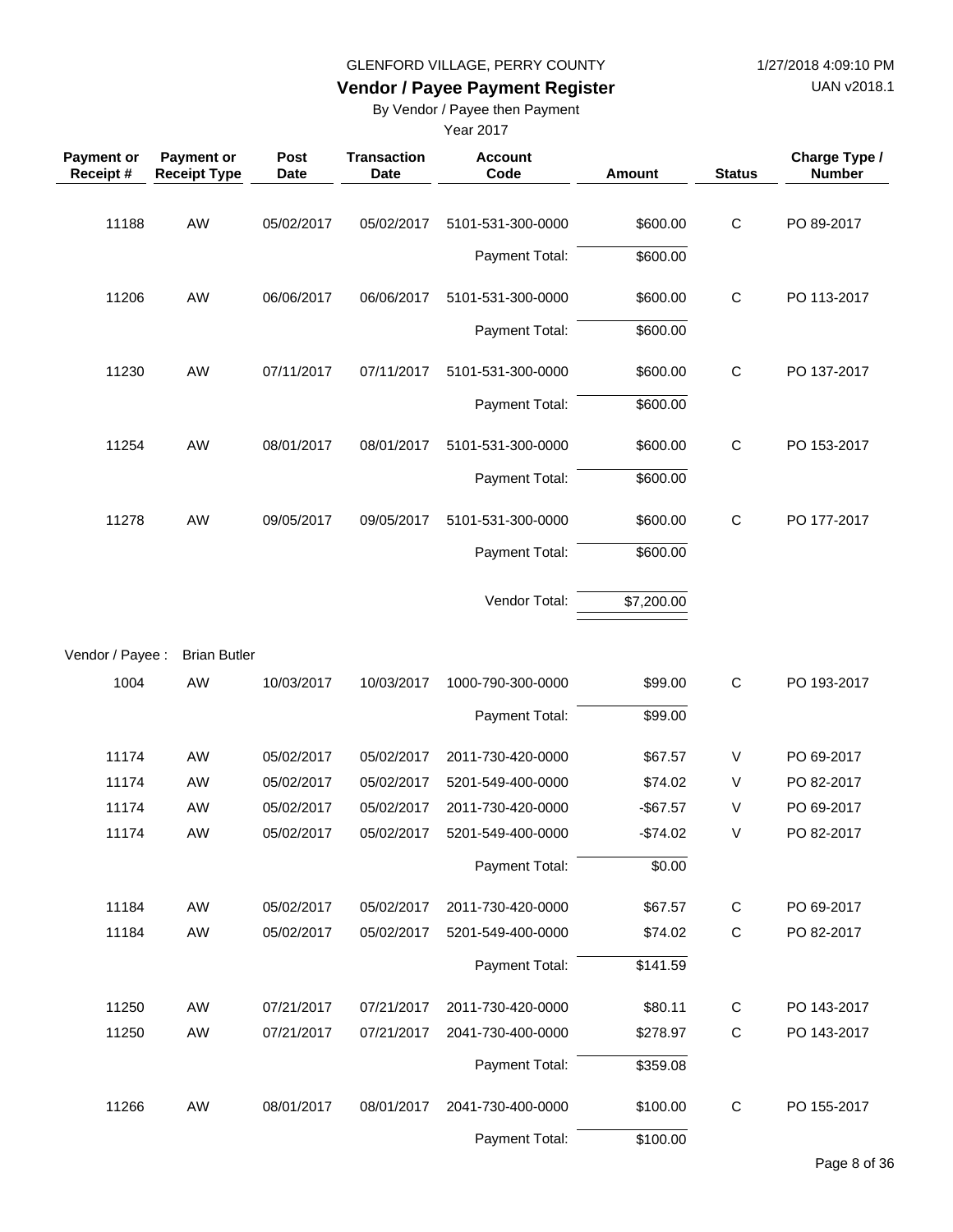GLENFORD VILLAGE, PERRY COUNTY

**Vendor / Payee Payment Register**

By Vendor / Payee then Payment

Year 2017

1/27/2018 4:09:10 PM

UAN v2018.1

| Payment or Receipt # | Payment or Receipt Type | Post Date | Transaction Date | Account Code | Amount | Status | Charge Type / Number |
|---|---|---|---|---|---|---|---|
| 11188 | AW | 05/02/2017 | 05/02/2017 | 5101-531-300-0000 | $600.00 | C | PO 89-2017 |
| | | | | Payment Total: | $600.00 | | |
| 11206 | AW | 06/06/2017 | 06/06/2017 | 5101-531-300-0000 | $600.00 | C | PO 113-2017 |
| | | | | Payment Total: | $600.00 | | |
| 11230 | AW | 07/11/2017 | 07/11/2017 | 5101-531-300-0000 | $600.00 | C | PO 137-2017 |
| | | | | Payment Total: | $600.00 | | |
| 11254 | AW | 08/01/2017 | 08/01/2017 | 5101-531-300-0000 | $600.00 | C | PO 153-2017 |
| | | | | Payment Total: | $600.00 | | |
| 11278 | AW | 09/05/2017 | 09/05/2017 | 5101-531-300-0000 | $600.00 | C | PO 177-2017 |
| | | | | Payment Total: | $600.00 | | |
| | | | | Vendor Total: | $7,200.00 | | |
| Vendor / Payee : | Brian Butler | | | | | | |
| 1004 | AW | 10/03/2017 | 10/03/2017 | 1000-790-300-0000 | $99.00 | C | PO 193-2017 |
| | | | | Payment Total: | $99.00 | | |
| 11174 | AW | 05/02/2017 | 05/02/2017 | 2011-730-420-0000 | $67.57 | V | PO 69-2017 |
| 11174 | AW | 05/02/2017 | 05/02/2017 | 5201-549-400-0000 | $74.02 | V | PO 82-2017 |
| 11174 | AW | 05/02/2017 | 05/02/2017 | 2011-730-420-0000 | -$67.57 | V | PO 69-2017 |
| 11174 | AW | 05/02/2017 | 05/02/2017 | 5201-549-400-0000 | -$74.02 | V | PO 82-2017 |
| | | | | Payment Total: | $0.00 | | |
| 11184 | AW | 05/02/2017 | 05/02/2017 | 2011-730-420-0000 | $67.57 | C | PO 69-2017 |
| 11184 | AW | 05/02/2017 | 05/02/2017 | 5201-549-400-0000 | $74.02 | C | PO 82-2017 |
| | | | | Payment Total: | $141.59 | | |
| 11250 | AW | 07/21/2017 | 07/21/2017 | 2011-730-420-0000 | $80.11 | C | PO 143-2017 |
| 11250 | AW | 07/21/2017 | 07/21/2017 | 2041-730-400-0000 | $278.97 | C | PO 143-2017 |
| | | | | Payment Total: | $359.08 | | |
| 11266 | AW | 08/01/2017 | 08/01/2017 | 2041-730-400-0000 | $100.00 | C | PO 155-2017 |
| | | | | Payment Total: | $100.00 | | |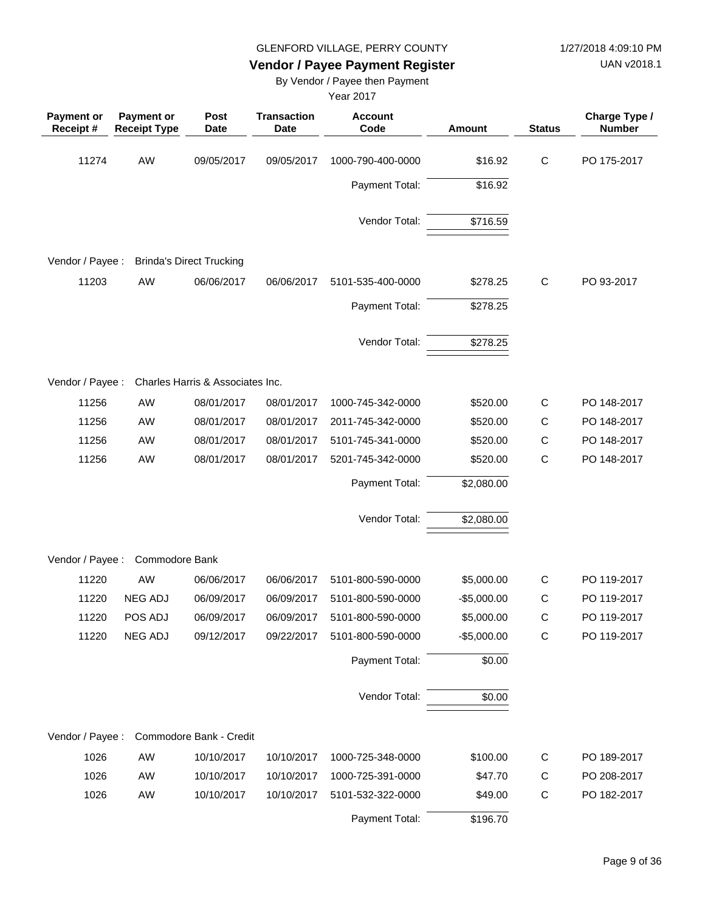GLENFORD VILLAGE, PERRY COUNTY

**Vendor / Payee Payment Register**

By Vendor / Payee then Payment

Year 2017

| Payment or Receipt # | Payment or Receipt Type | Post Date | Transaction Date | Account Code | Amount | Status | Charge Type / Number |
|---|---|---|---|---|---|---|---|
| 11274 | AW | 09/05/2017 | 09/05/2017 | 1000-790-400-0000 | $16.92 | C | PO 175-2017 |
| | | | | Payment Total: | $16.92 | | |
| | | | | Vendor Total: | $716.59 | | |
| Vendor / Payee : | Brinda's Direct Trucking | | | | | | |
| 11203 | AW | 06/06/2017 | 06/06/2017 | 5101-535-400-0000 | $278.25 | C | PO 93-2017 |
| | | | | Payment Total: | $278.25 | | |
| | | | | Vendor Total: | $278.25 | | |
| Vendor / Payee : | Charles Harris & Associates Inc. | | | | | | |
| 11256 | AW | 08/01/2017 | 08/01/2017 | 1000-745-342-0000 | $520.00 | C | PO 148-2017 |
| 11256 | AW | 08/01/2017 | 08/01/2017 | 2011-745-342-0000 | $520.00 | C | PO 148-2017 |
| 11256 | AW | 08/01/2017 | 08/01/2017 | 5101-745-341-0000 | $520.00 | C | PO 148-2017 |
| 11256 | AW | 08/01/2017 | 08/01/2017 | 5201-745-342-0000 | $520.00 | C | PO 148-2017 |
| | | | | Payment Total: | $2,080.00 | | |
| | | | | Vendor Total: | $2,080.00 | | |
| Vendor / Payee : | Commodore Bank | | | | | | |
| 11220 | AW | 06/06/2017 | 06/06/2017 | 5101-800-590-0000 | $5,000.00 | C | PO 119-2017 |
| 11220 | NEG ADJ | 06/09/2017 | 06/09/2017 | 5101-800-590-0000 | -$5,000.00 | C | PO 119-2017 |
| 11220 | POS ADJ | 06/09/2017 | 06/09/2017 | 5101-800-590-0000 | $5,000.00 | C | PO 119-2017 |
| 11220 | NEG ADJ | 09/12/2017 | 09/22/2017 | 5101-800-590-0000 | -$5,000.00 | C | PO 119-2017 |
| | | | | Payment Total: | $0.00 | | |
| | | | | Vendor Total: | $0.00 | | |
| Vendor / Payee : | Commodore Bank - Credit | | | | | | |
| 1026 | AW | 10/10/2017 | 10/10/2017 | 1000-725-348-0000 | $100.00 | C | PO 189-2017 |
| 1026 | AW | 10/10/2017 | 10/10/2017 | 1000-725-391-0000 | $47.70 | C | PO 208-2017 |
| 1026 | AW | 10/10/2017 | 10/10/2017 | 5101-532-322-0000 | $49.00 | C | PO 182-2017 |
| | | | | Payment Total: | $196.70 | | |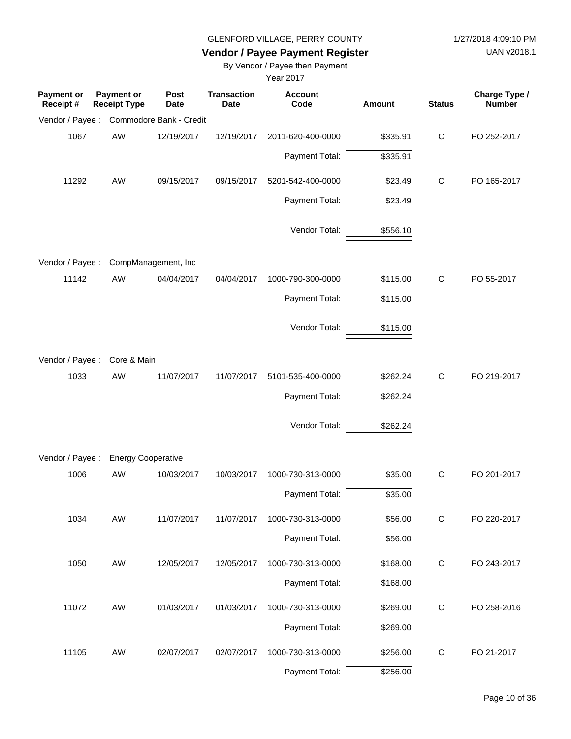GLENFORD VILLAGE, PERRY COUNTY

1/27/2018 4:09:10 PM

# Vendor / Payee Payment Register

UAN v2018.1

By Vendor / Payee then Payment

Year 2017

| Payment or Receipt # | Payment or Receipt Type | Post Date | Transaction Date | Account Code | Amount | Status | Charge Type / Number |
|---|---|---|---|---|---|---|---|
| Vendor / Payee : | Commodore Bank - Credit | | | | | | |
| 1067 | AW | 12/19/2017 | 12/19/2017 | 2011-620-400-0000 | $335.91 | C | PO 252-2017 |
| | | | | Payment Total: | $335.91 | | |
| 11292 | AW | 09/15/2017 | 09/15/2017 | 5201-542-400-0000 | $23.49 | C | PO 165-2017 |
| | | | | Payment Total: | $23.49 | | |
| | | | | Vendor Total: | $556.10 | | |
| Vendor / Payee : | CompManagement, Inc | | | | | | |
| 11142 | AW | 04/04/2017 | 04/04/2017 | 1000-790-300-0000 | $115.00 | C | PO 55-2017 |
| | | | | Payment Total: | $115.00 | | |
| | | | | Vendor Total: | $115.00 | | |
| Vendor / Payee : | Core & Main | | | | | | |
| 1033 | AW | 11/07/2017 | 11/07/2017 | 5101-535-400-0000 | $262.24 | C | PO 219-2017 |
| | | | | Payment Total: | $262.24 | | |
| | | | | Vendor Total: | $262.24 | | |
| Vendor / Payee : | Energy Cooperative | | | | | | |
| 1006 | AW | 10/03/2017 | 10/03/2017 | 1000-730-313-0000 | $35.00 | C | PO 201-2017 |
| | | | | Payment Total: | $35.00 | | |
| 1034 | AW | 11/07/2017 | 11/07/2017 | 1000-730-313-0000 | $56.00 | C | PO 220-2017 |
| | | | | Payment Total: | $56.00 | | |
| 1050 | AW | 12/05/2017 | 12/05/2017 | 1000-730-313-0000 | $168.00 | C | PO 243-2017 |
| | | | | Payment Total: | $168.00 | | |
| 11072 | AW | 01/03/2017 | 01/03/2017 | 1000-730-313-0000 | $269.00 | C | PO 258-2016 |
| | | | | Payment Total: | $269.00 | | |
| 11105 | AW | 02/07/2017 | 02/07/2017 | 1000-730-313-0000 | $256.00 | C | PO 21-2017 |
| | | | | Payment Total: | $256.00 | | |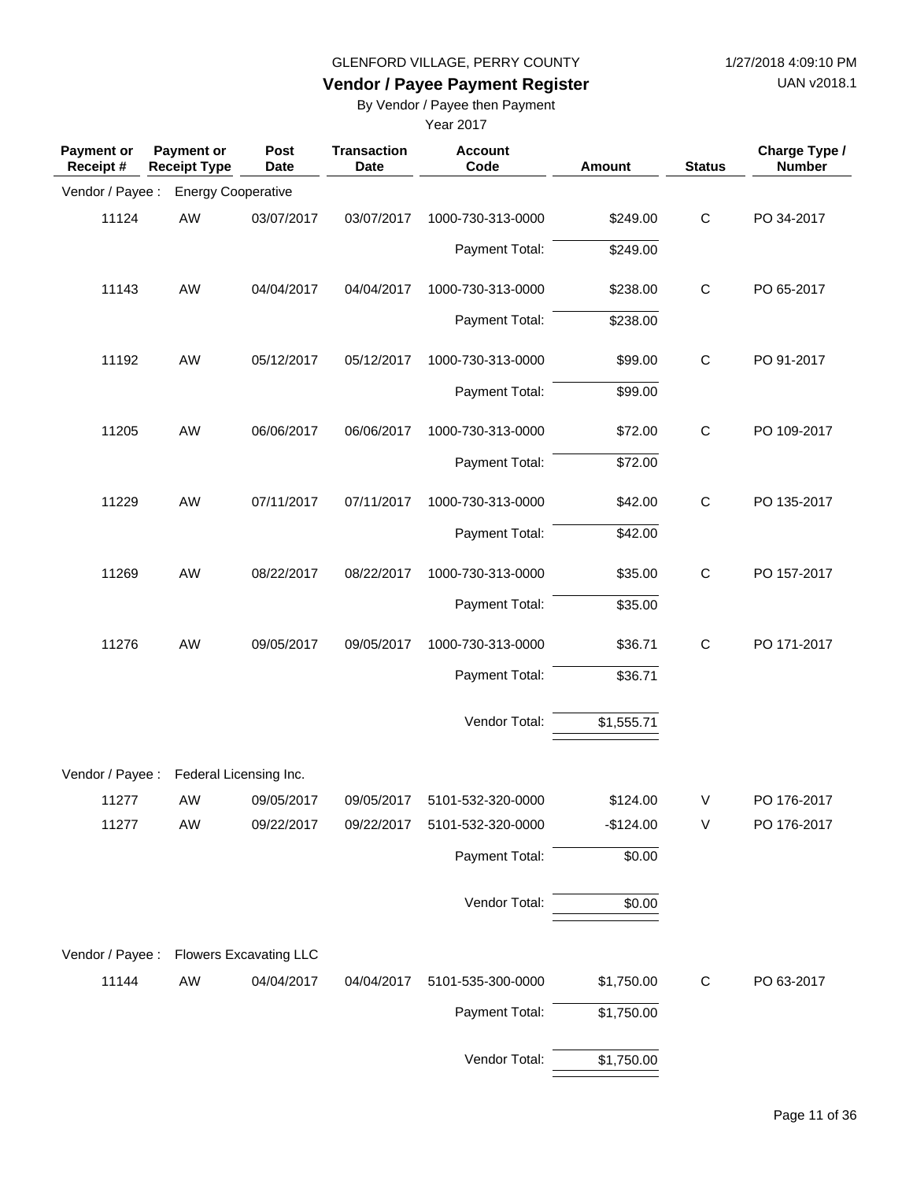GLENFORD VILLAGE, PERRY COUNTY

**Vendor / Payee Payment Register**

By Vendor / Payee then Payment

Year 2017

1/27/2018 4:09:10 PM

UAN v2018.1

| Payment or Receipt # | Payment or Receipt Type | Post Date | Transaction Date | Account Code | Amount | Status | Charge Type / Number |
|---|---|---|---|---|---|---|---|
| Vendor / Payee : | Energy Cooperative | | | | | | |
| 11124 | AW | 03/07/2017 | 03/07/2017 | 1000-730-313-0000 | $249.00 | C | PO 34-2017 |
| | | | | Payment Total: | $249.00 | | |
| 11143 | AW | 04/04/2017 | 04/04/2017 | 1000-730-313-0000 | $238.00 | C | PO 65-2017 |
| | | | | Payment Total: | $238.00 | | |
| 11192 | AW | 05/12/2017 | 05/12/2017 | 1000-730-313-0000 | $99.00 | C | PO 91-2017 |
| | | | | Payment Total: | $99.00 | | |
| 11205 | AW | 06/06/2017 | 06/06/2017 | 1000-730-313-0000 | $72.00 | C | PO 109-2017 |
| | | | | Payment Total: | $72.00 | | |
| 11229 | AW | 07/11/2017 | 07/11/2017 | 1000-730-313-0000 | $42.00 | C | PO 135-2017 |
| | | | | Payment Total: | $42.00 | | |
| 11269 | AW | 08/22/2017 | 08/22/2017 | 1000-730-313-0000 | $35.00 | C | PO 157-2017 |
| | | | | Payment Total: | $35.00 | | |
| 11276 | AW | 09/05/2017 | 09/05/2017 | 1000-730-313-0000 | $36.71 | C | PO 171-2017 |
| | | | | Payment Total: | $36.71 | | |
| | | | | Vendor Total: | $1,555.71 | | |
| Vendor / Payee : | Federal Licensing Inc. | | | | | | |
| 11277 | AW | 09/05/2017 | 09/05/2017 | 5101-532-320-0000 | $124.00 | V | PO 176-2017 |
| 11277 | AW | 09/22/2017 | 09/22/2017 | 5101-532-320-0000 | -$124.00 | V | PO 176-2017 |
| | | | | Payment Total: | $0.00 | | |
| | | | | Vendor Total: | $0.00 | | |
| Vendor / Payee : | Flowers Excavating LLC | | | | | | |
| 11144 | AW | 04/04/2017 | 04/04/2017 | 5101-535-300-0000 | $1,750.00 | C | PO 63-2017 |
| | | | | Payment Total: | $1,750.00 | | |
| | | | | Vendor Total: | $1,750.00 | | |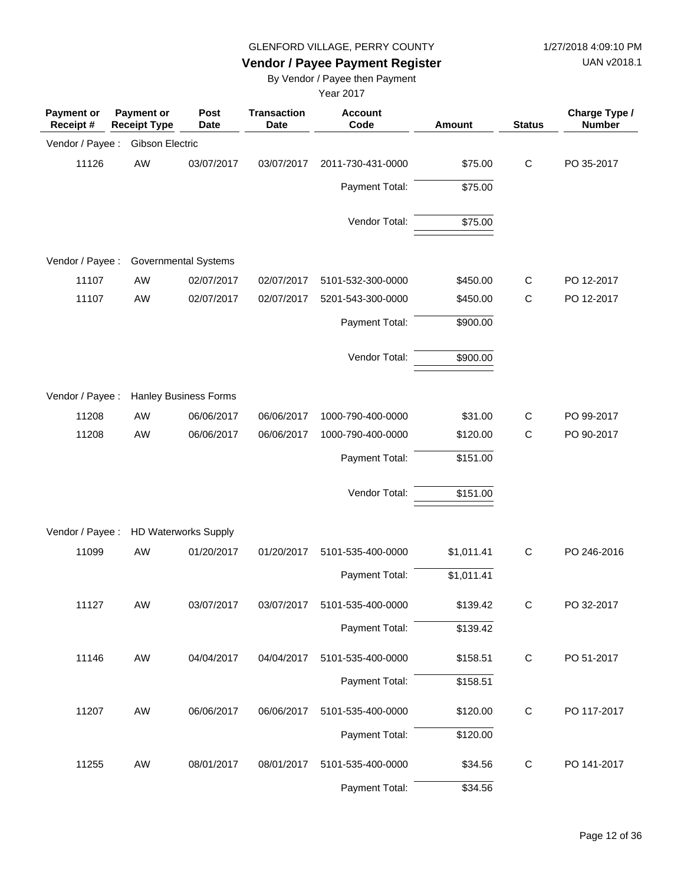GLENFORD VILLAGE, PERRY COUNTY

1/27/2018 4:09:10 PM

UAN v2018.1

**Vendor / Payee Payment Register**

By Vendor / Payee then Payment

Year 2017

| Payment or Receipt # | Payment or Receipt Type | Post Date | Transaction Date | Account Code | Amount | Status | Charge Type / Number |
|---|---|---|---|---|---|---|---|
| Vendor / Payee : | Gibson Electric | | | | | | |
| 11126 | AW | 03/07/2017 | 03/07/2017 | 2011-730-431-0000 | $75.00 | C | PO 35-2017 |
| | | | | Payment Total: | $75.00 | | |
| | | | | Vendor Total: | $75.00 | | |
| Vendor / Payee : | Governmental Systems | | | | | | |
| 11107 | AW | 02/07/2017 | 02/07/2017 | 5101-532-300-0000 | $450.00 | C | PO 12-2017 |
| 11107 | AW | 02/07/2017 | 02/07/2017 | 5201-543-300-0000 | $450.00 | C | PO 12-2017 |
| | | | | Payment Total: | $900.00 | | |
| | | | | Vendor Total: | $900.00 | | |
| Vendor / Payee : | Hanley Business Forms | | | | | | |
| 11208 | AW | 06/06/2017 | 06/06/2017 | 1000-790-400-0000 | $31.00 | C | PO 99-2017 |
| 11208 | AW | 06/06/2017 | 06/06/2017 | 1000-790-400-0000 | $120.00 | C | PO 90-2017 |
| | | | | Payment Total: | $151.00 | | |
| | | | | Vendor Total: | $151.00 | | |
| Vendor / Payee : | HD Waterworks Supply | | | | | | |
| 11099 | AW | 01/20/2017 | 01/20/2017 | 5101-535-400-0000 | $1,011.41 | C | PO 246-2016 |
| | | | | Payment Total: | $1,011.41 | | |
| 11127 | AW | 03/07/2017 | 03/07/2017 | 5101-535-400-0000 | $139.42 | C | PO 32-2017 |
| | | | | Payment Total: | $139.42 | | |
| 11146 | AW | 04/04/2017 | 04/04/2017 | 5101-535-400-0000 | $158.51 | C | PO 51-2017 |
| | | | | Payment Total: | $158.51 | | |
| 11207 | AW | 06/06/2017 | 06/06/2017 | 5101-535-400-0000 | $120.00 | C | PO 117-2017 |
| | | | | Payment Total: | $120.00 | | |
| 11255 | AW | 08/01/2017 | 08/01/2017 | 5101-535-400-0000 | $34.56 | C | PO 141-2017 |
| | | | | Payment Total: | $34.56 | | |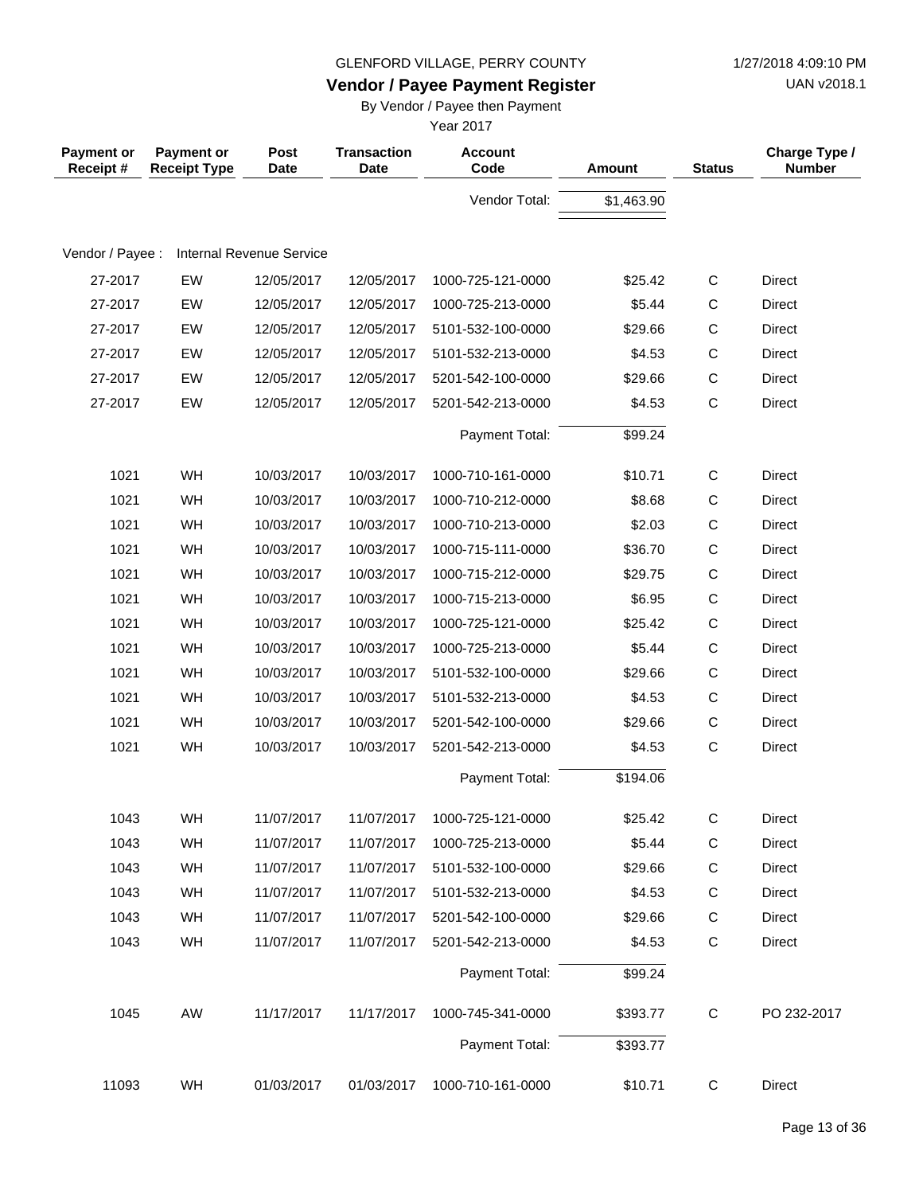GLENFORD VILLAGE, PERRY COUNTY

# Vendor / Payee Payment Register

By Vendor / Payee then Payment

Year 2017

| Payment or Receipt # | Payment or Receipt Type | Post Date | Transaction Date | Account Code | Amount | Status | Charge Type / Number |
|---|---|---|---|---|---|---|---|
| | | | | Vendor Total: | $1,463.90 | | |
| Vendor / Payee : | Internal Revenue Service | | | | | | |
| 27-2017 | EW | 12/05/2017 | 12/05/2017 | 1000-725-121-0000 | $25.42 | C | Direct |
| 27-2017 | EW | 12/05/2017 | 12/05/2017 | 1000-725-213-0000 | $5.44 | C | Direct |
| 27-2017 | EW | 12/05/2017 | 12/05/2017 | 5101-532-100-0000 | $29.66 | C | Direct |
| 27-2017 | EW | 12/05/2017 | 12/05/2017 | 5101-532-213-0000 | $4.53 | C | Direct |
| 27-2017 | EW | 12/05/2017 | 12/05/2017 | 5201-542-100-0000 | $29.66 | C | Direct |
| 27-2017 | EW | 12/05/2017 | 12/05/2017 | 5201-542-213-0000 | $4.53 | C | Direct |
| | | | | Payment Total: | $99.24 | | |
| 1021 | WH | 10/03/2017 | 10/03/2017 | 1000-710-161-0000 | $10.71 | C | Direct |
| 1021 | WH | 10/03/2017 | 10/03/2017 | 1000-710-212-0000 | $8.68 | C | Direct |
| 1021 | WH | 10/03/2017 | 10/03/2017 | 1000-710-213-0000 | $2.03 | C | Direct |
| 1021 | WH | 10/03/2017 | 10/03/2017 | 1000-715-111-0000 | $36.70 | C | Direct |
| 1021 | WH | 10/03/2017 | 10/03/2017 | 1000-715-212-0000 | $29.75 | C | Direct |
| 1021 | WH | 10/03/2017 | 10/03/2017 | 1000-715-213-0000 | $6.95 | C | Direct |
| 1021 | WH | 10/03/2017 | 10/03/2017 | 1000-725-121-0000 | $25.42 | C | Direct |
| 1021 | WH | 10/03/2017 | 10/03/2017 | 1000-725-213-0000 | $5.44 | C | Direct |
| 1021 | WH | 10/03/2017 | 10/03/2017 | 5101-532-100-0000 | $29.66 | C | Direct |
| 1021 | WH | 10/03/2017 | 10/03/2017 | 5101-532-213-0000 | $4.53 | C | Direct |
| 1021 | WH | 10/03/2017 | 10/03/2017 | 5201-542-100-0000 | $29.66 | C | Direct |
| 1021 | WH | 10/03/2017 | 10/03/2017 | 5201-542-213-0000 | $4.53 | C | Direct |
| | | | | Payment Total: | $194.06 | | |
| 1043 | WH | 11/07/2017 | 11/07/2017 | 1000-725-121-0000 | $25.42 | C | Direct |
| 1043 | WH | 11/07/2017 | 11/07/2017 | 1000-725-213-0000 | $5.44 | C | Direct |
| 1043 | WH | 11/07/2017 | 11/07/2017 | 5101-532-100-0000 | $29.66 | C | Direct |
| 1043 | WH | 11/07/2017 | 11/07/2017 | 5101-532-213-0000 | $4.53 | C | Direct |
| 1043 | WH | 11/07/2017 | 11/07/2017 | 5201-542-100-0000 | $29.66 | C | Direct |
| 1043 | WH | 11/07/2017 | 11/07/2017 | 5201-542-213-0000 | $4.53 | C | Direct |
| | | | | Payment Total: | $99.24 | | |
| 1045 | AW | 11/17/2017 | 11/17/2017 | 1000-745-341-0000 | $393.77 | C | PO 232-2017 |
| | | | | Payment Total: | $393.77 | | |
| 11093 | WH | 01/03/2017 | 01/03/2017 | 1000-710-161-0000 | $10.71 | C | Direct |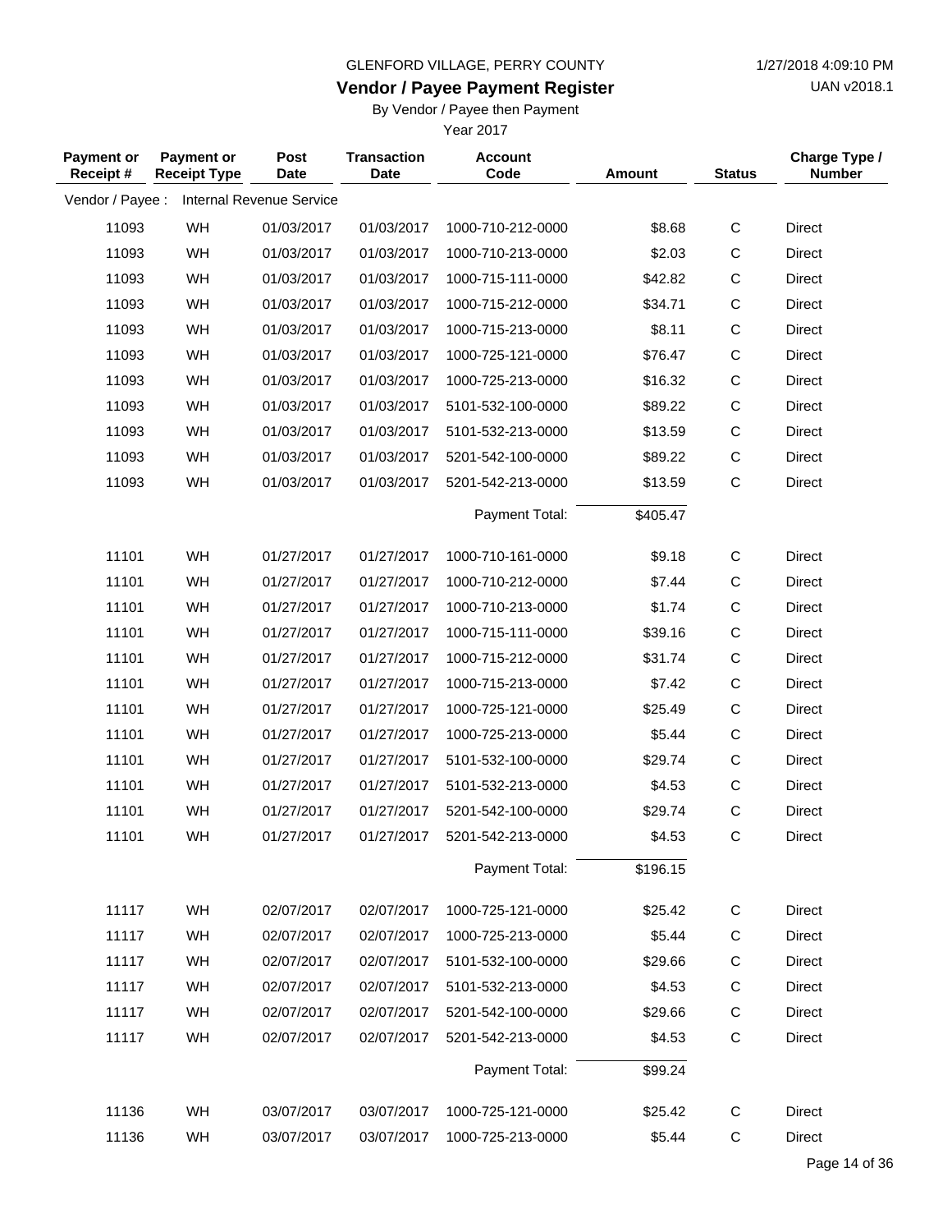GLENFORD VILLAGE, PERRY COUNTY

## Vendor / Payee Payment Register

By Vendor / Payee then Payment

Year 2017

| Payment or Receipt # | Payment or Receipt Type | Post Date | Transaction Date | Account Code | Amount | Status | Charge Type / Number |
|---|---|---|---|---|---|---|---|
| Vendor / Payee : | Internal Revenue Service | | | | | | |
| 11093 | WH | 01/03/2017 | 01/03/2017 | 1000-710-212-0000 | $8.68 | C | Direct |
| 11093 | WH | 01/03/2017 | 01/03/2017 | 1000-710-213-0000 | $2.03 | C | Direct |
| 11093 | WH | 01/03/2017 | 01/03/2017 | 1000-715-111-0000 | $42.82 | C | Direct |
| 11093 | WH | 01/03/2017 | 01/03/2017 | 1000-715-212-0000 | $34.71 | C | Direct |
| 11093 | WH | 01/03/2017 | 01/03/2017 | 1000-715-213-0000 | $8.11 | C | Direct |
| 11093 | WH | 01/03/2017 | 01/03/2017 | 1000-725-121-0000 | $76.47 | C | Direct |
| 11093 | WH | 01/03/2017 | 01/03/2017 | 1000-725-213-0000 | $16.32 | C | Direct |
| 11093 | WH | 01/03/2017 | 01/03/2017 | 5101-532-100-0000 | $89.22 | C | Direct |
| 11093 | WH | 01/03/2017 | 01/03/2017 | 5101-532-213-0000 | $13.59 | C | Direct |
| 11093 | WH | 01/03/2017 | 01/03/2017 | 5201-542-100-0000 | $89.22 | C | Direct |
| 11093 | WH | 01/03/2017 | 01/03/2017 | 5201-542-213-0000 | $13.59 | C | Direct |
| | | | | Payment Total: | $405.47 | | |
| 11101 | WH | 01/27/2017 | 01/27/2017 | 1000-710-161-0000 | $9.18 | C | Direct |
| 11101 | WH | 01/27/2017 | 01/27/2017 | 1000-710-212-0000 | $7.44 | C | Direct |
| 11101 | WH | 01/27/2017 | 01/27/2017 | 1000-710-213-0000 | $1.74 | C | Direct |
| 11101 | WH | 01/27/2017 | 01/27/2017 | 1000-715-111-0000 | $39.16 | C | Direct |
| 11101 | WH | 01/27/2017 | 01/27/2017 | 1000-715-212-0000 | $31.74 | C | Direct |
| 11101 | WH | 01/27/2017 | 01/27/2017 | 1000-715-213-0000 | $7.42 | C | Direct |
| 11101 | WH | 01/27/2017 | 01/27/2017 | 1000-725-121-0000 | $25.49 | C | Direct |
| 11101 | WH | 01/27/2017 | 01/27/2017 | 1000-725-213-0000 | $5.44 | C | Direct |
| 11101 | WH | 01/27/2017 | 01/27/2017 | 5101-532-100-0000 | $29.74 | C | Direct |
| 11101 | WH | 01/27/2017 | 01/27/2017 | 5101-532-213-0000 | $4.53 | C | Direct |
| 11101 | WH | 01/27/2017 | 01/27/2017 | 5201-542-100-0000 | $29.74 | C | Direct |
| 11101 | WH | 01/27/2017 | 01/27/2017 | 5201-542-213-0000 | $4.53 | C | Direct |
| | | | | Payment Total: | $196.15 | | |
| 11117 | WH | 02/07/2017 | 02/07/2017 | 1000-725-121-0000 | $25.42 | C | Direct |
| 11117 | WH | 02/07/2017 | 02/07/2017 | 1000-725-213-0000 | $5.44 | C | Direct |
| 11117 | WH | 02/07/2017 | 02/07/2017 | 5101-532-100-0000 | $29.66 | C | Direct |
| 11117 | WH | 02/07/2017 | 02/07/2017 | 5101-532-213-0000 | $4.53 | C | Direct |
| 11117 | WH | 02/07/2017 | 02/07/2017 | 5201-542-100-0000 | $29.66 | C | Direct |
| 11117 | WH | 02/07/2017 | 02/07/2017 | 5201-542-213-0000 | $4.53 | C | Direct |
| | | | | Payment Total: | $99.24 | | |
| 11136 | WH | 03/07/2017 | 03/07/2017 | 1000-725-121-0000 | $25.42 | C | Direct |
| 11136 | WH | 03/07/2017 | 03/07/2017 | 1000-725-213-0000 | $5.44 | C | Direct |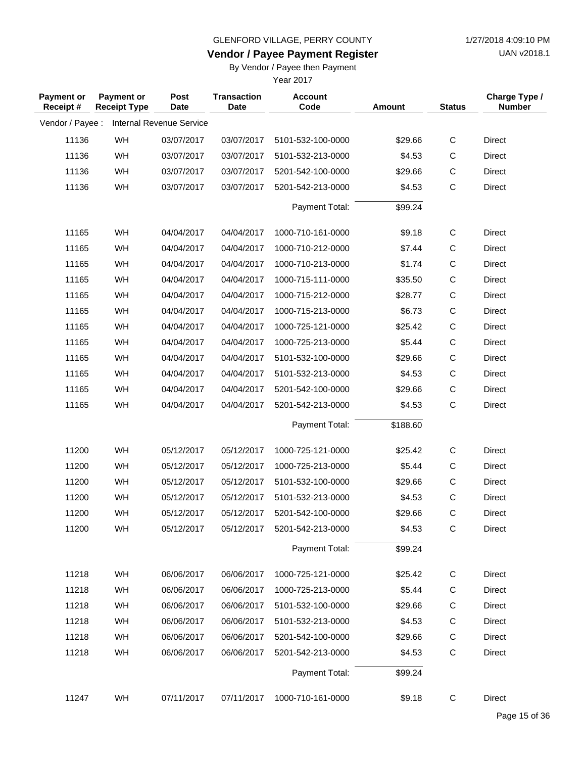GLENFORD VILLAGE, PERRY COUNTY

1/27/2018 4:09:10 PM

## Vendor / Payee Payment Register

UAN v2018.1

By Vendor / Payee then Payment

Year 2017

| Payment or Receipt # | Payment or Receipt Type | Post Date | Transaction Date | Account Code | Amount | Status | Charge Type / Number |
|---|---|---|---|---|---|---|---|
| Vendor / Payee : | Internal Revenue Service | | | | | | |
| 11136 | WH | 03/07/2017 | 03/07/2017 | 5101-532-100-0000 | $29.66 | C | Direct |
| 11136 | WH | 03/07/2017 | 03/07/2017 | 5101-532-213-0000 | $4.53 | C | Direct |
| 11136 | WH | 03/07/2017 | 03/07/2017 | 5201-542-100-0000 | $29.66 | C | Direct |
| 11136 | WH | 03/07/2017 | 03/07/2017 | 5201-542-213-0000 | $4.53 | C | Direct |
| | | | | Payment Total: | $99.24 | | |
| 11165 | WH | 04/04/2017 | 04/04/2017 | 1000-710-161-0000 | $9.18 | C | Direct |
| 11165 | WH | 04/04/2017 | 04/04/2017 | 1000-710-212-0000 | $7.44 | C | Direct |
| 11165 | WH | 04/04/2017 | 04/04/2017 | 1000-710-213-0000 | $1.74 | C | Direct |
| 11165 | WH | 04/04/2017 | 04/04/2017 | 1000-715-111-0000 | $35.50 | C | Direct |
| 11165 | WH | 04/04/2017 | 04/04/2017 | 1000-715-212-0000 | $28.77 | C | Direct |
| 11165 | WH | 04/04/2017 | 04/04/2017 | 1000-715-213-0000 | $6.73 | C | Direct |
| 11165 | WH | 04/04/2017 | 04/04/2017 | 1000-725-121-0000 | $25.42 | C | Direct |
| 11165 | WH | 04/04/2017 | 04/04/2017 | 1000-725-213-0000 | $5.44 | C | Direct |
| 11165 | WH | 04/04/2017 | 04/04/2017 | 5101-532-100-0000 | $29.66 | C | Direct |
| 11165 | WH | 04/04/2017 | 04/04/2017 | 5101-532-213-0000 | $4.53 | C | Direct |
| 11165 | WH | 04/04/2017 | 04/04/2017 | 5201-542-100-0000 | $29.66 | C | Direct |
| 11165 | WH | 04/04/2017 | 04/04/2017 | 5201-542-213-0000 | $4.53 | C | Direct |
| | | | | Payment Total: | $188.60 | | |
| 11200 | WH | 05/12/2017 | 05/12/2017 | 1000-725-121-0000 | $25.42 | C | Direct |
| 11200 | WH | 05/12/2017 | 05/12/2017 | 1000-725-213-0000 | $5.44 | C | Direct |
| 11200 | WH | 05/12/2017 | 05/12/2017 | 5101-532-100-0000 | $29.66 | C | Direct |
| 11200 | WH | 05/12/2017 | 05/12/2017 | 5101-532-213-0000 | $4.53 | C | Direct |
| 11200 | WH | 05/12/2017 | 05/12/2017 | 5201-542-100-0000 | $29.66 | C | Direct |
| 11200 | WH | 05/12/2017 | 05/12/2017 | 5201-542-213-0000 | $4.53 | C | Direct |
| | | | | Payment Total: | $99.24 | | |
| 11218 | WH | 06/06/2017 | 06/06/2017 | 1000-725-121-0000 | $25.42 | C | Direct |
| 11218 | WH | 06/06/2017 | 06/06/2017 | 1000-725-213-0000 | $5.44 | C | Direct |
| 11218 | WH | 06/06/2017 | 06/06/2017 | 5101-532-100-0000 | $29.66 | C | Direct |
| 11218 | WH | 06/06/2017 | 06/06/2017 | 5101-532-213-0000 | $4.53 | C | Direct |
| 11218 | WH | 06/06/2017 | 06/06/2017 | 5201-542-100-0000 | $29.66 | C | Direct |
| 11218 | WH | 06/06/2017 | 06/06/2017 | 5201-542-213-0000 | $4.53 | C | Direct |
| | | | | Payment Total: | $99.24 | | |
| 11247 | WH | 07/11/2017 | 07/11/2017 | 1000-710-161-0000 | $9.18 | C | Direct |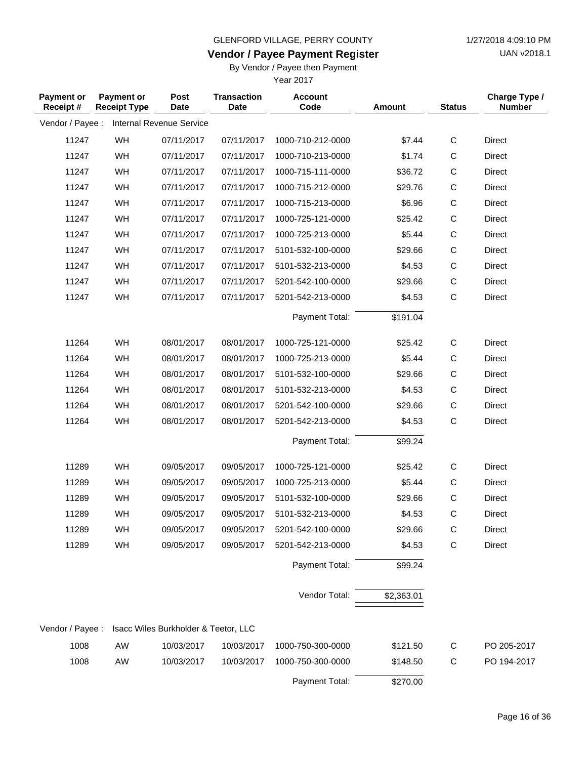GLENFORD VILLAGE, PERRY COUNTY

1/27/2018 4:09:10 PM

# Vendor / Payee Payment Register

UAN v2018.1

By Vendor / Payee then Payment

Year 2017

| Payment or Receipt # | Payment or Receipt Type | Post Date | Transaction Date | Account Code | Amount | Status | Charge Type / Number |
|---|---|---|---|---|---|---|---|
| Vendor / Payee : | Internal Revenue Service | | | | | | |
| 11247 | WH | 07/11/2017 | 07/11/2017 | 1000-710-212-0000 | $7.44 | C | Direct |
| 11247 | WH | 07/11/2017 | 07/11/2017 | 1000-710-213-0000 | $1.74 | C | Direct |
| 11247 | WH | 07/11/2017 | 07/11/2017 | 1000-715-111-0000 | $36.72 | C | Direct |
| 11247 | WH | 07/11/2017 | 07/11/2017 | 1000-715-212-0000 | $29.76 | C | Direct |
| 11247 | WH | 07/11/2017 | 07/11/2017 | 1000-715-213-0000 | $6.96 | C | Direct |
| 11247 | WH | 07/11/2017 | 07/11/2017 | 1000-725-121-0000 | $25.42 | C | Direct |
| 11247 | WH | 07/11/2017 | 07/11/2017 | 1000-725-213-0000 | $5.44 | C | Direct |
| 11247 | WH | 07/11/2017 | 07/11/2017 | 5101-532-100-0000 | $29.66 | C | Direct |
| 11247 | WH | 07/11/2017 | 07/11/2017 | 5101-532-213-0000 | $4.53 | C | Direct |
| 11247 | WH | 07/11/2017 | 07/11/2017 | 5201-542-100-0000 | $29.66 | C | Direct |
| 11247 | WH | 07/11/2017 | 07/11/2017 | 5201-542-213-0000 | $4.53 | C | Direct |
| | | | | Payment Total: | $191.04 | | |
| 11264 | WH | 08/01/2017 | 08/01/2017 | 1000-725-121-0000 | $25.42 | C | Direct |
| 11264 | WH | 08/01/2017 | 08/01/2017 | 1000-725-213-0000 | $5.44 | C | Direct |
| 11264 | WH | 08/01/2017 | 08/01/2017 | 5101-532-100-0000 | $29.66 | C | Direct |
| 11264 | WH | 08/01/2017 | 08/01/2017 | 5101-532-213-0000 | $4.53 | C | Direct |
| 11264 | WH | 08/01/2017 | 08/01/2017 | 5201-542-100-0000 | $29.66 | C | Direct |
| 11264 | WH | 08/01/2017 | 08/01/2017 | 5201-542-213-0000 | $4.53 | C | Direct |
| | | | | Payment Total: | $99.24 | | |
| 11289 | WH | 09/05/2017 | 09/05/2017 | 1000-725-121-0000 | $25.42 | C | Direct |
| 11289 | WH | 09/05/2017 | 09/05/2017 | 1000-725-213-0000 | $5.44 | C | Direct |
| 11289 | WH | 09/05/2017 | 09/05/2017 | 5101-532-100-0000 | $29.66 | C | Direct |
| 11289 | WH | 09/05/2017 | 09/05/2017 | 5101-532-213-0000 | $4.53 | C | Direct |
| 11289 | WH | 09/05/2017 | 09/05/2017 | 5201-542-100-0000 | $29.66 | C | Direct |
| 11289 | WH | 09/05/2017 | 09/05/2017 | 5201-542-213-0000 | $4.53 | C | Direct |
| | | | | Payment Total: | $99.24 | | |
| | | | | Vendor Total: | $2,363.01 | | |
| Vendor / Payee : | Isacc Wiles Burkholder & Teetor, LLC | | | | | | |
| 1008 | AW | 10/03/2017 | 10/03/2017 | 1000-750-300-0000 | $121.50 | C | PO 205-2017 |
| 1008 | AW | 10/03/2017 | 10/03/2017 | 1000-750-300-0000 | $148.50 | C | PO 194-2017 |
| | | | | Payment Total: | $270.00 | | |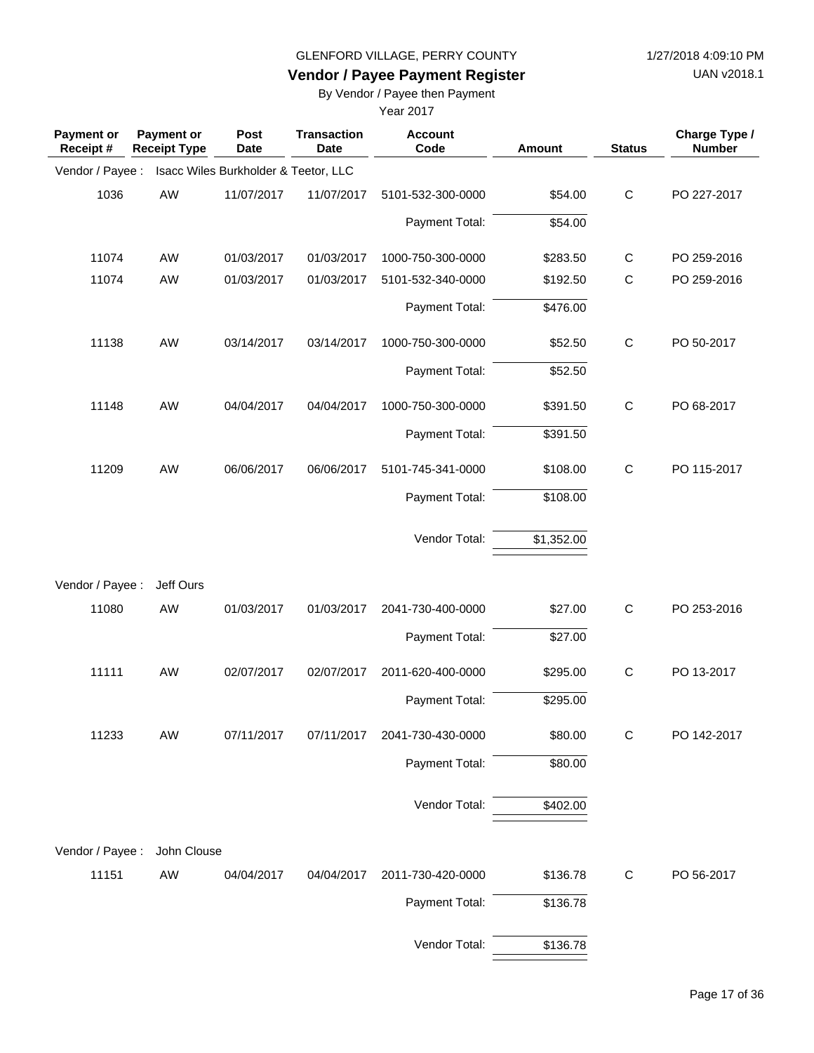GLENFORD VILLAGE, PERRY COUNTY

## Vendor / Payee Payment Register

By Vendor / Payee then Payment

Year 2017

| Payment or Receipt # | Payment or Receipt Type | Post Date | Transaction Date | Account Code | Amount | Status | Charge Type / Number |
|---|---|---|---|---|---|---|---|
| Vendor / Payee : | Isacc Wiles Burkholder & Teetor, LLC | | | | | | |
| 1036 | AW | 11/07/2017 | 11/07/2017 | 5101-532-300-0000 | $54.00 | C | PO 227-2017 |
| | | | | Payment Total: | $54.00 | | |
| 11074 | AW | 01/03/2017 | 01/03/2017 | 1000-750-300-0000 | $283.50 | C | PO 259-2016 |
| 11074 | AW | 01/03/2017 | 01/03/2017 | 5101-532-340-0000 | $192.50 | C | PO 259-2016 |
| | | | | Payment Total: | $476.00 | | |
| 11138 | AW | 03/14/2017 | 03/14/2017 | 1000-750-300-0000 | $52.50 | C | PO 50-2017 |
| | | | | Payment Total: | $52.50 | | |
| 11148 | AW | 04/04/2017 | 04/04/2017 | 1000-750-300-0000 | $391.50 | C | PO 68-2017 |
| | | | | Payment Total: | $391.50 | | |
| 11209 | AW | 06/06/2017 | 06/06/2017 | 5101-745-341-0000 | $108.00 | C | PO 115-2017 |
| | | | | Payment Total: | $108.00 | | |
| | | | | Vendor Total: | $1,352.00 | | |
| Vendor / Payee : | Jeff Ours | | | | | | |
| 11080 | AW | 01/03/2017 | 01/03/2017 | 2041-730-400-0000 | $27.00 | C | PO 253-2016 |
| | | | | Payment Total: | $27.00 | | |
| 11111 | AW | 02/07/2017 | 02/07/2017 | 2011-620-400-0000 | $295.00 | C | PO 13-2017 |
| | | | | Payment Total: | $295.00 | | |
| 11233 | AW | 07/11/2017 | 07/11/2017 | 2041-730-430-0000 | $80.00 | C | PO 142-2017 |
| | | | | Payment Total: | $80.00 | | |
| | | | | Vendor Total: | $402.00 | | |
| Vendor / Payee : | John Clouse | | | | | | |
| 11151 | AW | 04/04/2017 | 04/04/2017 | 2011-730-420-0000 | $136.78 | C | PO 56-2017 |
| | | | | Payment Total: | $136.78 | | |
| | | | | Vendor Total: | $136.78 | | |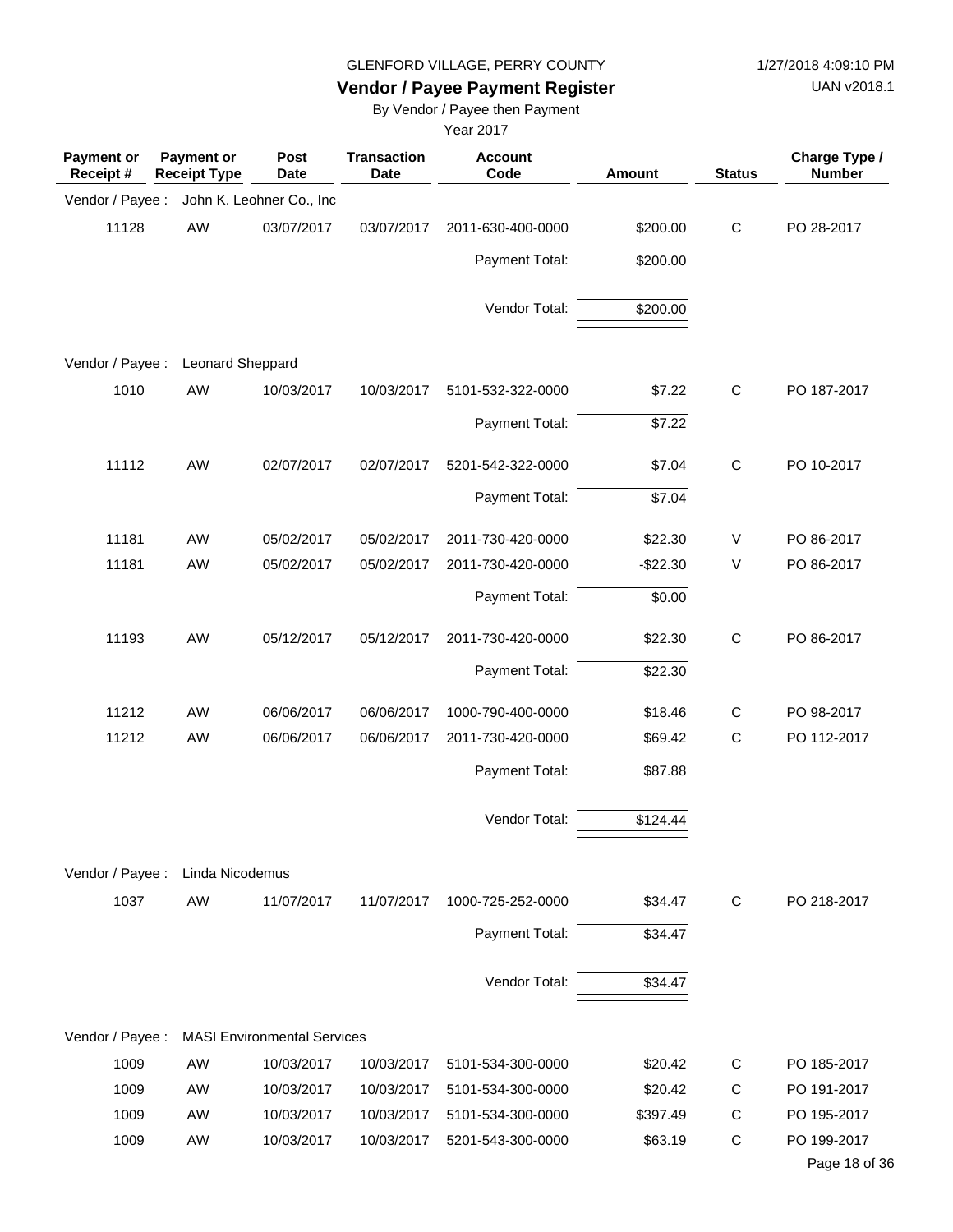GLENFORD VILLAGE, PERRY COUNTY

1/27/2018 4:09:10 PM

UAN v2018.1

# Vendor / Payee Payment Register

By Vendor / Payee then Payment

Year 2017

| Payment or Receipt # | Payment or Receipt Type | Post Date | Transaction Date | Account Code | Amount | Status | Charge Type / Number |
|---|---|---|---|---|---|---|---|
| Vendor / Payee : | John K. Leohner Co., Inc | | | | | | |
| 11128 | AW | 03/07/2017 | 03/07/2017 | 2011-630-400-0000 | $200.00 | C | PO 28-2017 |
| | | | | Payment Total: | $200.00 | | |
| | | | | Vendor Total: | $200.00 | | |
| Vendor / Payee : | Leonard Sheppard | | | | | | |
| 1010 | AW | 10/03/2017 | 10/03/2017 | 5101-532-322-0000 | $7.22 | C | PO 187-2017 |
| | | | | Payment Total: | $7.22 | | |
| 11112 | AW | 02/07/2017 | 02/07/2017 | 5201-542-322-0000 | $7.04 | C | PO 10-2017 |
| | | | | Payment Total: | $7.04 | | |
| 11181 | AW | 05/02/2017 | 05/02/2017 | 2011-730-420-0000 | $22.30 | V | PO 86-2017 |
| 11181 | AW | 05/02/2017 | 05/02/2017 | 2011-730-420-0000 | -$22.30 | V | PO 86-2017 |
| | | | | Payment Total: | $0.00 | | |
| 11193 | AW | 05/12/2017 | 05/12/2017 | 2011-730-420-0000 | $22.30 | C | PO 86-2017 |
| | | | | Payment Total: | $22.30 | | |
| 11212 | AW | 06/06/2017 | 06/06/2017 | 1000-790-400-0000 | $18.46 | C | PO 98-2017 |
| 11212 | AW | 06/06/2017 | 06/06/2017 | 2011-730-420-0000 | $69.42 | C | PO 112-2017 |
| | | | | Payment Total: | $87.88 | | |
| | | | | Vendor Total: | $124.44 | | |
| Vendor / Payee : | Linda Nicodemus | | | | | | |
| 1037 | AW | 11/07/2017 | 11/07/2017 | 1000-725-252-0000 | $34.47 | C | PO 218-2017 |
| | | | | Payment Total: | $34.47 | | |
| | | | | Vendor Total: | $34.47 | | |
| Vendor / Payee : | MASI Environmental Services | | | | | | |
| 1009 | AW | 10/03/2017 | 10/03/2017 | 5101-534-300-0000 | $20.42 | C | PO 185-2017 |
| 1009 | AW | 10/03/2017 | 10/03/2017 | 5101-534-300-0000 | $20.42 | C | PO 191-2017 |
| 1009 | AW | 10/03/2017 | 10/03/2017 | 5101-534-300-0000 | $397.49 | C | PO 195-2017 |
| 1009 | AW | 10/03/2017 | 10/03/2017 | 5201-543-300-0000 | $63.19 | C | PO 199-2017 |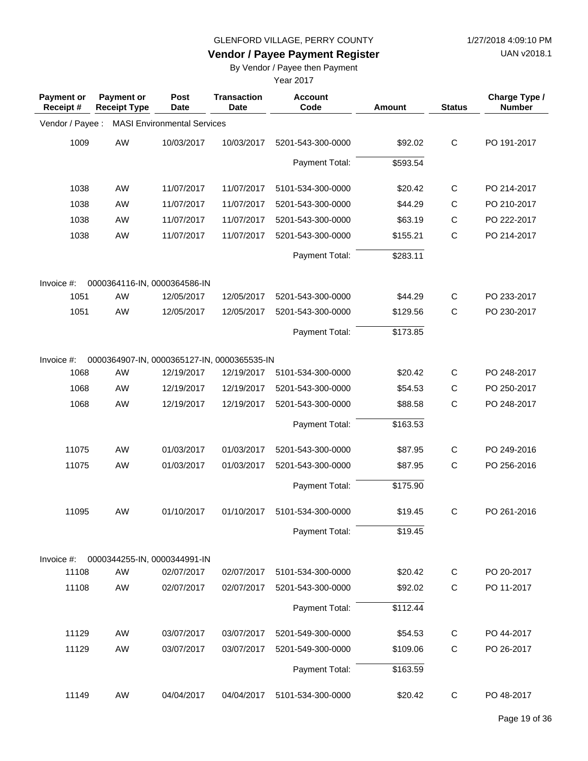GLENFORD VILLAGE, PERRY COUNTY

**Vendor / Payee Payment Register**

By Vendor / Payee then Payment

Year 2017

| Payment or Receipt # | Payment or Receipt Type | Post Date | Transaction Date | Account Code | Amount | Status | Charge Type / Number |
|---|---|---|---|---|---|---|---|
| Vendor / Payee : | MASI Environmental Services | | | | | | |
| 1009 | AW | 10/03/2017 | 10/03/2017 | 5201-543-300-0000 | $92.02 | C | PO 191-2017 |
| | | | | Payment Total: | $593.54 | | |
| 1038 | AW | 11/07/2017 | 11/07/2017 | 5101-534-300-0000 | $20.42 | C | PO 214-2017 |
| 1038 | AW | 11/07/2017 | 11/07/2017 | 5201-543-300-0000 | $44.29 | C | PO 210-2017 |
| 1038 | AW | 11/07/2017 | 11/07/2017 | 5201-543-300-0000 | $63.19 | C | PO 222-2017 |
| 1038 | AW | 11/07/2017 | 11/07/2017 | 5201-543-300-0000 | $155.21 | C | PO 214-2017 |
| | | | | Payment Total: | $283.11 | | |
| Invoice #: | 0000364116-IN, 0000364586-IN | | | | | | |
| 1051 | AW | 12/05/2017 | 12/05/2017 | 5201-543-300-0000 | $44.29 | C | PO 233-2017 |
| 1051 | AW | 12/05/2017 | 12/05/2017 | 5201-543-300-0000 | $129.56 | C | PO 230-2017 |
| | | | | Payment Total: | $173.85 | | |
| Invoice #: | 0000364907-IN, 0000365127-IN, 0000365535-IN | | | | | | |
| 1068 | AW | 12/19/2017 | 12/19/2017 | 5101-534-300-0000 | $20.42 | C | PO 248-2017 |
| 1068 | AW | 12/19/2017 | 12/19/2017 | 5201-543-300-0000 | $54.53 | C | PO 250-2017 |
| 1068 | AW | 12/19/2017 | 12/19/2017 | 5201-543-300-0000 | $88.58 | C | PO 248-2017 |
| | | | | Payment Total: | $163.53 | | |
| 11075 | AW | 01/03/2017 | 01/03/2017 | 5201-543-300-0000 | $87.95 | C | PO 249-2016 |
| 11075 | AW | 01/03/2017 | 01/03/2017 | 5201-543-300-0000 | $87.95 | C | PO 256-2016 |
| | | | | Payment Total: | $175.90 | | |
| 11095 | AW | 01/10/2017 | 01/10/2017 | 5101-534-300-0000 | $19.45 | C | PO 261-2016 |
| | | | | Payment Total: | $19.45 | | |
| Invoice #: | 0000344255-IN, 0000344991-IN | | | | | | |
| 11108 | AW | 02/07/2017 | 02/07/2017 | 5101-534-300-0000 | $20.42 | C | PO 20-2017 |
| 11108 | AW | 02/07/2017 | 02/07/2017 | 5201-543-300-0000 | $92.02 | C | PO 11-2017 |
| | | | | Payment Total: | $112.44 | | |
| 11129 | AW | 03/07/2017 | 03/07/2017 | 5201-549-300-0000 | $54.53 | C | PO 44-2017 |
| 11129 | AW | 03/07/2017 | 03/07/2017 | 5201-549-300-0000 | $109.06 | C | PO 26-2017 |
| | | | | Payment Total: | $163.59 | | |
| 11149 | AW | 04/04/2017 | 04/04/2017 | 5101-534-300-0000 | $20.42 | C | PO 48-2017 |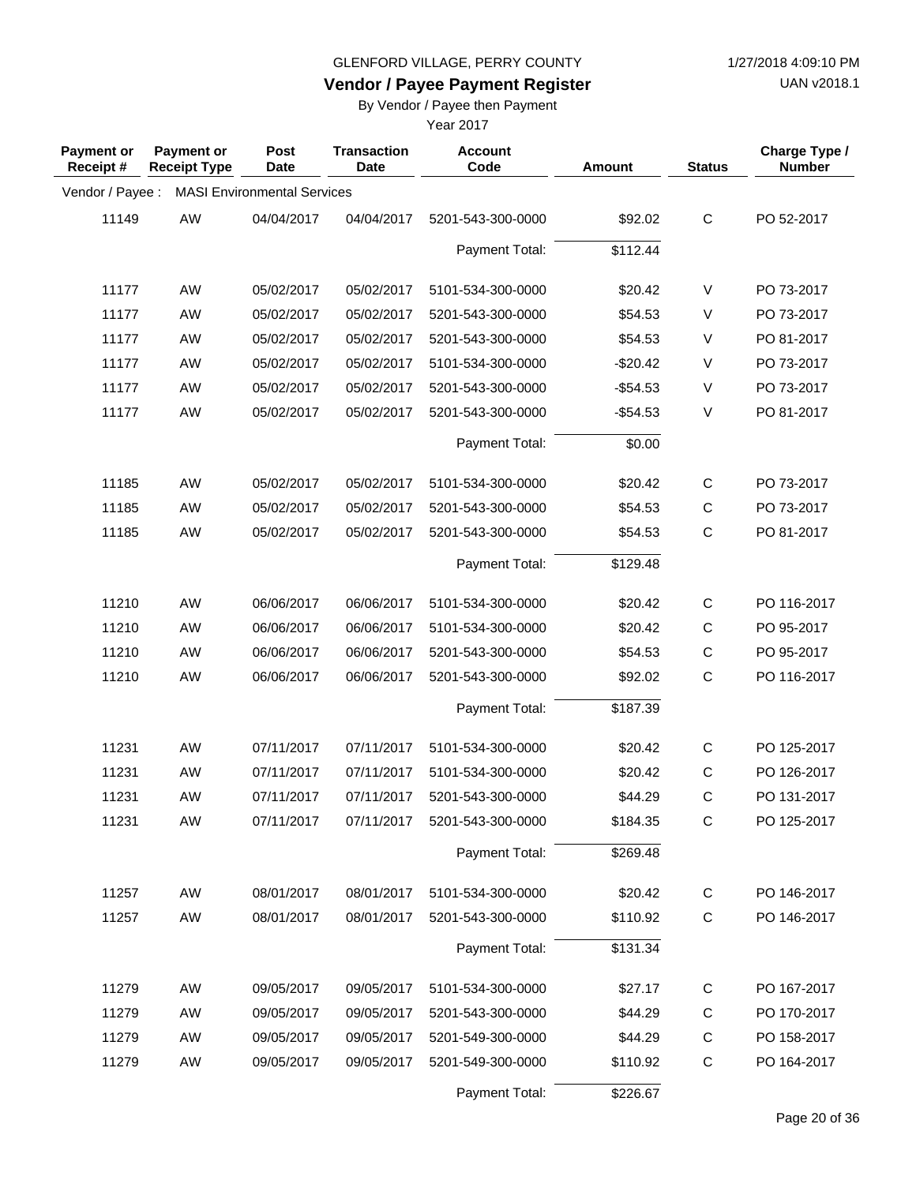GLENFORD VILLAGE, PERRY COUNTY

**Vendor / Payee Payment Register**

By Vendor / Payee then Payment

Year 2017

| Payment or Receipt # | Payment or Receipt Type | Post Date | Transaction Date | Account Code | Amount | Status | Charge Type / Number |
|---|---|---|---|---|---|---|---|
| Vendor / Payee : | MASI Environmental Services | | | | | | |
| 11149 | AW | 04/04/2017 | 04/04/2017 | 5201-543-300-0000 | $92.02 | C | PO 52-2017 |
| | | | | Payment Total: | $112.44 | | |
| 11177 | AW | 05/02/2017 | 05/02/2017 | 5101-534-300-0000 | $20.42 | V | PO 73-2017 |
| 11177 | AW | 05/02/2017 | 05/02/2017 | 5201-543-300-0000 | $54.53 | V | PO 73-2017 |
| 11177 | AW | 05/02/2017 | 05/02/2017 | 5201-543-300-0000 | $54.53 | V | PO 81-2017 |
| 11177 | AW | 05/02/2017 | 05/02/2017 | 5101-534-300-0000 | -$20.42 | V | PO 73-2017 |
| 11177 | AW | 05/02/2017 | 05/02/2017 | 5201-543-300-0000 | -$54.53 | V | PO 73-2017 |
| 11177 | AW | 05/02/2017 | 05/02/2017 | 5201-543-300-0000 | -$54.53 | V | PO 81-2017 |
| | | | | Payment Total: | $0.00 | | |
| 11185 | AW | 05/02/2017 | 05/02/2017 | 5101-534-300-0000 | $20.42 | C | PO 73-2017 |
| 11185 | AW | 05/02/2017 | 05/02/2017 | 5201-543-300-0000 | $54.53 | C | PO 73-2017 |
| 11185 | AW | 05/02/2017 | 05/02/2017 | 5201-543-300-0000 | $54.53 | C | PO 81-2017 |
| | | | | Payment Total: | $129.48 | | |
| 11210 | AW | 06/06/2017 | 06/06/2017 | 5101-534-300-0000 | $20.42 | C | PO 116-2017 |
| 11210 | AW | 06/06/2017 | 06/06/2017 | 5101-534-300-0000 | $20.42 | C | PO 95-2017 |
| 11210 | AW | 06/06/2017 | 06/06/2017 | 5201-543-300-0000 | $54.53 | C | PO 95-2017 |
| 11210 | AW | 06/06/2017 | 06/06/2017 | 5201-543-300-0000 | $92.02 | C | PO 116-2017 |
| | | | | Payment Total: | $187.39 | | |
| 11231 | AW | 07/11/2017 | 07/11/2017 | 5101-534-300-0000 | $20.42 | C | PO 125-2017 |
| 11231 | AW | 07/11/2017 | 07/11/2017 | 5101-534-300-0000 | $20.42 | C | PO 126-2017 |
| 11231 | AW | 07/11/2017 | 07/11/2017 | 5201-543-300-0000 | $44.29 | C | PO 131-2017 |
| 11231 | AW | 07/11/2017 | 07/11/2017 | 5201-543-300-0000 | $184.35 | C | PO 125-2017 |
| | | | | Payment Total: | $269.48 | | |
| 11257 | AW | 08/01/2017 | 08/01/2017 | 5101-534-300-0000 | $20.42 | C | PO 146-2017 |
| 11257 | AW | 08/01/2017 | 08/01/2017 | 5201-543-300-0000 | $110.92 | C | PO 146-2017 |
| | | | | Payment Total: | $131.34 | | |
| 11279 | AW | 09/05/2017 | 09/05/2017 | 5101-534-300-0000 | $27.17 | C | PO 167-2017 |
| 11279 | AW | 09/05/2017 | 09/05/2017 | 5201-543-300-0000 | $44.29 | C | PO 170-2017 |
| 11279 | AW | 09/05/2017 | 09/05/2017 | 5201-549-300-0000 | $44.29 | C | PO 158-2017 |
| 11279 | AW | 09/05/2017 | 09/05/2017 | 5201-549-300-0000 | $110.92 | C | PO 164-2017 |
| | | | | Payment Total: | $226.67 | | |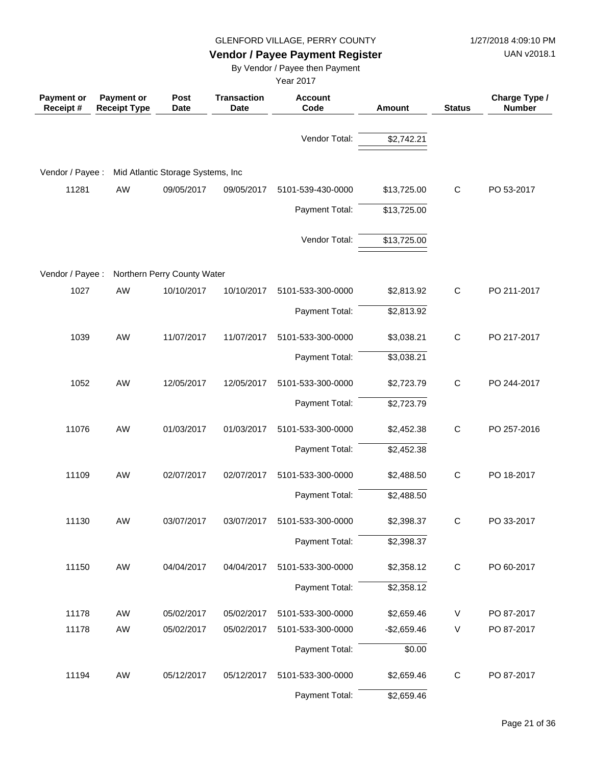GLENFORD VILLAGE, PERRY COUNTY

**Vendor / Payee Payment Register**

By Vendor / Payee then Payment

Year 2017

| Payment or Receipt # | Payment or Receipt Type | Post Date | Transaction Date | Account Code | Amount | Status | Charge Type / Number |
|---|---|---|---|---|---|---|---|
| | | | | Vendor Total: | $2,742.21 | | |
| Vendor / Payee : | Mid Atlantic Storage Systems, Inc | | | | | | |
| 11281 | AW | 09/05/2017 | 09/05/2017 | 5101-539-430-0000 | $13,725.00 | C | PO 53-2017 |
| | | | | Payment Total: | $13,725.00 | | |
| | | | | Vendor Total: | $13,725.00 | | |
| Vendor / Payee : | Northern Perry County Water | | | | | | |
| 1027 | AW | 10/10/2017 | 10/10/2017 | 5101-533-300-0000 | $2,813.92 | C | PO 211-2017 |
| | | | | Payment Total: | $2,813.92 | | |
| 1039 | AW | 11/07/2017 | 11/07/2017 | 5101-533-300-0000 | $3,038.21 | C | PO 217-2017 |
| | | | | Payment Total: | $3,038.21 | | |
| 1052 | AW | 12/05/2017 | 12/05/2017 | 5101-533-300-0000 | $2,723.79 | C | PO 244-2017 |
| | | | | Payment Total: | $2,723.79 | | |
| 11076 | AW | 01/03/2017 | 01/03/2017 | 5101-533-300-0000 | $2,452.38 | C | PO 257-2016 |
| | | | | Payment Total: | $2,452.38 | | |
| 11109 | AW | 02/07/2017 | 02/07/2017 | 5101-533-300-0000 | $2,488.50 | C | PO 18-2017 |
| | | | | Payment Total: | $2,488.50 | | |
| 11130 | AW | 03/07/2017 | 03/07/2017 | 5101-533-300-0000 | $2,398.37 | C | PO 33-2017 |
| | | | | Payment Total: | $2,398.37 | | |
| 11150 | AW | 04/04/2017 | 04/04/2017 | 5101-533-300-0000 | $2,358.12 | C | PO 60-2017 |
| | | | | Payment Total: | $2,358.12 | | |
| 11178 | AW | 05/02/2017 | 05/02/2017 | 5101-533-300-0000 | $2,659.46 | V | PO 87-2017 |
| 11178 | AW | 05/02/2017 | 05/02/2017 | 5101-533-300-0000 | -$2,659.46 | V | PO 87-2017 |
| | | | | Payment Total: | $0.00 | | |
| 11194 | AW | 05/12/2017 | 05/12/2017 | 5101-533-300-0000 | $2,659.46 | C | PO 87-2017 |
| | | | | Payment Total: | $2,659.46 | | |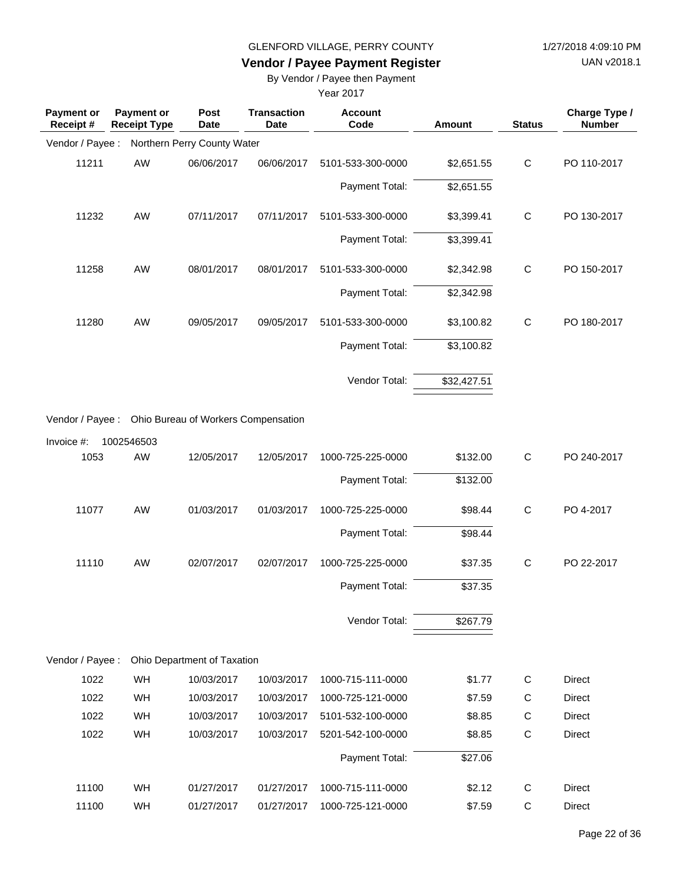GLENFORD VILLAGE, PERRY COUNTY

# Vendor / Payee Payment Register

By Vendor / Payee then Payment

Year 2017

| Payment or Receipt # | Payment or Receipt Type | Post Date | Transaction Date | Account Code | Amount | Status | Charge Type / Number |
|---|---|---|---|---|---|---|---|
| Vendor / Payee : | Northern Perry County Water | | | | | | |
| 11211 | AW | 06/06/2017 | 06/06/2017 | 5101-533-300-0000 | $2,651.55 | C | PO 110-2017 |
| | | | | Payment Total: | $2,651.55 | | |
| 11232 | AW | 07/11/2017 | 07/11/2017 | 5101-533-300-0000 | $3,399.41 | C | PO 130-2017 |
| | | | | Payment Total: | $3,399.41 | | |
| 11258 | AW | 08/01/2017 | 08/01/2017 | 5101-533-300-0000 | $2,342.98 | C | PO 150-2017 |
| | | | | Payment Total: | $2,342.98 | | |
| 11280 | AW | 09/05/2017 | 09/05/2017 | 5101-533-300-0000 | $3,100.82 | C | PO 180-2017 |
| | | | | Payment Total: | $3,100.82 | | |
| | | | | Vendor Total: | $32,427.51 | | |
| Vendor / Payee : | Ohio Bureau of Workers Compensation | | | | | | |
| Invoice #: 1002546503 | | | | | | | |
| 1053 | AW | 12/05/2017 | 12/05/2017 | 1000-725-225-0000 | $132.00 | C | PO 240-2017 |
| | | | | Payment Total: | $132.00 | | |
| 11077 | AW | 01/03/2017 | 01/03/2017 | 1000-725-225-0000 | $98.44 | C | PO 4-2017 |
| | | | | Payment Total: | $98.44 | | |
| 11110 | AW | 02/07/2017 | 02/07/2017 | 1000-725-225-0000 | $37.35 | C | PO 22-2017 |
| | | | | Payment Total: | $37.35 | | |
| | | | | Vendor Total: | $267.79 | | |
| Vendor / Payee : | Ohio Department of Taxation | | | | | | |
| 1022 | WH | 10/03/2017 | 10/03/2017 | 1000-715-111-0000 | $1.77 | C | Direct |
| 1022 | WH | 10/03/2017 | 10/03/2017 | 1000-725-121-0000 | $7.59 | C | Direct |
| 1022 | WH | 10/03/2017 | 10/03/2017 | 5101-532-100-0000 | $8.85 | C | Direct |
| 1022 | WH | 10/03/2017 | 10/03/2017 | 5201-542-100-0000 | $8.85 | C | Direct |
| | | | | Payment Total: | $27.06 | | |
| 11100 | WH | 01/27/2017 | 01/27/2017 | 1000-715-111-0000 | $2.12 | C | Direct |
| 11100 | WH | 01/27/2017 | 01/27/2017 | 1000-725-121-0000 | $7.59 | C | Direct |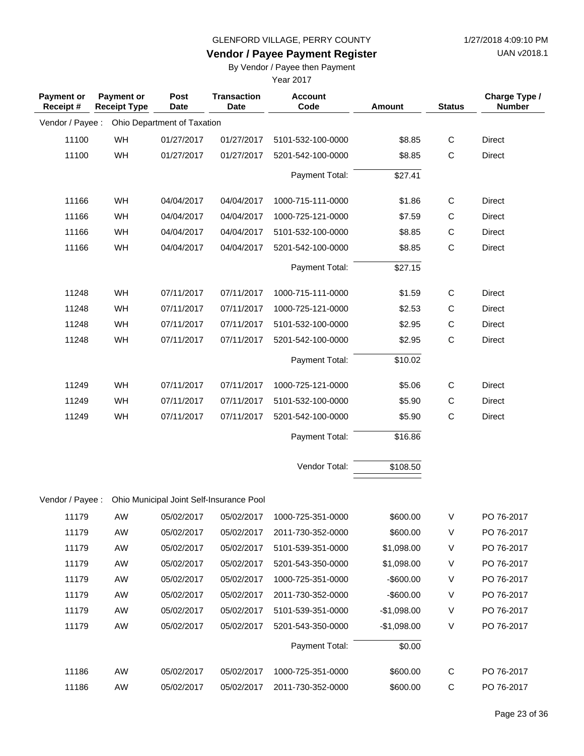GLENFORD VILLAGE, PERRY COUNTY

1/27/2018 4:09:10 PM

UAN v2018.1

## Vendor / Payee Payment Register

By Vendor / Payee then Payment

Year 2017

| Payment or Receipt # | Payment or Receipt Type | Post Date | Transaction Date | Account Code | Amount | Status | Charge Type / Number |
|---|---|---|---|---|---|---|---|
| Vendor / Payee : | Ohio Department of Taxation | | | | | | |
| 11100 | WH | 01/27/2017 | 01/27/2017 | 5101-532-100-0000 | $8.85 | C | Direct |
| 11100 | WH | 01/27/2017 | 01/27/2017 | 5201-542-100-0000 | $8.85 | C | Direct |
| | | | | Payment Total: | $27.41 | | |
| 11166 | WH | 04/04/2017 | 04/04/2017 | 1000-715-111-0000 | $1.86 | C | Direct |
| 11166 | WH | 04/04/2017 | 04/04/2017 | 1000-725-121-0000 | $7.59 | C | Direct |
| 11166 | WH | 04/04/2017 | 04/04/2017 | 5101-532-100-0000 | $8.85 | C | Direct |
| 11166 | WH | 04/04/2017 | 04/04/2017 | 5201-542-100-0000 | $8.85 | C | Direct |
| | | | | Payment Total: | $27.15 | | |
| 11248 | WH | 07/11/2017 | 07/11/2017 | 1000-715-111-0000 | $1.59 | C | Direct |
| 11248 | WH | 07/11/2017 | 07/11/2017 | 1000-725-121-0000 | $2.53 | C | Direct |
| 11248 | WH | 07/11/2017 | 07/11/2017 | 5101-532-100-0000 | $2.95 | C | Direct |
| 11248 | WH | 07/11/2017 | 07/11/2017 | 5201-542-100-0000 | $2.95 | C | Direct |
| | | | | Payment Total: | $10.02 | | |
| 11249 | WH | 07/11/2017 | 07/11/2017 | 1000-725-121-0000 | $5.06 | C | Direct |
| 11249 | WH | 07/11/2017 | 07/11/2017 | 5101-532-100-0000 | $5.90 | C | Direct |
| 11249 | WH | 07/11/2017 | 07/11/2017 | 5201-542-100-0000 | $5.90 | C | Direct |
| | | | | Payment Total: | $16.86 | | |
| | | | | Vendor Total: | $108.50 | | |
| Vendor / Payee : | Ohio Municipal Joint Self-Insurance Pool | | | | | | |
| 11179 | AW | 05/02/2017 | 05/02/2017 | 1000-725-351-0000 | $600.00 | V | PO 76-2017 |
| 11179 | AW | 05/02/2017 | 05/02/2017 | 2011-730-352-0000 | $600.00 | V | PO 76-2017 |
| 11179 | AW | 05/02/2017 | 05/02/2017 | 5101-539-351-0000 | $1,098.00 | V | PO 76-2017 |
| 11179 | AW | 05/02/2017 | 05/02/2017 | 5201-543-350-0000 | $1,098.00 | V | PO 76-2017 |
| 11179 | AW | 05/02/2017 | 05/02/2017 | 1000-725-351-0000 | -$600.00 | V | PO 76-2017 |
| 11179 | AW | 05/02/2017 | 05/02/2017 | 2011-730-352-0000 | -$600.00 | V | PO 76-2017 |
| 11179 | AW | 05/02/2017 | 05/02/2017 | 5101-539-351-0000 | -$1,098.00 | V | PO 76-2017 |
| 11179 | AW | 05/02/2017 | 05/02/2017 | 5201-543-350-0000 | -$1,098.00 | V | PO 76-2017 |
| | | | | Payment Total: | $0.00 | | |
| 11186 | AW | 05/02/2017 | 05/02/2017 | 1000-725-351-0000 | $600.00 | C | PO 76-2017 |
| 11186 | AW | 05/02/2017 | 05/02/2017 | 2011-730-352-0000 | $600.00 | C | PO 76-2017 |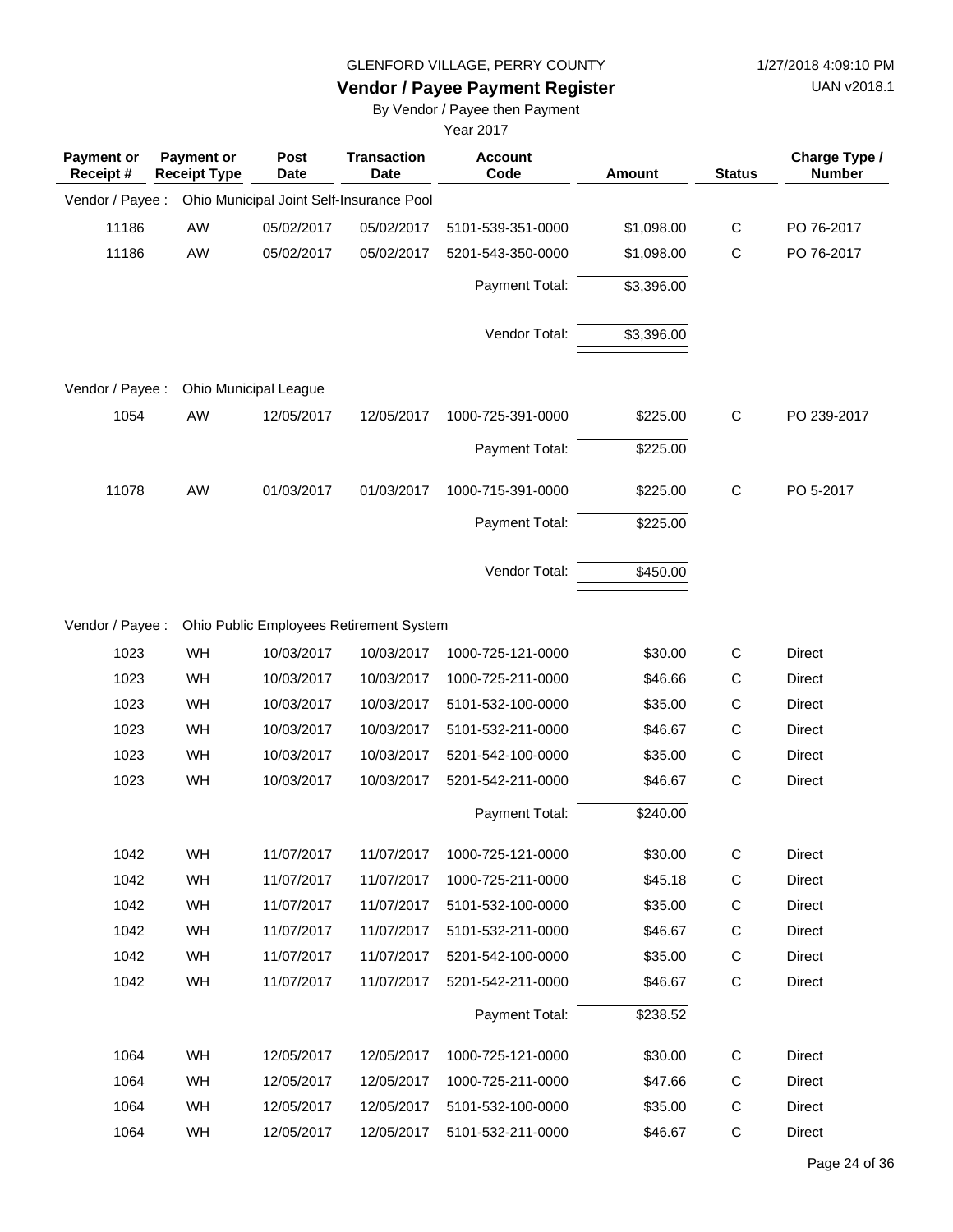GLENFORD VILLAGE, PERRY COUNTY

1/27/2018 4:09:10 PM

**Vendor / Payee Payment Register**

UAN v2018.1

By Vendor / Payee then Payment

Year 2017

| Payment or Receipt # | Payment or Receipt Type | Post Date | Transaction Date | Account Code | Amount | Status | Charge Type / Number |
|---|---|---|---|---|---|---|---|
| Vendor / Payee : | Ohio Municipal Joint Self-Insurance Pool | | | | | | |
| 11186 | AW | 05/02/2017 | 05/02/2017 | 5101-539-351-0000 | $1,098.00 | C | PO 76-2017 |
| 11186 | AW | 05/02/2017 | 05/02/2017 | 5201-543-350-0000 | $1,098.00 | C | PO 76-2017 |
| | | | | Payment Total: | $3,396.00 | | |
| | | | | Vendor Total: | $3,396.00 | | |
| Vendor / Payee : | Ohio Municipal League | | | | | | |
| 1054 | AW | 12/05/2017 | 12/05/2017 | 1000-725-391-0000 | $225.00 | C | PO 239-2017 |
| | | | | Payment Total: | $225.00 | | |
| 11078 | AW | 01/03/2017 | 01/03/2017 | 1000-715-391-0000 | $225.00 | C | PO 5-2017 |
| | | | | Payment Total: | $225.00 | | |
| | | | | Vendor Total: | $450.00 | | |
| Vendor / Payee : | Ohio Public Employees Retirement System | | | | | | |
| 1023 | WH | 10/03/2017 | 10/03/2017 | 1000-725-121-0000 | $30.00 | C | Direct |
| 1023 | WH | 10/03/2017 | 10/03/2017 | 1000-725-211-0000 | $46.66 | C | Direct |
| 1023 | WH | 10/03/2017 | 10/03/2017 | 5101-532-100-0000 | $35.00 | C | Direct |
| 1023 | WH | 10/03/2017 | 10/03/2017 | 5101-532-211-0000 | $46.67 | C | Direct |
| 1023 | WH | 10/03/2017 | 10/03/2017 | 5201-542-100-0000 | $35.00 | C | Direct |
| 1023 | WH | 10/03/2017 | 10/03/2017 | 5201-542-211-0000 | $46.67 | C | Direct |
| | | | | Payment Total: | $240.00 | | |
| 1042 | WH | 11/07/2017 | 11/07/2017 | 1000-725-121-0000 | $30.00 | C | Direct |
| 1042 | WH | 11/07/2017 | 11/07/2017 | 1000-725-211-0000 | $45.18 | C | Direct |
| 1042 | WH | 11/07/2017 | 11/07/2017 | 5101-532-100-0000 | $35.00 | C | Direct |
| 1042 | WH | 11/07/2017 | 11/07/2017 | 5101-532-211-0000 | $46.67 | C | Direct |
| 1042 | WH | 11/07/2017 | 11/07/2017 | 5201-542-100-0000 | $35.00 | C | Direct |
| 1042 | WH | 11/07/2017 | 11/07/2017 | 5201-542-211-0000 | $46.67 | C | Direct |
| | | | | Payment Total: | $238.52 | | |
| 1064 | WH | 12/05/2017 | 12/05/2017 | 1000-725-121-0000 | $30.00 | C | Direct |
| 1064 | WH | 12/05/2017 | 12/05/2017 | 1000-725-211-0000 | $47.66 | C | Direct |
| 1064 | WH | 12/05/2017 | 12/05/2017 | 5101-532-100-0000 | $35.00 | C | Direct |
| 1064 | WH | 12/05/2017 | 12/05/2017 | 5101-532-211-0000 | $46.67 | C | Direct |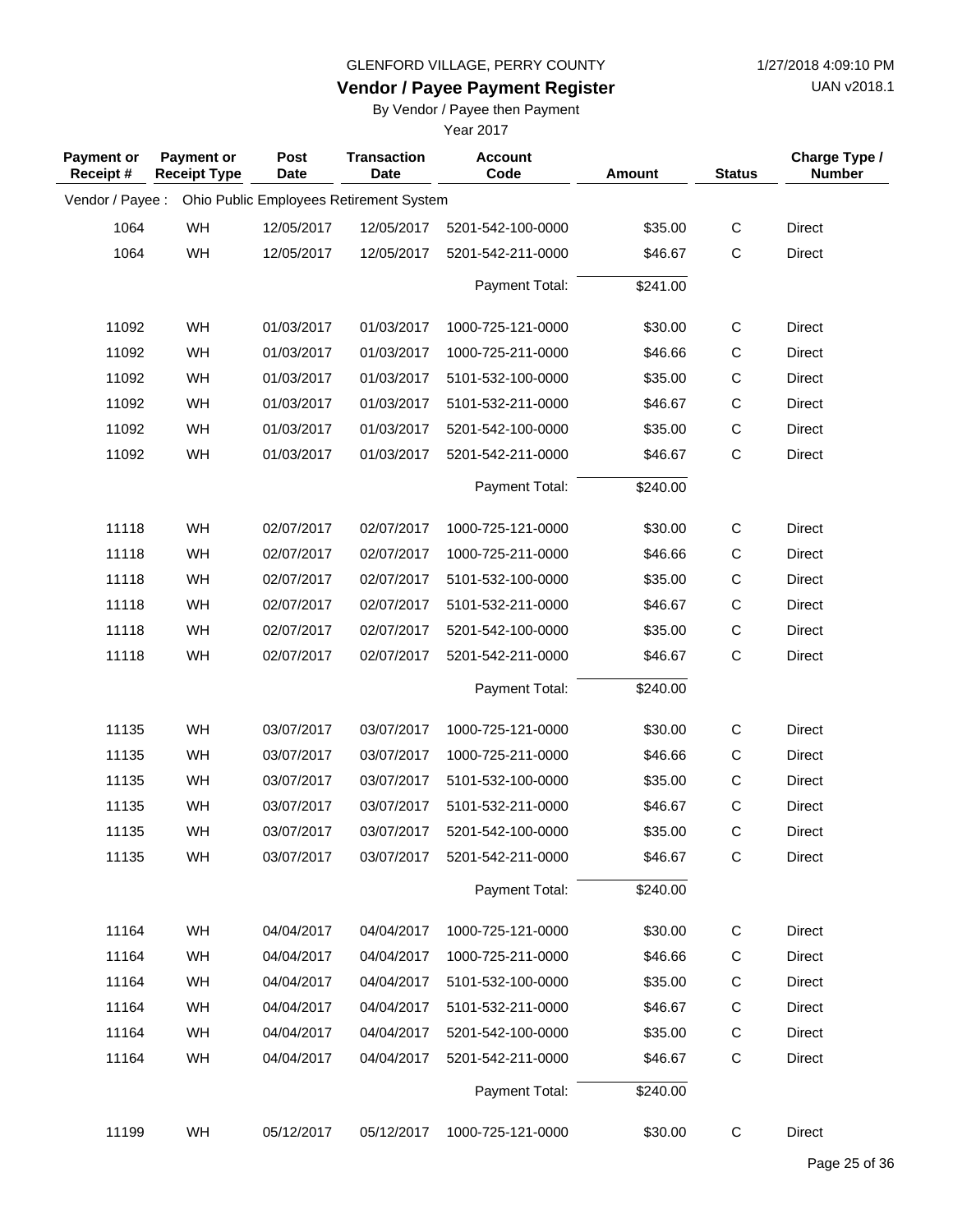GLENFORD VILLAGE, PERRY COUNTY

**Vendor / Payee Payment Register**

By Vendor / Payee then Payment

Year 2017

| Payment or Receipt # | Payment or Receipt Type | Post Date | Transaction Date | Account Code | Amount | Status | Charge Type / Number |
|---|---|---|---|---|---|---|---|
| Vendor / Payee : | Ohio Public Employees Retirement System | | | | | | |
| 1064 | WH | 12/05/2017 | 12/05/2017 | 5201-542-100-0000 | $35.00 | C | Direct |
| 1064 | WH | 12/05/2017 | 12/05/2017 | 5201-542-211-0000 | $46.67 | C | Direct |
| | | | | Payment Total: | $241.00 | | |
| 11092 | WH | 01/03/2017 | 01/03/2017 | 1000-725-121-0000 | $30.00 | C | Direct |
| 11092 | WH | 01/03/2017 | 01/03/2017 | 1000-725-211-0000 | $46.66 | C | Direct |
| 11092 | WH | 01/03/2017 | 01/03/2017 | 5101-532-100-0000 | $35.00 | C | Direct |
| 11092 | WH | 01/03/2017 | 01/03/2017 | 5101-532-211-0000 | $46.67 | C | Direct |
| 11092 | WH | 01/03/2017 | 01/03/2017 | 5201-542-100-0000 | $35.00 | C | Direct |
| 11092 | WH | 01/03/2017 | 01/03/2017 | 5201-542-211-0000 | $46.67 | C | Direct |
| | | | | Payment Total: | $240.00 | | |
| 11118 | WH | 02/07/2017 | 02/07/2017 | 1000-725-121-0000 | $30.00 | C | Direct |
| 11118 | WH | 02/07/2017 | 02/07/2017 | 1000-725-211-0000 | $46.66 | C | Direct |
| 11118 | WH | 02/07/2017 | 02/07/2017 | 5101-532-100-0000 | $35.00 | C | Direct |
| 11118 | WH | 02/07/2017 | 02/07/2017 | 5101-532-211-0000 | $46.67 | C | Direct |
| 11118 | WH | 02/07/2017 | 02/07/2017 | 5201-542-100-0000 | $35.00 | C | Direct |
| 11118 | WH | 02/07/2017 | 02/07/2017 | 5201-542-211-0000 | $46.67 | C | Direct |
| | | | | Payment Total: | $240.00 | | |
| 11135 | WH | 03/07/2017 | 03/07/2017 | 1000-725-121-0000 | $30.00 | C | Direct |
| 11135 | WH | 03/07/2017 | 03/07/2017 | 1000-725-211-0000 | $46.66 | C | Direct |
| 11135 | WH | 03/07/2017 | 03/07/2017 | 5101-532-100-0000 | $35.00 | C | Direct |
| 11135 | WH | 03/07/2017 | 03/07/2017 | 5101-532-211-0000 | $46.67 | C | Direct |
| 11135 | WH | 03/07/2017 | 03/07/2017 | 5201-542-100-0000 | $35.00 | C | Direct |
| 11135 | WH | 03/07/2017 | 03/07/2017 | 5201-542-211-0000 | $46.67 | C | Direct |
| | | | | Payment Total: | $240.00 | | |
| 11164 | WH | 04/04/2017 | 04/04/2017 | 1000-725-121-0000 | $30.00 | C | Direct |
| 11164 | WH | 04/04/2017 | 04/04/2017 | 1000-725-211-0000 | $46.66 | C | Direct |
| 11164 | WH | 04/04/2017 | 04/04/2017 | 5101-532-100-0000 | $35.00 | C | Direct |
| 11164 | WH | 04/04/2017 | 04/04/2017 | 5101-532-211-0000 | $46.67 | C | Direct |
| 11164 | WH | 04/04/2017 | 04/04/2017 | 5201-542-100-0000 | $35.00 | C | Direct |
| 11164 | WH | 04/04/2017 | 04/04/2017 | 5201-542-211-0000 | $46.67 | C | Direct |
| | | | | Payment Total: | $240.00 | | |
| 11199 | WH | 05/12/2017 | 05/12/2017 | 1000-725-121-0000 | $30.00 | C | Direct |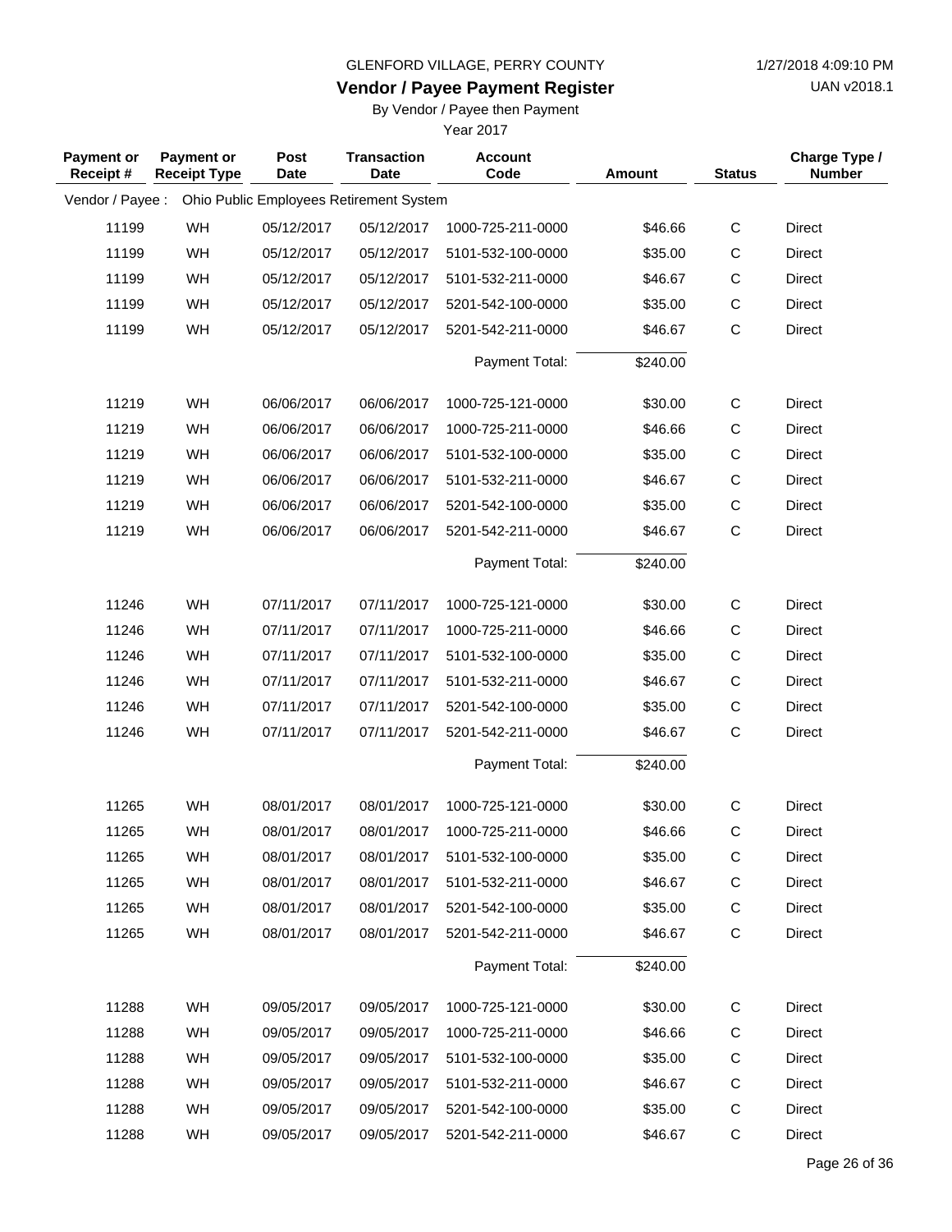GLENFORD VILLAGE, PERRY COUNTY

1/27/2018 4:09:10 PM

**Vendor / Payee Payment Register**

UAN v2018.1

By Vendor / Payee then Payment

Year 2017

| Payment or Receipt # | Payment or Receipt Type | Post Date | Transaction Date | Account Code | Amount | Status | Charge Type / Number |
|---|---|---|---|---|---|---|---|
| Vendor / Payee : | Ohio Public Employees Retirement System | | | | | | |
| 11199 | WH | 05/12/2017 | 05/12/2017 | 1000-725-211-0000 | $46.66 | C | Direct |
| 11199 | WH | 05/12/2017 | 05/12/2017 | 5101-532-100-0000 | $35.00 | C | Direct |
| 11199 | WH | 05/12/2017 | 05/12/2017 | 5101-532-211-0000 | $46.67 | C | Direct |
| 11199 | WH | 05/12/2017 | 05/12/2017 | 5201-542-100-0000 | $35.00 | C | Direct |
| 11199 | WH | 05/12/2017 | 05/12/2017 | 5201-542-211-0000 | $46.67 | C | Direct |
| | | | | Payment Total: | $240.00 | | |
| 11219 | WH | 06/06/2017 | 06/06/2017 | 1000-725-121-0000 | $30.00 | C | Direct |
| 11219 | WH | 06/06/2017 | 06/06/2017 | 1000-725-211-0000 | $46.66 | C | Direct |
| 11219 | WH | 06/06/2017 | 06/06/2017 | 5101-532-100-0000 | $35.00 | C | Direct |
| 11219 | WH | 06/06/2017 | 06/06/2017 | 5101-532-211-0000 | $46.67 | C | Direct |
| 11219 | WH | 06/06/2017 | 06/06/2017 | 5201-542-100-0000 | $35.00 | C | Direct |
| 11219 | WH | 06/06/2017 | 06/06/2017 | 5201-542-211-0000 | $46.67 | C | Direct |
| | | | | Payment Total: | $240.00 | | |
| 11246 | WH | 07/11/2017 | 07/11/2017 | 1000-725-121-0000 | $30.00 | C | Direct |
| 11246 | WH | 07/11/2017 | 07/11/2017 | 1000-725-211-0000 | $46.66 | C | Direct |
| 11246 | WH | 07/11/2017 | 07/11/2017 | 5101-532-100-0000 | $35.00 | C | Direct |
| 11246 | WH | 07/11/2017 | 07/11/2017 | 5101-532-211-0000 | $46.67 | C | Direct |
| 11246 | WH | 07/11/2017 | 07/11/2017 | 5201-542-100-0000 | $35.00 | C | Direct |
| 11246 | WH | 07/11/2017 | 07/11/2017 | 5201-542-211-0000 | $46.67 | C | Direct |
| | | | | Payment Total: | $240.00 | | |
| 11265 | WH | 08/01/2017 | 08/01/2017 | 1000-725-121-0000 | $30.00 | C | Direct |
| 11265 | WH | 08/01/2017 | 08/01/2017 | 1000-725-211-0000 | $46.66 | C | Direct |
| 11265 | WH | 08/01/2017 | 08/01/2017 | 5101-532-100-0000 | $35.00 | C | Direct |
| 11265 | WH | 08/01/2017 | 08/01/2017 | 5101-532-211-0000 | $46.67 | C | Direct |
| 11265 | WH | 08/01/2017 | 08/01/2017 | 5201-542-100-0000 | $35.00 | C | Direct |
| 11265 | WH | 08/01/2017 | 08/01/2017 | 5201-542-211-0000 | $46.67 | C | Direct |
| | | | | Payment Total: | $240.00 | | |
| 11288 | WH | 09/05/2017 | 09/05/2017 | 1000-725-121-0000 | $30.00 | C | Direct |
| 11288 | WH | 09/05/2017 | 09/05/2017 | 1000-725-211-0000 | $46.66 | C | Direct |
| 11288 | WH | 09/05/2017 | 09/05/2017 | 5101-532-100-0000 | $35.00 | C | Direct |
| 11288 | WH | 09/05/2017 | 09/05/2017 | 5101-532-211-0000 | $46.67 | C | Direct |
| 11288 | WH | 09/05/2017 | 09/05/2017 | 5201-542-100-0000 | $35.00 | C | Direct |
| 11288 | WH | 09/05/2017 | 09/05/2017 | 5201-542-211-0000 | $46.67 | C | Direct |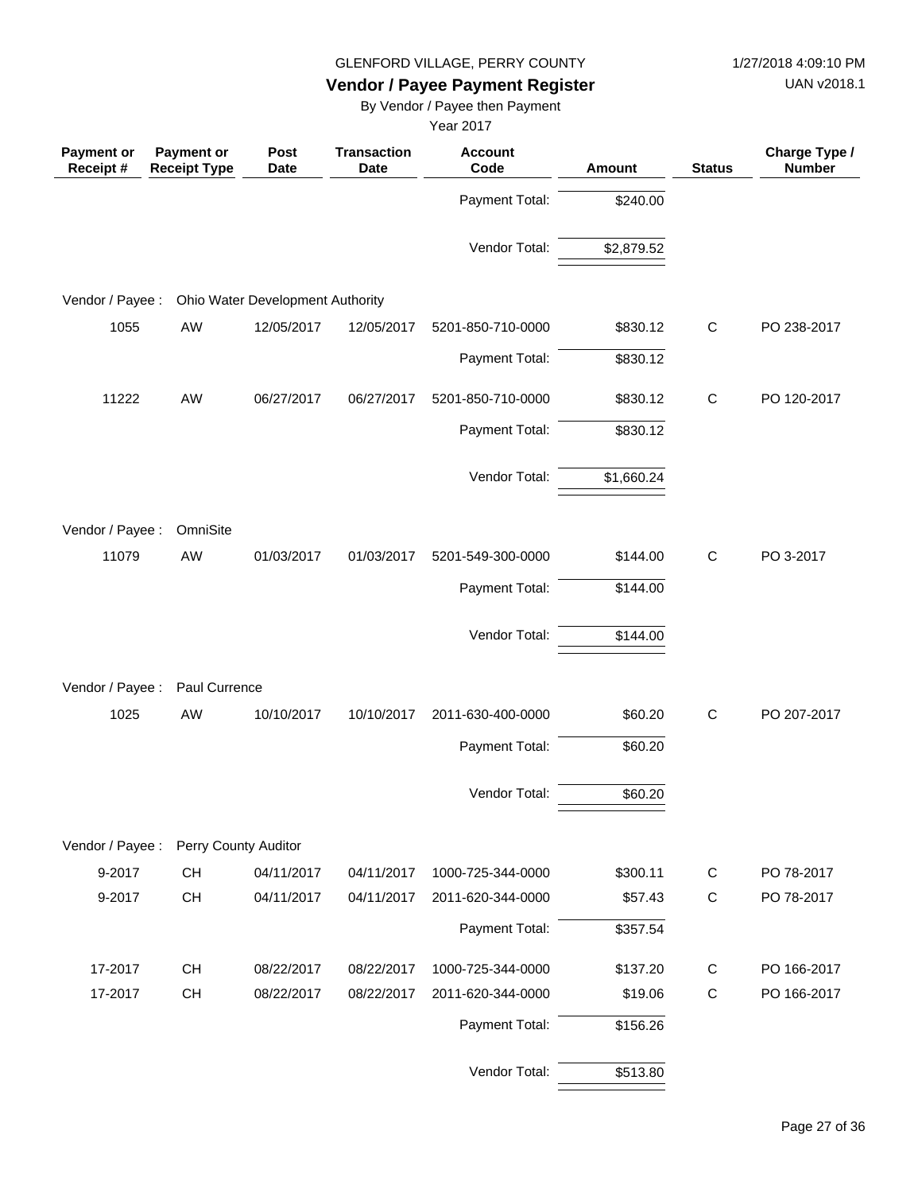GLENFORD VILLAGE, PERRY COUNTY

# Vendor / Payee Payment Register

By Vendor / Payee then Payment

Year 2017

| Payment or Receipt # | Payment or Receipt Type | Post Date | Transaction Date | Account Code | Amount | Status | Charge Type / Number |
|---|---|---|---|---|---|---|---|
| | | | | Payment Total: | $240.00 | | |
| | | | | Vendor Total: | $2,879.52 | | |
| Vendor / Payee : | Ohio Water Development Authority | | | | | | |
| 1055 | AW | 12/05/2017 | 12/05/2017 | 5201-850-710-0000 | $830.12 | C | PO 238-2017 |
| | | | | Payment Total: | $830.12 | | |
| 11222 | AW | 06/27/2017 | 06/27/2017 | 5201-850-710-0000 | $830.12 | C | PO 120-2017 |
| | | | | Payment Total: | $830.12 | | |
| | | | | Vendor Total: | $1,660.24 | | |
| Vendor / Payee : | OmniSite | | | | | | |
| 11079 | AW | 01/03/2017 | 01/03/2017 | 5201-549-300-0000 | $144.00 | C | PO 3-2017 |
| | | | | Payment Total: | $144.00 | | |
| | | | | Vendor Total: | $144.00 | | |
| Vendor / Payee : | Paul Currence | | | | | | |
| 1025 | AW | 10/10/2017 | 10/10/2017 | 2011-630-400-0000 | $60.20 | C | PO 207-2017 |
| | | | | Payment Total: | $60.20 | | |
| | | | | Vendor Total: | $60.20 | | |
| Vendor / Payee : | Perry County Auditor | | | | | | |
| 9-2017 | CH | 04/11/2017 | 04/11/2017 | 1000-725-344-0000 | $300.11 | C | PO 78-2017 |
| 9-2017 | CH | 04/11/2017 | 04/11/2017 | 2011-620-344-0000 | $57.43 | C | PO 78-2017 |
| | | | | Payment Total: | $357.54 | | |
| 17-2017 | CH | 08/22/2017 | 08/22/2017 | 1000-725-344-0000 | $137.20 | C | PO 166-2017 |
| 17-2017 | CH | 08/22/2017 | 08/22/2017 | 2011-620-344-0000 | $19.06 | C | PO 166-2017 |
| | | | | Payment Total: | $156.26 | | |
| | | | | Vendor Total: | $513.80 | | |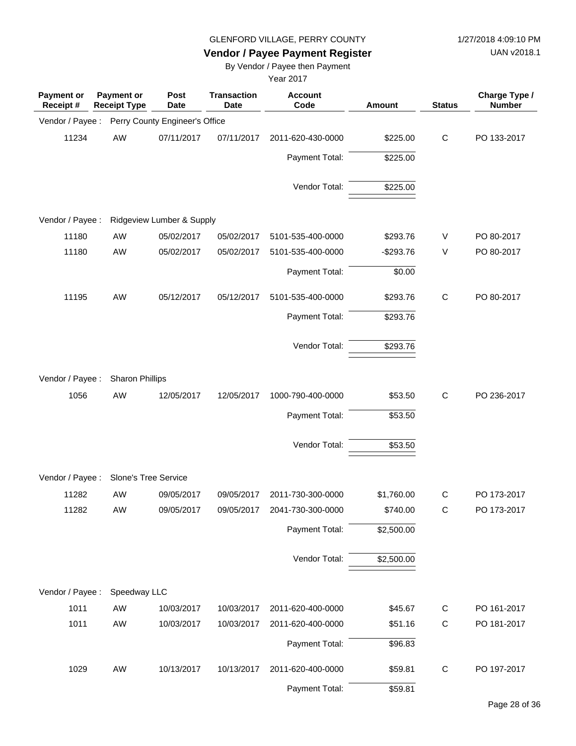GLENFORD VILLAGE, PERRY COUNTY

# Vendor / Payee Payment Register

By Vendor / Payee then Payment

Year 2017

| Payment or Receipt # | Payment or Receipt Type | Post Date | Transaction Date | Account Code | Amount | Status | Charge Type / Number |
|---|---|---|---|---|---|---|---|
| Vendor / Payee : | Perry County Engineer's Office | | | | | | |
| 11234 | AW | 07/11/2017 | 07/11/2017 | 2011-620-430-0000 | $225.00 | C | PO 133-2017 |
| | | | | Payment Total: | $225.00 | | |
| | | | | Vendor Total: | $225.00 | | |
| Vendor / Payee : | Ridgeview Lumber & Supply | | | | | | |
| 11180 | AW | 05/02/2017 | 05/02/2017 | 5101-535-400-0000 | $293.76 | V | PO 80-2017 |
| 11180 | AW | 05/02/2017 | 05/02/2017 | 5101-535-400-0000 | -$293.76 | V | PO 80-2017 |
| | | | | Payment Total: | $0.00 | | |
| 11195 | AW | 05/12/2017 | 05/12/2017 | 5101-535-400-0000 | $293.76 | C | PO 80-2017 |
| | | | | Payment Total: | $293.76 | | |
| | | | | Vendor Total: | $293.76 | | |
| Vendor / Payee : | Sharon Phillips | | | | | | |
| 1056 | AW | 12/05/2017 | 12/05/2017 | 1000-790-400-0000 | $53.50 | C | PO 236-2017 |
| | | | | Payment Total: | $53.50 | | |
| | | | | Vendor Total: | $53.50 | | |
| Vendor / Payee : | Slone's Tree Service | | | | | | |
| 11282 | AW | 09/05/2017 | 09/05/2017 | 2011-730-300-0000 | $1,760.00 | C | PO 173-2017 |
| 11282 | AW | 09/05/2017 | 09/05/2017 | 2041-730-300-0000 | $740.00 | C | PO 173-2017 |
| | | | | Payment Total: | $2,500.00 | | |
| | | | | Vendor Total: | $2,500.00 | | |
| Vendor / Payee : | Speedway LLC | | | | | | |
| 1011 | AW | 10/03/2017 | 10/03/2017 | 2011-620-400-0000 | $45.67 | C | PO 161-2017 |
| 1011 | AW | 10/03/2017 | 10/03/2017 | 2011-620-400-0000 | $51.16 | C | PO 181-2017 |
| | | | | Payment Total: | $96.83 | | |
| 1029 | AW | 10/13/2017 | 10/13/2017 | 2011-620-400-0000 | $59.81 | C | PO 197-2017 |
| | | | | Payment Total: | $59.81 | | |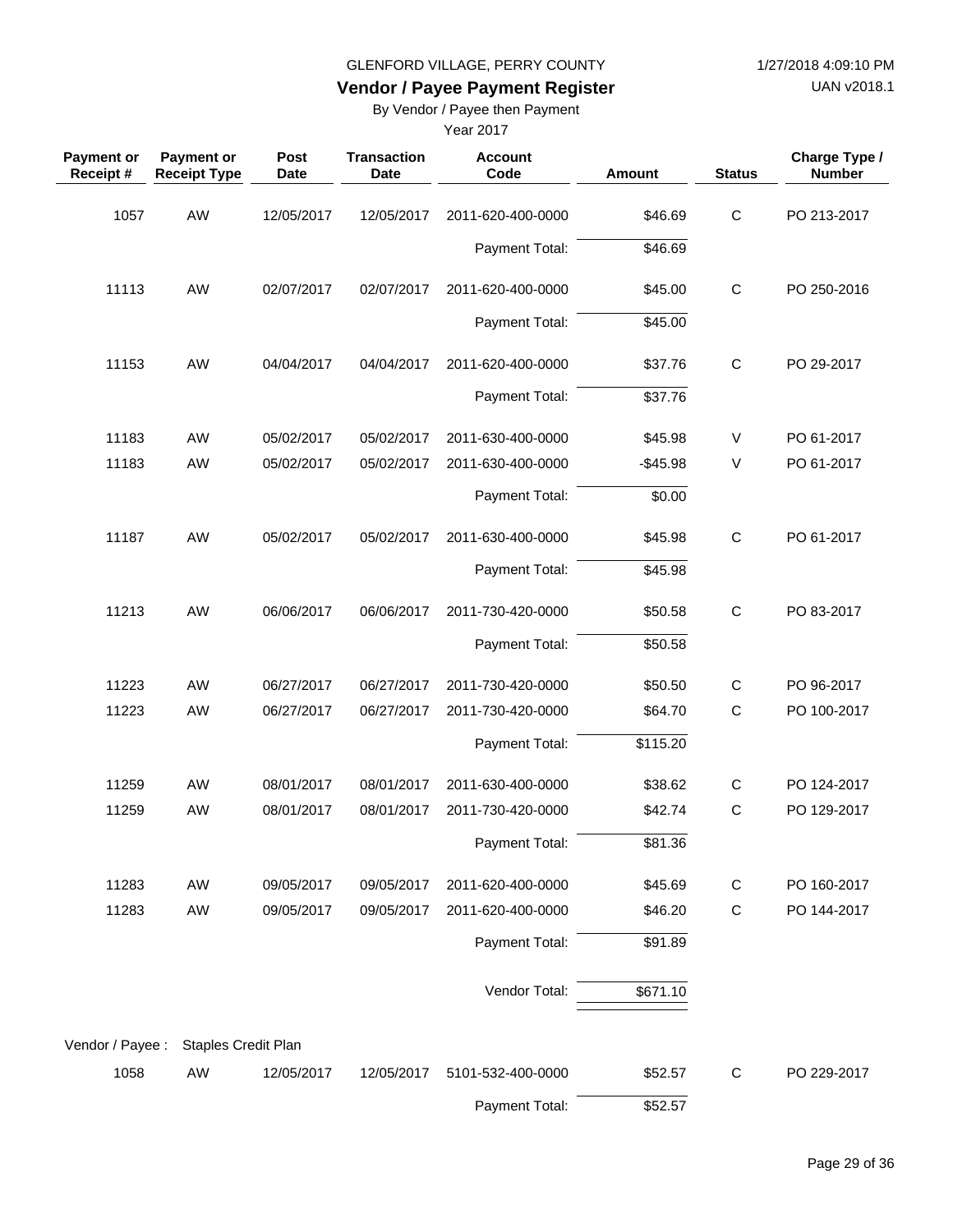GLENFORD VILLAGE, PERRY COUNTY

1/27/2018 4:09:10 PM

**Vendor / Payee Payment Register**

UAN v2018.1

By Vendor / Payee then Payment

Year 2017

| Payment or Receipt # | Payment or Receipt Type | Post Date | Transaction Date | Account Code | Amount | Status | Charge Type / Number |
|---|---|---|---|---|---|---|---|
| 1057 | AW | 12/05/2017 | 12/05/2017 | 2011-620-400-0000 | $46.69 | C | PO 213-2017 |
| | | | | Payment Total: | $46.69 | | |
| 11113 | AW | 02/07/2017 | 02/07/2017 | 2011-620-400-0000 | $45.00 | C | PO 250-2016 |
| | | | | Payment Total: | $45.00 | | |
| 11153 | AW | 04/04/2017 | 04/04/2017 | 2011-620-400-0000 | $37.76 | C | PO 29-2017 |
| | | | | Payment Total: | $37.76 | | |
| 11183 | AW | 05/02/2017 | 05/02/2017 | 2011-630-400-0000 | $45.98 | V | PO 61-2017 |
| 11183 | AW | 05/02/2017 | 05/02/2017 | 2011-630-400-0000 | -$45.98 | V | PO 61-2017 |
| | | | | Payment Total: | $0.00 | | |
| 11187 | AW | 05/02/2017 | 05/02/2017 | 2011-630-400-0000 | $45.98 | C | PO 61-2017 |
| | | | | Payment Total: | $45.98 | | |
| 11213 | AW | 06/06/2017 | 06/06/2017 | 2011-730-420-0000 | $50.58 | C | PO 83-2017 |
| | | | | Payment Total: | $50.58 | | |
| 11223 | AW | 06/27/2017 | 06/27/2017 | 2011-730-420-0000 | $50.50 | C | PO 96-2017 |
| 11223 | AW | 06/27/2017 | 06/27/2017 | 2011-730-420-0000 | $64.70 | C | PO 100-2017 |
| | | | | Payment Total: | $115.20 | | |
| 11259 | AW | 08/01/2017 | 08/01/2017 | 2011-630-400-0000 | $38.62 | C | PO 124-2017 |
| 11259 | AW | 08/01/2017 | 08/01/2017 | 2011-730-420-0000 | $42.74 | C | PO 129-2017 |
| | | | | Payment Total: | $81.36 | | |
| 11283 | AW | 09/05/2017 | 09/05/2017 | 2011-620-400-0000 | $45.69 | C | PO 160-2017 |
| 11283 | AW | 09/05/2017 | 09/05/2017 | 2011-620-400-0000 | $46.20 | C | PO 144-2017 |
| | | | | Payment Total: | $91.89 | | |
| | | | | Vendor Total: | $671.10 | | |

Vendor / Payee : Staples Credit Plan

| Payment or Receipt # | Payment or Receipt Type | Post Date | Transaction Date | Account Code | Amount | Status | Charge Type / Number |
|---|---|---|---|---|---|---|---|
| 1058 | AW | 12/05/2017 | 12/05/2017 | 5101-532-400-0000 | $52.57 | C | PO 229-2017 |
| | | | | Payment Total: | $52.57 | | |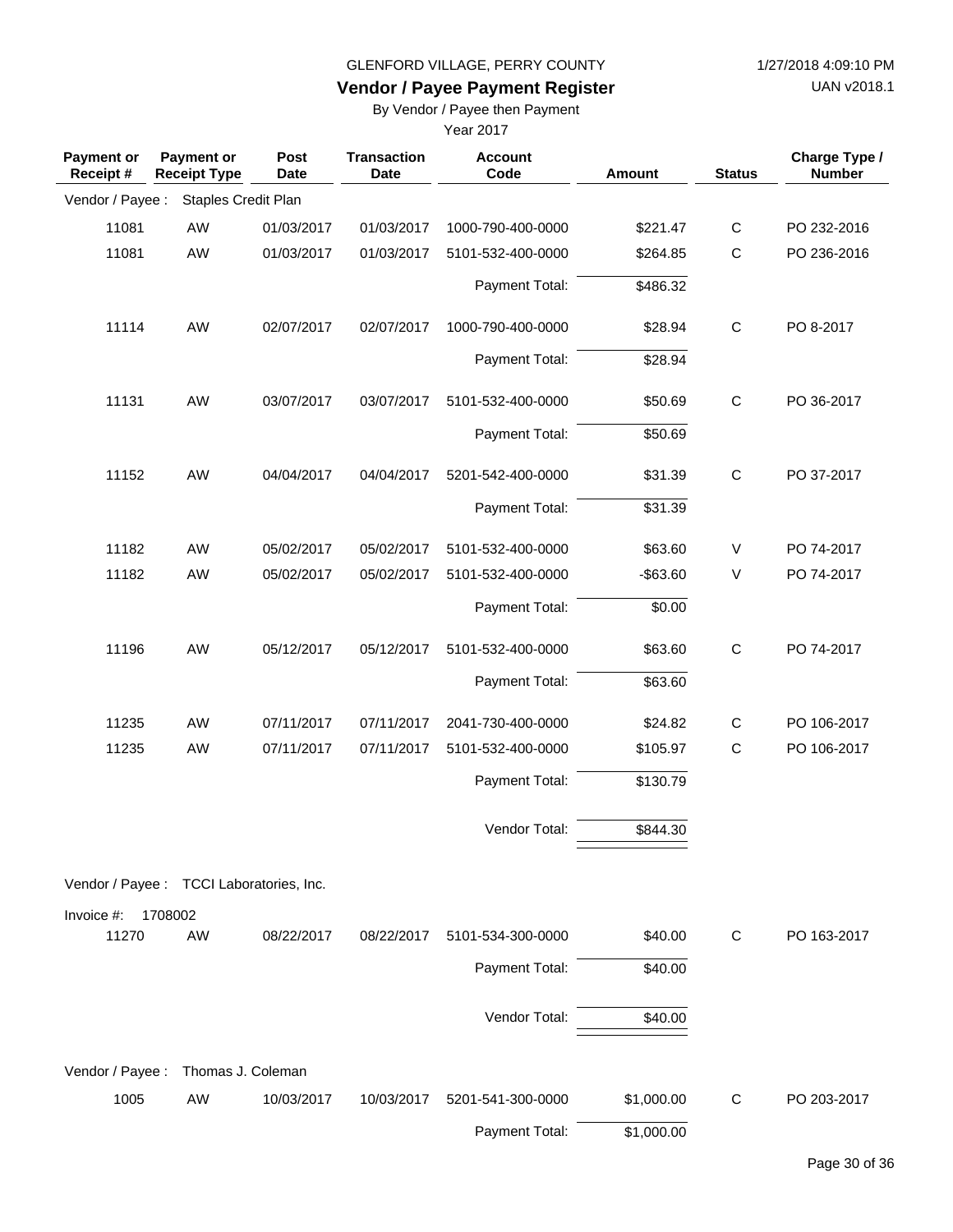GLENFORD VILLAGE, PERRY COUNTY

# Vendor / Payee Payment Register

By Vendor / Payee then Payment

Year 2017

| Payment or Receipt # | Payment or Receipt Type | Post Date | Transaction Date | Account Code | Amount | Status | Charge Type / Number |
|---|---|---|---|---|---|---|---|
| Vendor / Payee : | Staples Credit Plan | | | | | | |
| 11081 | AW | 01/03/2017 | 01/03/2017 | 1000-790-400-0000 | $221.47 | C | PO 232-2016 |
| 11081 | AW | 01/03/2017 | 01/03/2017 | 5101-532-400-0000 | $264.85 | C | PO 236-2016 |
| | | | | Payment Total: | $486.32 | | |
| 11114 | AW | 02/07/2017 | 02/07/2017 | 1000-790-400-0000 | $28.94 | C | PO 8-2017 |
| | | | | Payment Total: | $28.94 | | |
| 11131 | AW | 03/07/2017 | 03/07/2017 | 5101-532-400-0000 | $50.69 | C | PO 36-2017 |
| | | | | Payment Total: | $50.69 | | |
| 11152 | AW | 04/04/2017 | 04/04/2017 | 5201-542-400-0000 | $31.39 | C | PO 37-2017 |
| | | | | Payment Total: | $31.39 | | |
| 11182 | AW | 05/02/2017 | 05/02/2017 | 5101-532-400-0000 | $63.60 | V | PO 74-2017 |
| 11182 | AW | 05/02/2017 | 05/02/2017 | 5101-532-400-0000 | -$63.60 | V | PO 74-2017 |
| | | | | Payment Total: | $0.00 | | |
| 11196 | AW | 05/12/2017 | 05/12/2017 | 5101-532-400-0000 | $63.60 | C | PO 74-2017 |
| | | | | Payment Total: | $63.60 | | |
| 11235 | AW | 07/11/2017 | 07/11/2017 | 2041-730-400-0000 | $24.82 | C | PO 106-2017 |
| 11235 | AW | 07/11/2017 | 07/11/2017 | 5101-532-400-0000 | $105.97 | C | PO 106-2017 |
| | | | | Payment Total: | $130.79 | | |
| | | | | Vendor Total: | $844.30 | | |
| Vendor / Payee : | TCCI Laboratories, Inc. | | | | | | |
| Invoice #: 1708002 | | | | | | | |
| 11270 | AW | 08/22/2017 | 08/22/2017 | 5101-534-300-0000 | $40.00 | C | PO 163-2017 |
| | | | | Payment Total: | $40.00 | | |
| | | | | Vendor Total: | $40.00 | | |
| Vendor / Payee : | Thomas J. Coleman | | | | | | |
| 1005 | AW | 10/03/2017 | 10/03/2017 | 5201-541-300-0000 | $1,000.00 | C | PO 203-2017 |
| | | | | Payment Total: | $1,000.00 | | |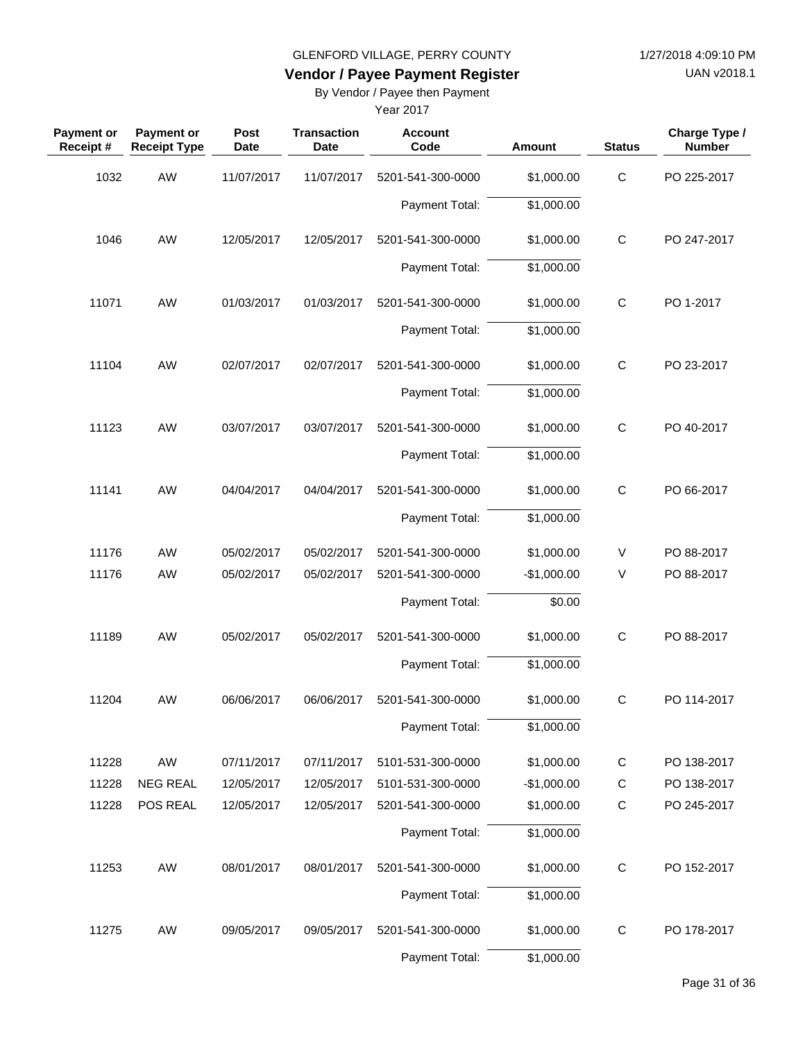GLENFORD VILLAGE, PERRY COUNTY

1/27/2018 4:09:10 PM

UAN v2018.1

## Vendor / Payee Payment Register

By Vendor / Payee then Payment

Year 2017

| Payment or Receipt # | Payment or Receipt Type | Post Date | Transaction Date | Account Code | Amount | Status | Charge Type / Number |
|---|---|---|---|---|---|---|---|
| 1032 | AW | 11/07/2017 | 11/07/2017 | 5201-541-300-0000 | $1,000.00 | C | PO 225-2017 |
| | | | | Payment Total: | $1,000.00 | | |
| 1046 | AW | 12/05/2017 | 12/05/2017 | 5201-541-300-0000 | $1,000.00 | C | PO 247-2017 |
| | | | | Payment Total: | $1,000.00 | | |
| 11071 | AW | 01/03/2017 | 01/03/2017 | 5201-541-300-0000 | $1,000.00 | C | PO 1-2017 |
| | | | | Payment Total: | $1,000.00 | | |
| 11104 | AW | 02/07/2017 | 02/07/2017 | 5201-541-300-0000 | $1,000.00 | C | PO 23-2017 |
| | | | | Payment Total: | $1,000.00 | | |
| 11123 | AW | 03/07/2017 | 03/07/2017 | 5201-541-300-0000 | $1,000.00 | C | PO 40-2017 |
| | | | | Payment Total: | $1,000.00 | | |
| 11141 | AW | 04/04/2017 | 04/04/2017 | 5201-541-300-0000 | $1,000.00 | C | PO 66-2017 |
| | | | | Payment Total: | $1,000.00 | | |
| 11176 | AW | 05/02/2017 | 05/02/2017 | 5201-541-300-0000 | $1,000.00 | V | PO 88-2017 |
| 11176 | AW | 05/02/2017 | 05/02/2017 | 5201-541-300-0000 | -$1,000.00 | V | PO 88-2017 |
| | | | | Payment Total: | $0.00 | | |
| 11189 | AW | 05/02/2017 | 05/02/2017 | 5201-541-300-0000 | $1,000.00 | C | PO 88-2017 |
| | | | | Payment Total: | $1,000.00 | | |
| 11204 | AW | 06/06/2017 | 06/06/2017 | 5201-541-300-0000 | $1,000.00 | C | PO 114-2017 |
| | | | | Payment Total: | $1,000.00 | | |
| 11228 | AW | 07/11/2017 | 07/11/2017 | 5101-531-300-0000 | $1,000.00 | C | PO 138-2017 |
| 11228 | NEG REAL | 12/05/2017 | 12/05/2017 | 5101-531-300-0000 | -$1,000.00 | C | PO 138-2017 |
| 11228 | POS REAL | 12/05/2017 | 12/05/2017 | 5201-541-300-0000 | $1,000.00 | C | PO 245-2017 |
| | | | | Payment Total: | $1,000.00 | | |
| 11253 | AW | 08/01/2017 | 08/01/2017 | 5201-541-300-0000 | $1,000.00 | C | PO 152-2017 |
| | | | | Payment Total: | $1,000.00 | | |
| 11275 | AW | 09/05/2017 | 09/05/2017 | 5201-541-300-0000 | $1,000.00 | C | PO 178-2017 |
| | | | | Payment Total: | $1,000.00 | | |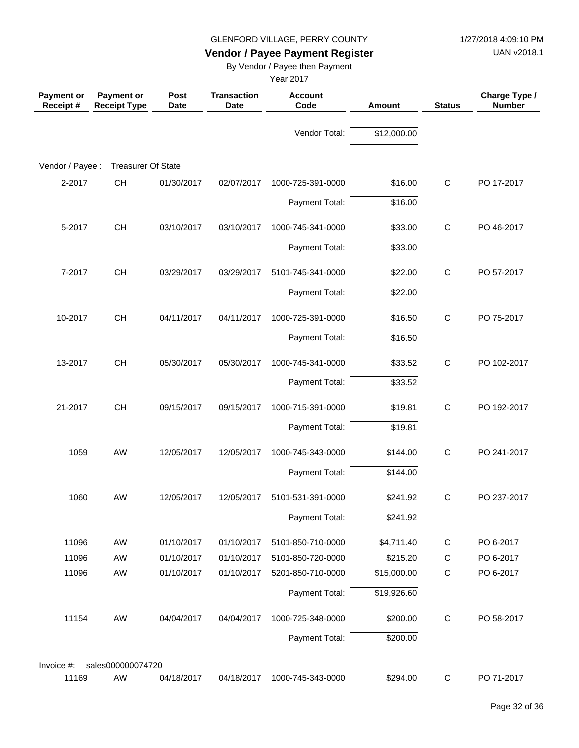GLENFORD VILLAGE, PERRY COUNTY

# Vendor / Payee Payment Register

By Vendor / Payee then Payment

Year 2017

| Payment or Receipt # | Payment or Receipt Type | Post Date | Transaction Date | Account Code | Amount | Status | Charge Type / Number |
|---|---|---|---|---|---|---|---|
| | | | | Vendor Total: | $12,000.00 | | |
| Vendor / Payee : | Treasurer Of State | | | | | | |
| 2-2017 | CH | 01/30/2017 | 02/07/2017 | 1000-725-391-0000 | $16.00 | C | PO 17-2017 |
| | | | | Payment Total: | $16.00 | | |
| 5-2017 | CH | 03/10/2017 | 03/10/2017 | 1000-745-341-0000 | $33.00 | C | PO 46-2017 |
| | | | | Payment Total: | $33.00 | | |
| 7-2017 | CH | 03/29/2017 | 03/29/2017 | 5101-745-341-0000 | $22.00 | C | PO 57-2017 |
| | | | | Payment Total: | $22.00 | | |
| 10-2017 | CH | 04/11/2017 | 04/11/2017 | 1000-725-391-0000 | $16.50 | C | PO 75-2017 |
| | | | | Payment Total: | $16.50 | | |
| 13-2017 | CH | 05/30/2017 | 05/30/2017 | 1000-745-341-0000 | $33.52 | C | PO 102-2017 |
| | | | | Payment Total: | $33.52 | | |
| 21-2017 | CH | 09/15/2017 | 09/15/2017 | 1000-715-391-0000 | $19.81 | C | PO 192-2017 |
| | | | | Payment Total: | $19.81 | | |
| 1059 | AW | 12/05/2017 | 12/05/2017 | 1000-745-343-0000 | $144.00 | C | PO 241-2017 |
| | | | | Payment Total: | $144.00 | | |
| 1060 | AW | 12/05/2017 | 12/05/2017 | 5101-531-391-0000 | $241.92 | C | PO 237-2017 |
| | | | | Payment Total: | $241.92 | | |
| 11096 | AW | 01/10/2017 | 01/10/2017 | 5101-850-710-0000 | $4,711.40 | C | PO 6-2017 |
| 11096 | AW | 01/10/2017 | 01/10/2017 | 5101-850-720-0000 | $215.20 | C | PO 6-2017 |
| 11096 | AW | 01/10/2017 | 01/10/2017 | 5201-850-710-0000 | $15,000.00 | C | PO 6-2017 |
| | | | | Payment Total: | $19,926.60 | | |
| 11154 | AW | 04/04/2017 | 04/04/2017 | 1000-725-348-0000 | $200.00 | C | PO 58-2017 |
| | | | | Payment Total: | $200.00 | | |
| Invoice #: | sales000000074720 | | | | | | |
| 11169 | AW | 04/18/2017 | 04/18/2017 | 1000-745-343-0000 | $294.00 | C | PO 71-2017 |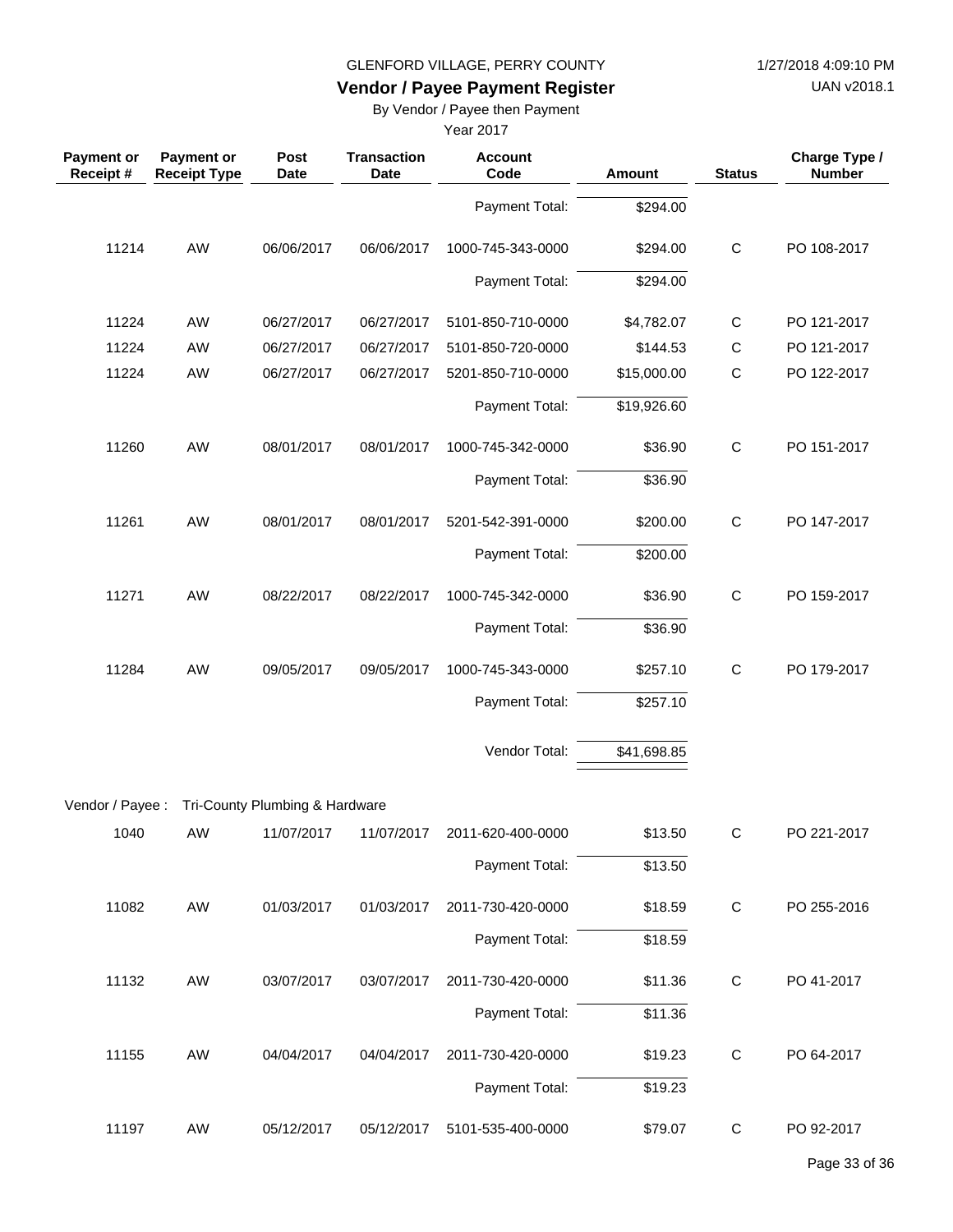GLENFORD VILLAGE, PERRY COUNTY

**Vendor / Payee Payment Register**

By Vendor / Payee then Payment

Year 2017

| Payment or Receipt # | Payment or Receipt Type | Post Date | Transaction Date | Account Code | Amount | Status | Charge Type / Number |
|---|---|---|---|---|---|---|---|
| | | | | Payment Total: | $294.00 | | |
| 11214 | AW | 06/06/2017 | 06/06/2017 | 1000-745-343-0000 | $294.00 | C | PO 108-2017 |
| | | | | Payment Total: | $294.00 | | |
| 11224 | AW | 06/27/2017 | 06/27/2017 | 5101-850-710-0000 | $4,782.07 | C | PO 121-2017 |
| 11224 | AW | 06/27/2017 | 06/27/2017 | 5101-850-720-0000 | $144.53 | C | PO 121-2017 |
| 11224 | AW | 06/27/2017 | 06/27/2017 | 5201-850-710-0000 | $15,000.00 | C | PO 122-2017 |
| | | | | Payment Total: | $19,926.60 | | |
| 11260 | AW | 08/01/2017 | 08/01/2017 | 1000-745-342-0000 | $36.90 | C | PO 151-2017 |
| | | | | Payment Total: | $36.90 | | |
| 11261 | AW | 08/01/2017 | 08/01/2017 | 5201-542-391-0000 | $200.00 | C | PO 147-2017 |
| | | | | Payment Total: | $200.00 | | |
| 11271 | AW | 08/22/2017 | 08/22/2017 | 1000-745-342-0000 | $36.90 | C | PO 159-2017 |
| | | | | Payment Total: | $36.90 | | |
| 11284 | AW | 09/05/2017 | 09/05/2017 | 1000-745-343-0000 | $257.10 | C | PO 179-2017 |
| | | | | Payment Total: | $257.10 | | |
| | | | | Vendor Total: | $41,698.85 | | |
| Vendor / Payee : | Tri-County Plumbing & Hardware | | | | | | |
| 1040 | AW | 11/07/2017 | 11/07/2017 | 2011-620-400-0000 | $13.50 | C | PO 221-2017 |
| | | | | Payment Total: | $13.50 | | |
| 11082 | AW | 01/03/2017 | 01/03/2017 | 2011-730-420-0000 | $18.59 | C | PO 255-2016 |
| | | | | Payment Total: | $18.59 | | |
| 11132 | AW | 03/07/2017 | 03/07/2017 | 2011-730-420-0000 | $11.36 | C | PO 41-2017 |
| | | | | Payment Total: | $11.36 | | |
| 11155 | AW | 04/04/2017 | 04/04/2017 | 2011-730-420-0000 | $19.23 | C | PO 64-2017 |
| | | | | Payment Total: | $19.23 | | |
| 11197 | AW | 05/12/2017 | 05/12/2017 | 5101-535-400-0000 | $79.07 | C | PO 92-2017 |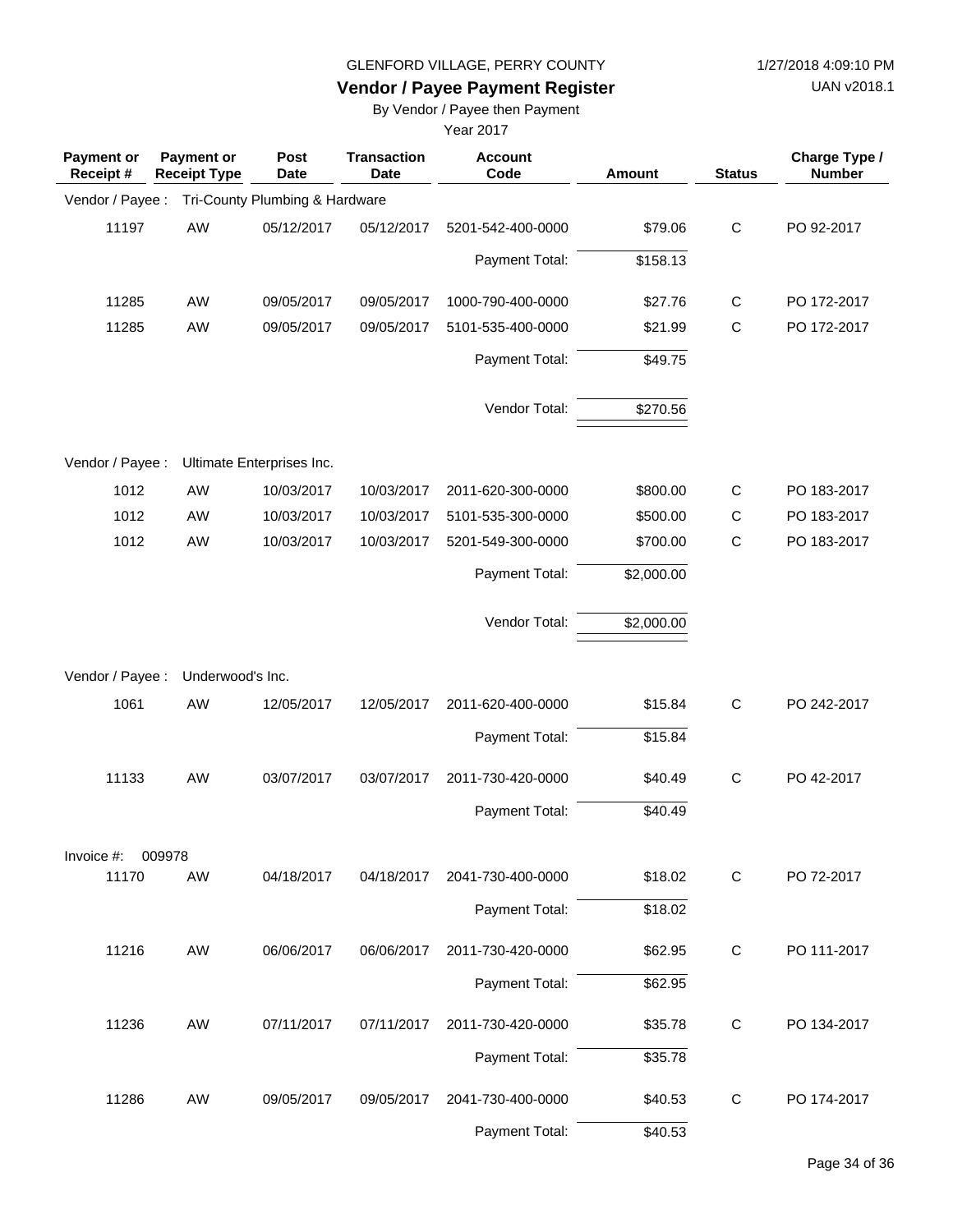GLENFORD VILLAGE, PERRY COUNTY

1/27/2018 4:09:10 PM

**Vendor / Payee Payment Register**

UAN v2018.1

By Vendor / Payee then Payment

Year 2017

| Payment or Receipt # | Payment or Receipt Type | Post Date | Transaction Date | Account Code | Amount | Status | Charge Type / Number |
|---|---|---|---|---|---|---|---|
| Vendor / Payee : | Tri-County Plumbing & Hardware | | | | | | |
| 11197 | AW | 05/12/2017 | 05/12/2017 | 5201-542-400-0000 | $79.06 | C | PO 92-2017 |
| | | | | Payment Total: | $158.13 | | |
| 11285 | AW | 09/05/2017 | 09/05/2017 | 1000-790-400-0000 | $27.76 | C | PO 172-2017 |
| 11285 | AW | 09/05/2017 | 09/05/2017 | 5101-535-400-0000 | $21.99 | C | PO 172-2017 |
| | | | | Payment Total: | $49.75 | | |
| | | | | Vendor Total: | $270.56 | | |
| Vendor / Payee : | Ultimate Enterprises Inc. | | | | | | |
| 1012 | AW | 10/03/2017 | 10/03/2017 | 2011-620-300-0000 | $800.00 | C | PO 183-2017 |
| 1012 | AW | 10/03/2017 | 10/03/2017 | 5101-535-300-0000 | $500.00 | C | PO 183-2017 |
| 1012 | AW | 10/03/2017 | 10/03/2017 | 5201-549-300-0000 | $700.00 | C | PO 183-2017 |
| | | | | Payment Total: | $2,000.00 | | |
| | | | | Vendor Total: | $2,000.00 | | |
| Vendor / Payee : | Underwood's Inc. | | | | | | |
| 1061 | AW | 12/05/2017 | 12/05/2017 | 2011-620-400-0000 | $15.84 | C | PO 242-2017 |
| | | | | Payment Total: | $15.84 | | |
| 11133 | AW | 03/07/2017 | 03/07/2017 | 2011-730-420-0000 | $40.49 | C | PO 42-2017 |
| | | | | Payment Total: | $40.49 | | |
| Invoice #: 009978 | | | | | | | |
| 11170 | AW | 04/18/2017 | 04/18/2017 | 2041-730-400-0000 | $18.02 | C | PO 72-2017 |
| | | | | Payment Total: | $18.02 | | |
| 11216 | AW | 06/06/2017 | 06/06/2017 | 2011-730-420-0000 | $62.95 | C | PO 111-2017 |
| | | | | Payment Total: | $62.95 | | |
| 11236 | AW | 07/11/2017 | 07/11/2017 | 2011-730-420-0000 | $35.78 | C | PO 134-2017 |
| | | | | Payment Total: | $35.78 | | |
| 11286 | AW | 09/05/2017 | 09/05/2017 | 2041-730-400-0000 | $40.53 | C | PO 174-2017 |
| | | | | Payment Total: | $40.53 | | |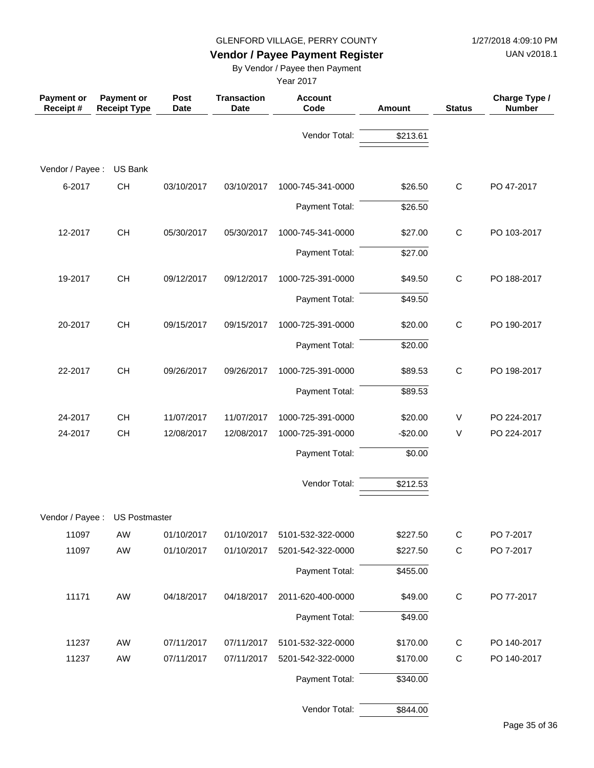GLENFORD VILLAGE, PERRY COUNTY

**Vendor / Payee Payment Register**

By Vendor / Payee then Payment

Year 2017

1/27/2018 4:09:10 PM

UAN v2018.1

| Payment or Receipt # | Payment or Receipt Type | Post Date | Transaction Date | Account Code | Amount | Status | Charge Type / Number |
|---|---|---|---|---|---|---|---|
| | | | | Vendor Total: | $213.61 | | |
| Vendor / Payee : | US Bank | | | | | | |
| 6-2017 | CH | 03/10/2017 | 03/10/2017 | 1000-745-341-0000 | $26.50 | C | PO 47-2017 |
| | | | | Payment Total: | $26.50 | | |
| 12-2017 | CH | 05/30/2017 | 05/30/2017 | 1000-745-341-0000 | $27.00 | C | PO 103-2017 |
| | | | | Payment Total: | $27.00 | | |
| 19-2017 | CH | 09/12/2017 | 09/12/2017 | 1000-725-391-0000 | $49.50 | C | PO 188-2017 |
| | | | | Payment Total: | $49.50 | | |
| 20-2017 | CH | 09/15/2017 | 09/15/2017 | 1000-725-391-0000 | $20.00 | C | PO 190-2017 |
| | | | | Payment Total: | $20.00 | | |
| 22-2017 | CH | 09/26/2017 | 09/26/2017 | 1000-725-391-0000 | $89.53 | C | PO 198-2017 |
| | | | | Payment Total: | $89.53 | | |
| 24-2017 | CH | 11/07/2017 | 11/07/2017 | 1000-725-391-0000 | $20.00 | V | PO 224-2017 |
| 24-2017 | CH | 12/08/2017 | 12/08/2017 | 1000-725-391-0000 | -$20.00 | V | PO 224-2017 |
| | | | | Payment Total: | $0.00 | | |
| | | | | Vendor Total: | $212.53 | | |
| Vendor / Payee : | US Postmaster | | | | | | |
| 11097 | AW | 01/10/2017 | 01/10/2017 | 5101-532-322-0000 | $227.50 | C | PO 7-2017 |
| 11097 | AW | 01/10/2017 | 01/10/2017 | 5201-542-322-0000 | $227.50 | C | PO 7-2017 |
| | | | | Payment Total: | $455.00 | | |
| 11171 | AW | 04/18/2017 | 04/18/2017 | 2011-620-400-0000 | $49.00 | C | PO 77-2017 |
| | | | | Payment Total: | $49.00 | | |
| 11237 | AW | 07/11/2017 | 07/11/2017 | 5101-532-322-0000 | $170.00 | C | PO 140-2017 |
| 11237 | AW | 07/11/2017 | 07/11/2017 | 5201-542-322-0000 | $170.00 | C | PO 140-2017 |
| | | | | Payment Total: | $340.00 | | |
| | | | | Vendor Total: | $844.00 | | |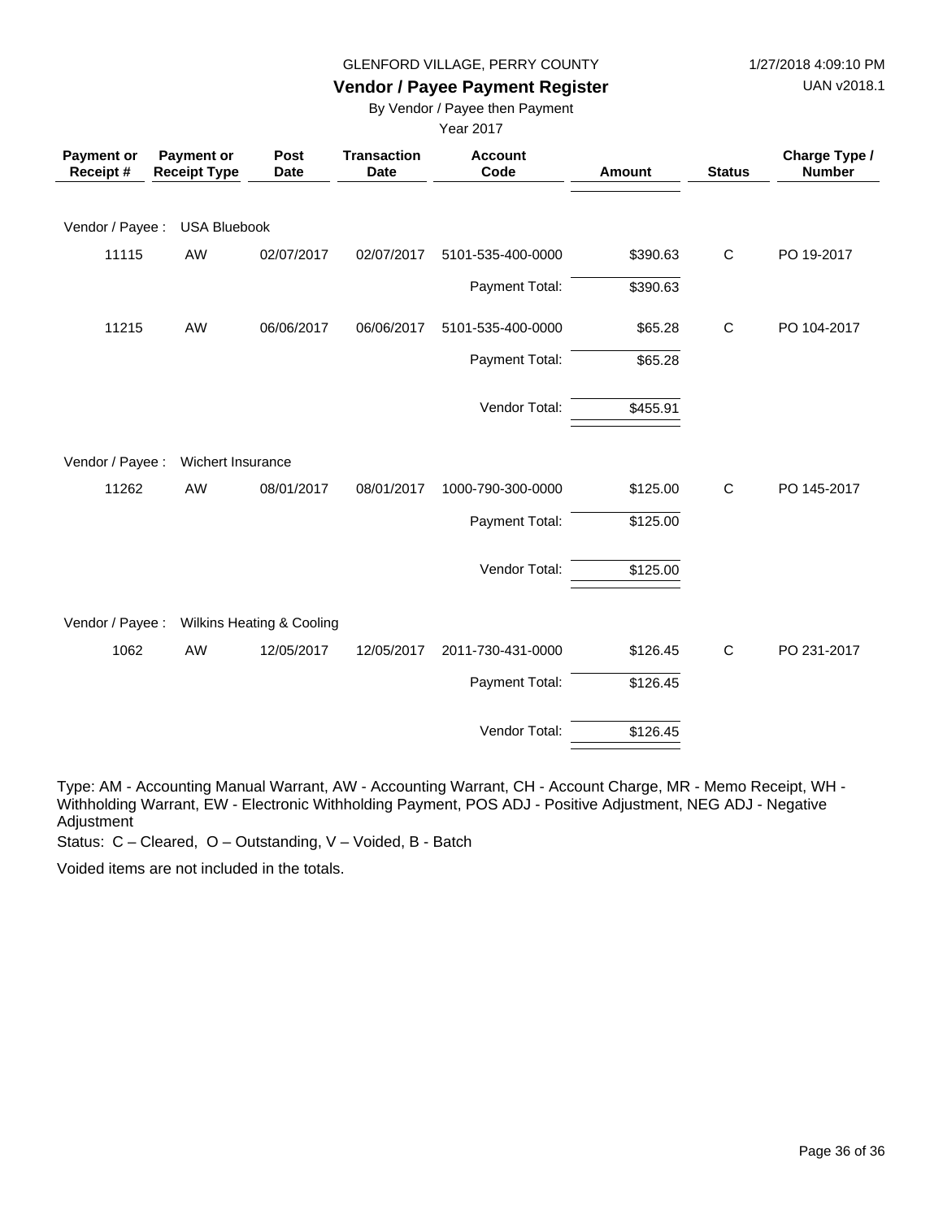GLENFORD VILLAGE, PERRY COUNTY

**Vendor / Payee Payment Register**

By Vendor / Payee then Payment

Year 2017

1/27/2018 4:09:10 PM

UAN v2018.1

| Payment or Receipt # | Payment or Receipt Type | Post Date | Transaction Date | Account Code | Amount | Status | Charge Type / Number |
|---|---|---|---|---|---|---|---|
| Vendor / Payee : | USA Bluebook | | | | | | |
| 11115 | AW | 02/07/2017 | 02/07/2017 | 5101-535-400-0000 | $390.63 | C | PO 19-2017 |
| | | | | Payment Total: | $390.63 | | |
| 11215 | AW | 06/06/2017 | 06/06/2017 | 5101-535-400-0000 | $65.28 | C | PO 104-2017 |
| | | | | Payment Total: | $65.28 | | |
| | | | | Vendor Total: | $455.91 | | |
| Vendor / Payee : | Wichert Insurance | | | | | | |
| 11262 | AW | 08/01/2017 | 08/01/2017 | 1000-790-300-0000 | $125.00 | C | PO 145-2017 |
| | | | | Payment Total: | $125.00 | | |
| | | | | Vendor Total: | $125.00 | | |
| Vendor / Payee : | Wilkins Heating & Cooling | | | | | | |
| 1062 | AW | 12/05/2017 | 12/05/2017 | 2011-730-431-0000 | $126.45 | C | PO 231-2017 |
| | | | | Payment Total: | $126.45 | | |
| | | | | Vendor Total: | $126.45 | | |

Type: AM - Accounting Manual Warrant, AW - Accounting Warrant, CH - Account Charge, MR - Memo Receipt, WH - Withholding Warrant, EW - Electronic Withholding Payment, POS ADJ - Positive Adjustment, NEG ADJ - Negative Adjustment

Status: C – Cleared, O – Outstanding, V – Voided, B - Batch

Voided items are not included in the totals.